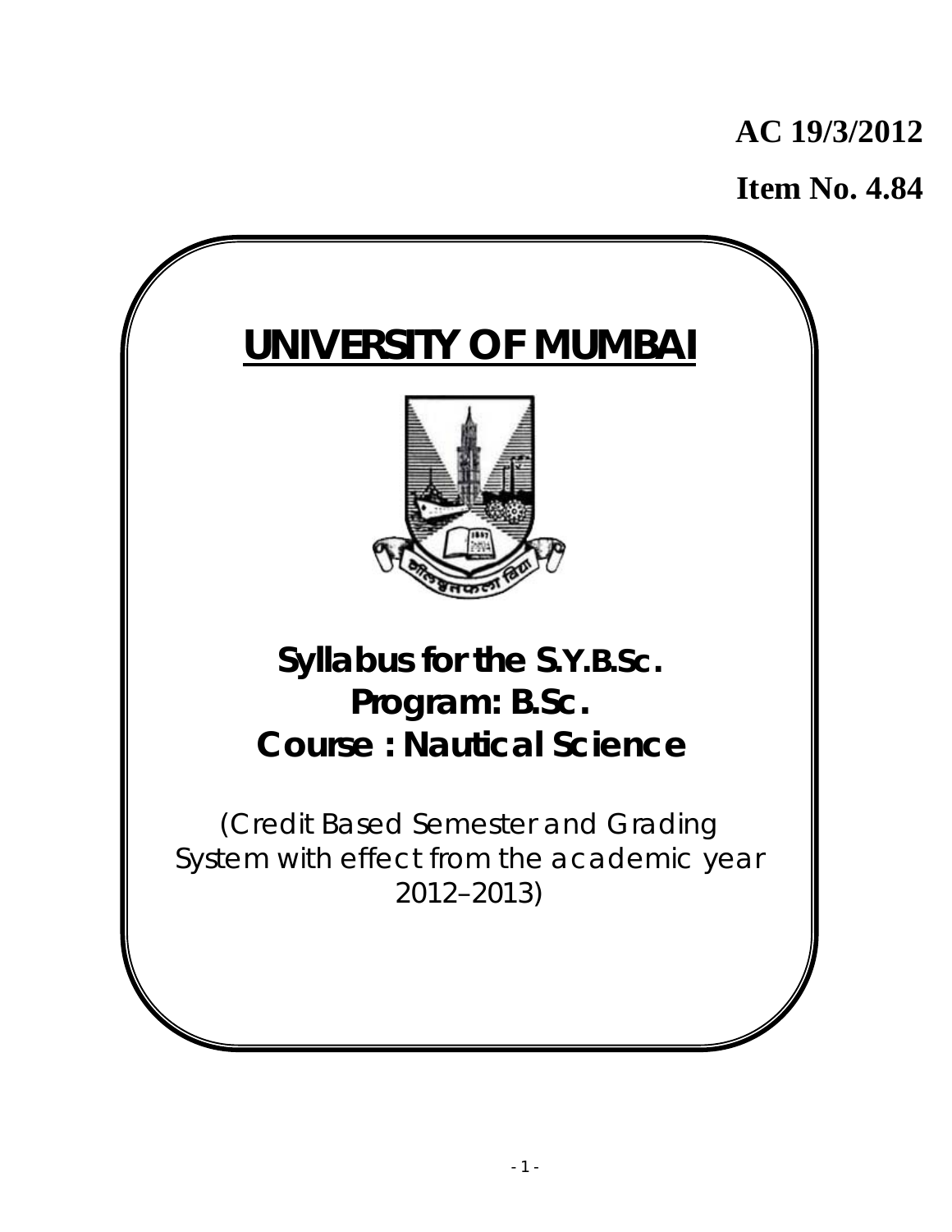**AC 19/3/2012**

**Item No. 4.84**

# UNIVERSITY OF MUMBAI

## Syllabus for the S.Y.B.Sc.
## Program: B.Sc.
## Course : Nautical Science

(Credit Based Semester and Grading System with effect from the academic year 2012–2013)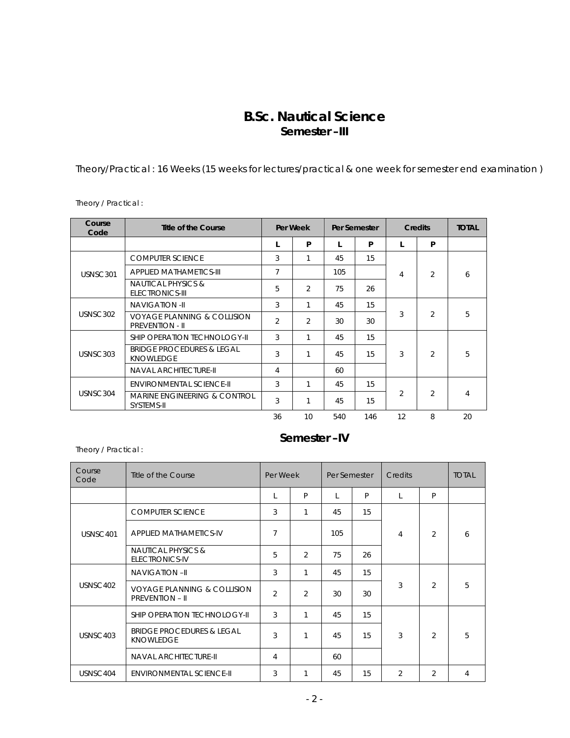# B.Sc. Nautical Science

## Semester –III

Theory/Practical : 16 Weeks (15 weeks for lectures/practical & one week for semester end examination )

Theory / Practical :

| Course Code | Title of the Course | Per Week | | Per Semester | | Credits | | TOTAL |
|---|---|---|---|---|---|---|---|---|
| | | L | P | L | P | L | P | |
| USNSC301 | COMPUTER SCIENCE | 3 | 1 | 45 | 15 | 4 | 2 | 6 |
| | APPLIED MATHAMETICS-III | 7 | | 105 | | | | |
| | NAUTICAL PHYSICS & ELECTRONICS-III | 5 | 2 | 75 | 26 | | | |
| USNSC302 | NAVIGATION -II | 3 | 1 | 45 | 15 | 3 | 2 | 5 |
| | VOYAGE PLANNING & COLLISION PREVENTION - II | 2 | 2 | 30 | 30 | | | |
| USNSC303 | SHIP OPERATION TECHNOLOGY-II | 3 | 1 | 45 | 15 | 3 | 2 | 5 |
| | BRIDGE PROCEDURES & LEGAL KNOWLEDGE | 3 | 1 | 45 | 15 | | | |
| | NAVAL ARCHITECTURE-II | 4 | | 60 | | | | |
| USNSC304 | ENVIRONMENTAL SCIENCE-II | 3 | 1 | 45 | 15 | 2 | 2 | 4 |
| | MARINE ENGINEERING & CONTROL SYSTEMS-II | 3 | 1 | 45 | 15 | | | |
| | | 36 | 10 | 540 | 146 | 12 | 8 | 20 |

## Semester –IV

Theory / Practical :

| Course Code | Title of the Course | Per Week | | Per Semester | | Credits | | TOTAL |
|---|---|---|---|---|---|---|---|---|
| | | L | P | L | P | L | P | |
| USNSC401 | COMPUTER SCIENCE | 3 | 1 | 45 | 15 | 4 | 2 | 6 |
| | APPLIED MATHAMETICS-IV | 7 | | 105 | | | | |
| | NAUTICAL PHYSICS & ELECTRONICS-IV | 5 | 2 | 75 | 26 | | | |
| USNSC402 | NAVIGATION –II | 3 | 1 | 45 | 15 | 3 | 2 | 5 |
| | VOYAGE PLANNING & COLLISION PREVENTION – II | 2 | 2 | 30 | 30 | | | |
| USNSC403 | SHIP OPERATION TECHNOLOGY-II | 3 | 1 | 45 | 15 | 3 | 2 | 5 |
| | BRIDGE PROCEDURES & LEGAL KNOWLEDGE | 3 | 1 | 45 | 15 | | | |
| | NAVAL ARCHITECTURE-II | 4 | | 60 | | | | |
| USNSC404 | ENVIRONMENTAL SCIENCE-II | 3 | 1 | 45 | 15 | 2 | 2 | 4 |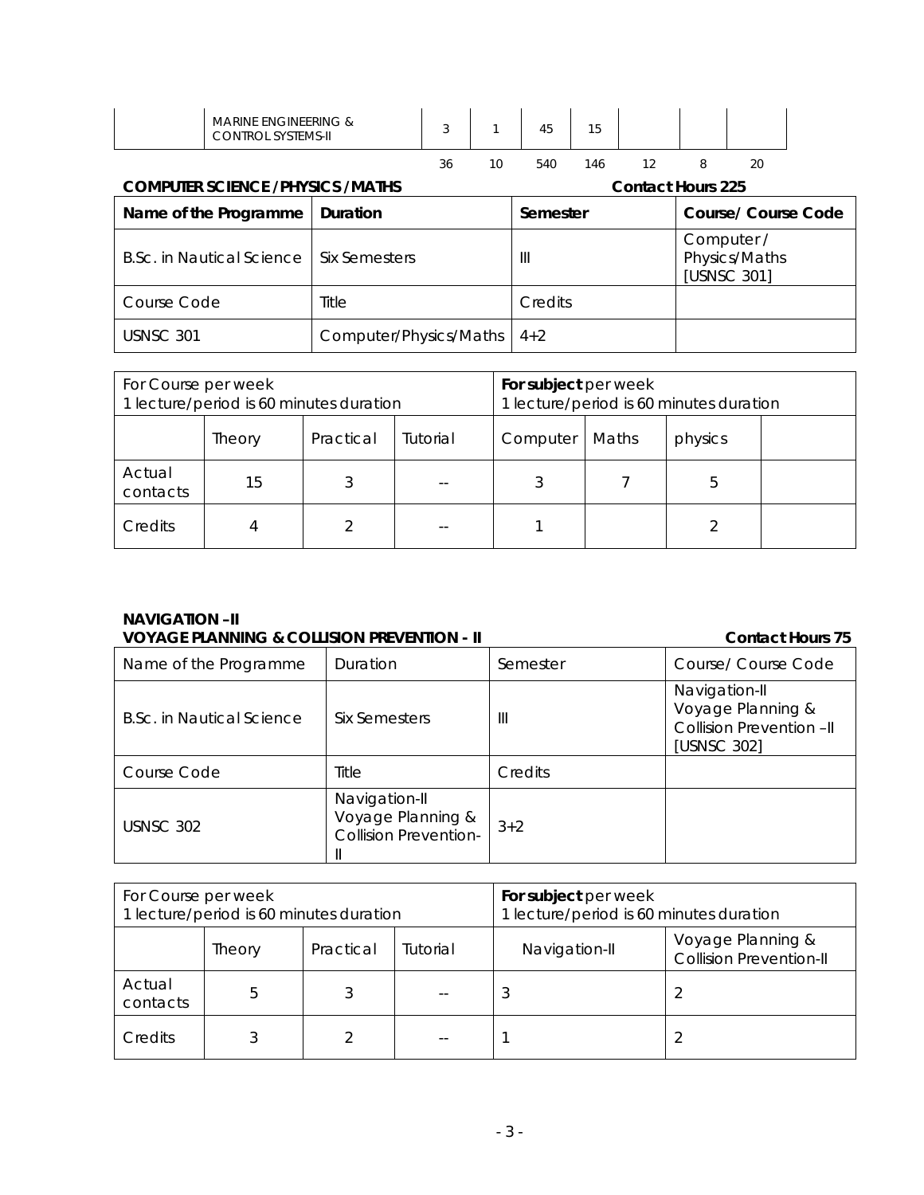| | MARINE ENGINEERING & CONTROL SYSTEMS-II | 3 | 1 | 45 | 15 | | | |
|---|---|---|---|---|---|---|---|---|
| | | 36 | 10 | 540 | 146 | 12 | 8 | 20 |

**COMPUTER SCIENCE /PHYSICS /MATHS** **Contact Hours 225**

| Name of the Programme | Duration | Semester | Course/ Course Code |
|---|---|---|---|
| B.Sc. in Nautical Science | Six Semesters | III | Computer / Physics/Maths [USNSC 301] |
| Course Code | Title | Credits | |
| USNSC 301 | Computer/Physics/Maths | 4+2 | |

| For Course per week 1 lecture/period is 60 minutes duration | | | | For subject per week 1 lecture/period is 60 minutes duration | | | |
|---|---|---|---|---|---|---|---|
| | Theory | Practical | Tutorial | Computer | Maths | physics | |
| Actual contacts | 15 | 3 | -- | 3 | 7 | 5 | |
| Credits | 4 | 2 | -- | 1 | | 2 | |

**NAVIGATION –II**
**VOYAGE PLANNING & COLLISION PREVENTION - II** **Contact Hours 75**

| Name of the Programme | Duration | Semester | Course/ Course Code |
|---|---|---|---|
| B.Sc. in Nautical Science | Six Semesters | III | Navigation-II Voyage Planning & Collision Prevention –II [USNSC 302] |
| Course Code | Title | Credits | |
| USNSC 302 | Navigation-II Voyage Planning & Collision Prevention-II | 3+2 | |

| For Course per week 1 lecture/period is 60 minutes duration | | | | For subject per week 1 lecture/period is 60 minutes duration | |
|---|---|---|---|---|---|
| | Theory | Practical | Tutorial | Navigation-II | Voyage Planning & Collision Prevention-II |
| Actual contacts | 5 | 3 | -- | 3 | 2 |
| Credits | 3 | 2 | -- | 1 | 2 |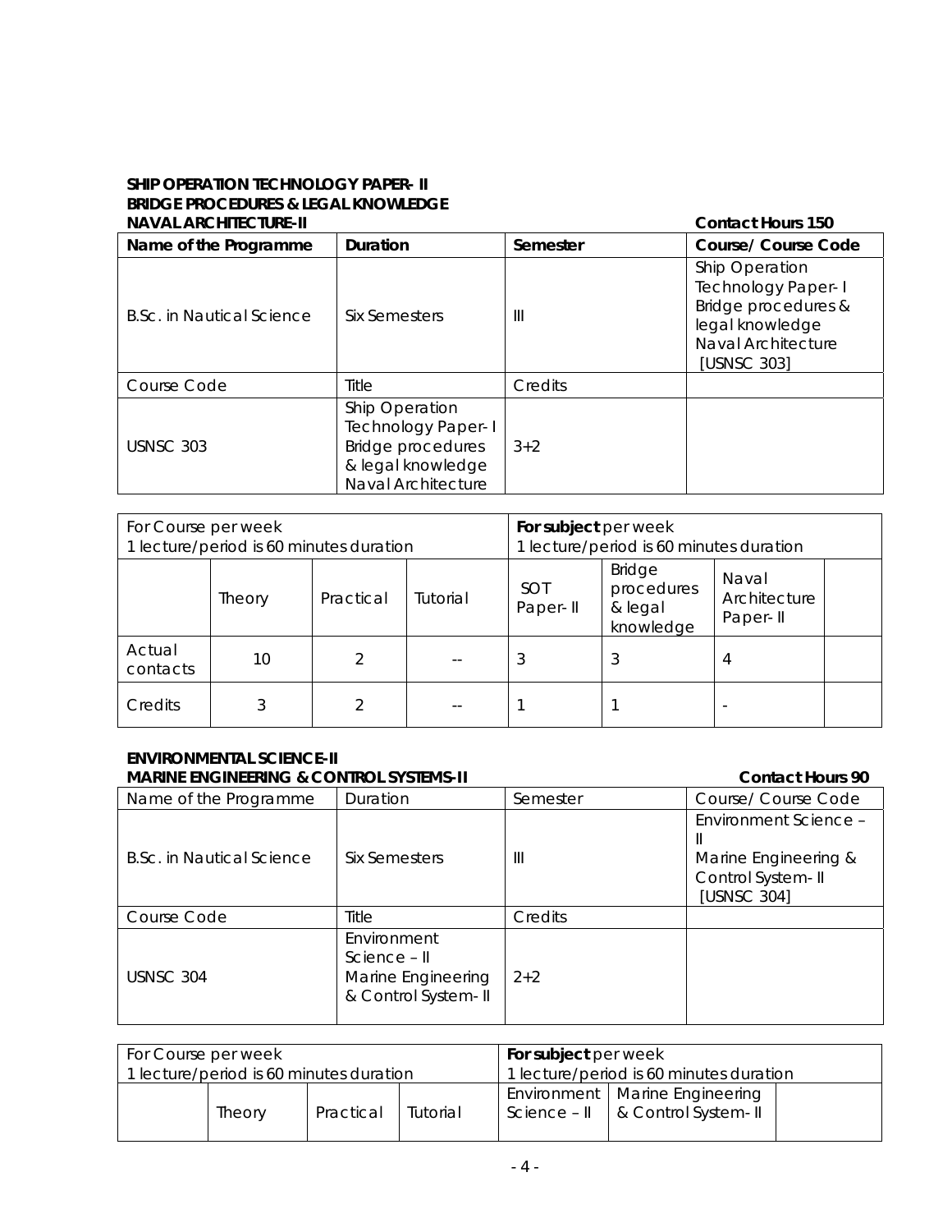**SHIP OPERATION TECHNOLOGY PAPER- II**
**BRIDGE PROCEDURES & LEGAL KNOWLEDGE**
**NAVAL ARCHITECTURE-II** **Contact Hours 150**

| **Name of the Programme** | **Duration** | **Semester** | **Course/ Course Code** |
|---|---|---|---|
| B.Sc. in Nautical Science | Six Semesters | III | Ship Operation Technology Paper- I Bridge procedures & legal knowledge Naval Architecture [USNSC 303] |
| Course Code | Title | Credits | |
| USNSC 303 | Ship Operation Technology Paper- I Bridge procedures & legal knowledge Naval Architecture | 3+2 | |

| For Course per week 1 lecture/period is 60 minutes duration | | | | **For subject** per week 1 lecture/period is 60 minutes duration | | | |
|---|---|---|---|---|---|---|---|
| | Theory | Practical | Tutorial | SOT Paper- II | Bridge procedures & legal knowledge | Naval Architecture Paper- II | |
| Actual contacts | 10 | 2 | -- | 3 | 3 | 4 | |
| Credits | 3 | 2 | -- | 1 | 1 | - | |

**ENVIRONMENTAL SCIENCE-II**
**MARINE ENGINEERING & CONTROL SYSTEMS-II** **Contact Hours 90**

| Name of the Programme | Duration | Semester | Course/ Course Code |
|---|---|---|---|
| B.Sc. in Nautical Science | Six Semesters | III | Environment Science – II Marine Engineering & Control System- II [USNSC 304] |
| Course Code | Title | Credits | |
| USNSC 304 | Environment Science – II Marine Engineering & Control System- II | 2+2 | |

| For Course per week 1 lecture/period is 60 minutes duration | | | | **For subject** per week 1 lecture/period is 60 minutes duration | | |
|---|---|---|---|---|---|---|
| | Theory | Practical | Tutorial | Environment Science – II | Marine Engineering & Control System- II | |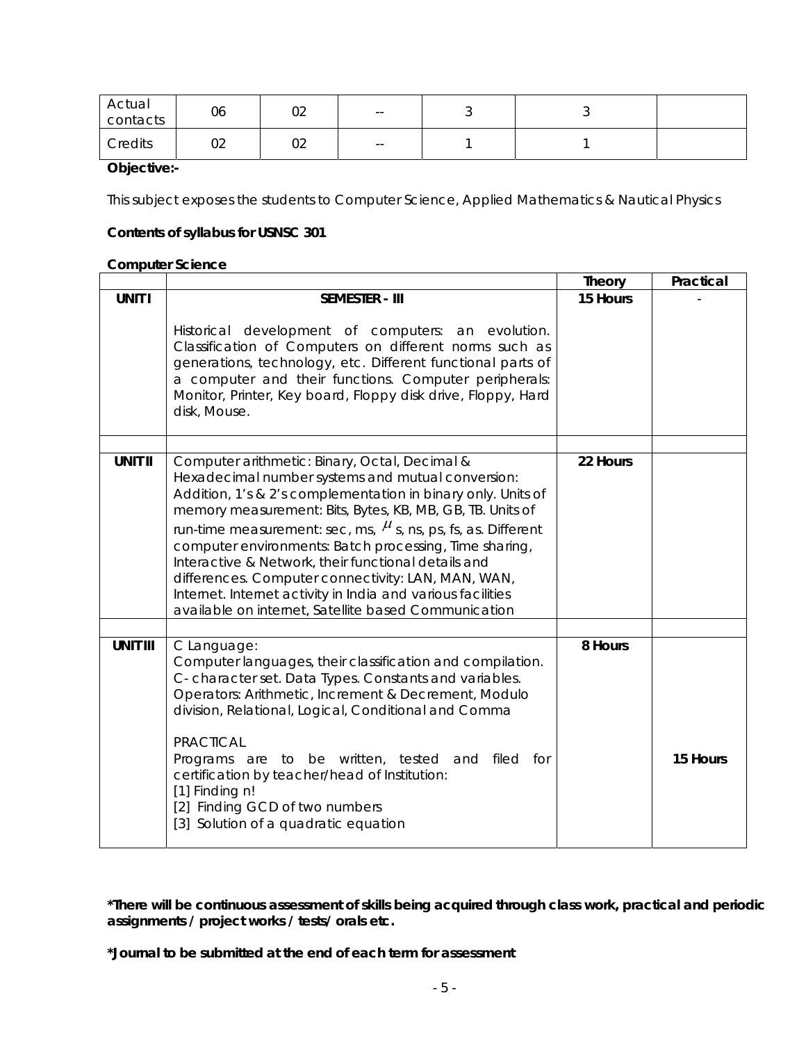| Actual contacts | 06 | 02 | -- | 3 | 3 | |
|---|---|---|---|---|---|---|
| Credits | 02 | 02 | -- | 1 | 1 | |

**Objective:-**

This subject exposes the students to Computer Science, Applied Mathematics & Nautical Physics

**Contents of syllabus for USNSC 301**

**Computer Science**

| | | Theory | Practical |
|---|---|---|---|
| **UNIT I** | **SEMESTER - III**<br><br>Historical development of computers: an evolution. Classification of Computers on different norms such as generations, technology, etc. Different functional parts of a computer and their functions. Computer peripherals: Monitor, Printer, Key board, Floppy disk drive, Floppy, Hard disk, Mouse. | **15 Hours** | - |
| | | | |
| **UNIT II** | Computer arithmetic: Binary, Octal, Decimal & Hexadecimal number systems and mutual conversion: Addition, 1's & 2's complementation in binary only. Units of memory measurement: Bits, Bytes, KB, MB, GB, TB. Units of run-time measurement: sec, ms, $\mu$ s, ns, ps, fs, as. Different computer environments: Batch processing, Time sharing, Interactive & Network, their functional details and differences. Computer connectivity: LAN, MAN, WAN, Internet. Internet activity in India and various facilities available on internet, Satellite based Communication | **22 Hours** | |
| | | | |
| **UNIT III** | C Language:<br>Computer languages, their classification and compilation. C- character set. Data Types. Constants and variables. Operators: Arithmetic, Increment & Decrement, Modulo division, Relational, Logical, Conditional and Comma<br><br>PRACTICAL<br>Programs are to be written, tested and filed for certification by teacher/head of Institution:<br>[1] Finding n!<br>[2] Finding GCD of two numbers<br>[3] Solution of a quadratic equation | **8 Hours** | **15 Hours** |

**\*There will be continuous assessment of skills being acquired through class work, practical and periodic assignments / project works / tests/ orals etc.**

**\*Journal to be submitted at the end of each term for assessment**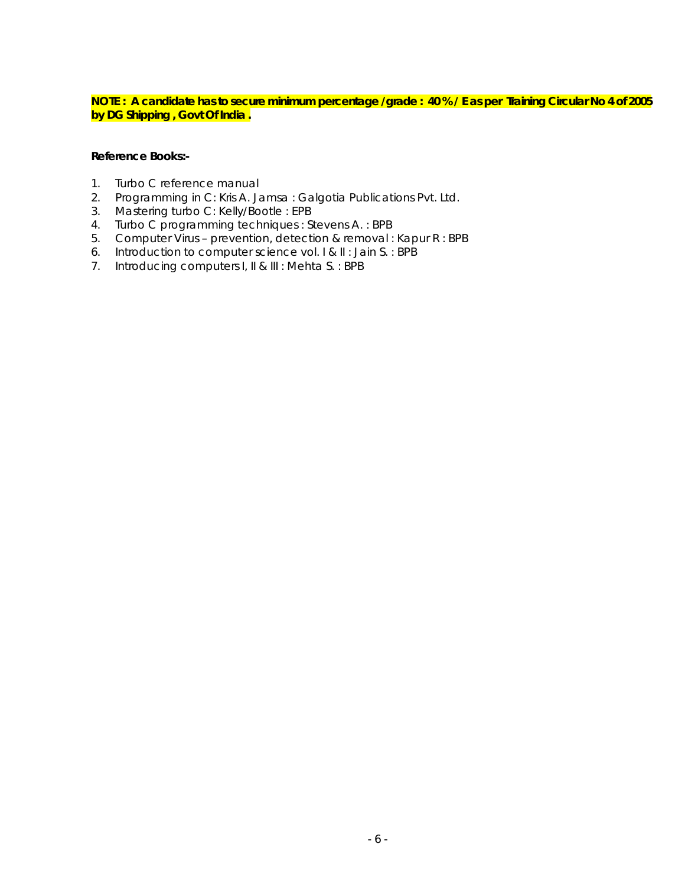**NOTE : A candidate has to secure minimum percentage /grade : 40 % / E as per Training Circular No 4 of 2005 by DG Shipping , Govt Of India .**

**Reference Books:-**

1. Turbo C reference manual
2. Programming in C: Kris A. Jamsa : Galgotia Publications Pvt. Ltd.
3. Mastering turbo C: Kelly/Bootle : EPB
4. Turbo C programming techniques : Stevens A. : BPB
5. Computer Virus – prevention, detection & removal : Kapur R : BPB
6. Introduction to computer science vol. I & II : Jain S. : BPB
7. Introducing computers I, II & III : Mehta S. : BPB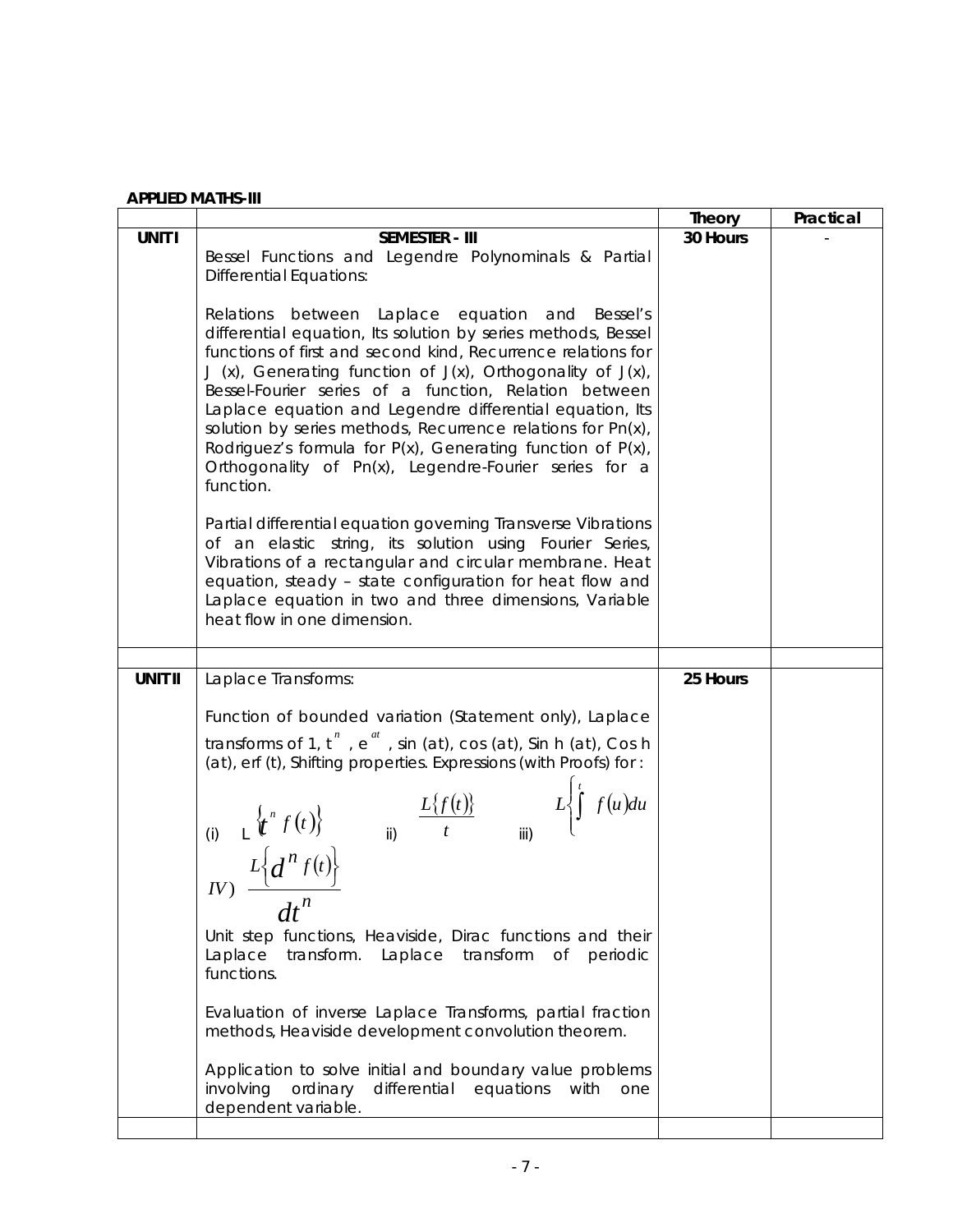**APPLIED MATHS-III**

| | | Theory | Practical |
|---|---|---|---|
| **UNIT I** | **SEMESTER - III**<br>Bessel Functions and Legendre Polynominals & Partial Differential Equations:<br><br>Relations between Laplace equation and Bessel's differential equation, Its solution by series methods, Bessel functions of first and second kind, Recurrence relations for J (x), Generating function of J(x), Orthogonality of J(x), Bessel-Fourier series of a function, Relation between Laplace equation and Legendre differential equation, Its solution by series methods, Recurrence relations for Pn(x), Rodriguez's formula for P(x), Generating function of P(x), Orthogonality of Pn(x), Legendre-Fourier series for a function.<br><br>Partial differential equation governing Transverse Vibrations of an elastic string, its solution using Fourier Series, Vibrations of a rectangular and circular membrane. Heat equation, steady – state configuration for heat flow and Laplace equation in two and three dimensions, Variable heat flow in one dimension. | **30 Hours** | - |
| | | | |
| **UNIT II** | Laplace Transforms:<br><br>Function of bounded variation (Statement only), Laplace transforms of 1, $t^n$, $e^{at}$, sin (at), cos (at), Sin h (at), Cos h (at), erf (t), Shifting properties. Expressions (with Proofs) for :<br><br>(i) $L\left\{t^n f(t)\right\}$ ii) $\frac{L\{f(t)\}}{t}$ iii) $L\left\{\int_0^t f(u)du\right\}$<br>$IV)$ $\frac{L\left\{d^n f(t)\right\}}{dt^n}$<br><br>Unit step functions, Heaviside, Dirac functions and their Laplace transform. Laplace transform of periodic functions.<br><br>Evaluation of inverse Laplace Transforms, partial fraction methods, Heaviside development convolution theorem.<br><br>Application to solve initial and boundary value problems involving ordinary differential equations with one dependent variable. | **25 Hours** | |
| | | | |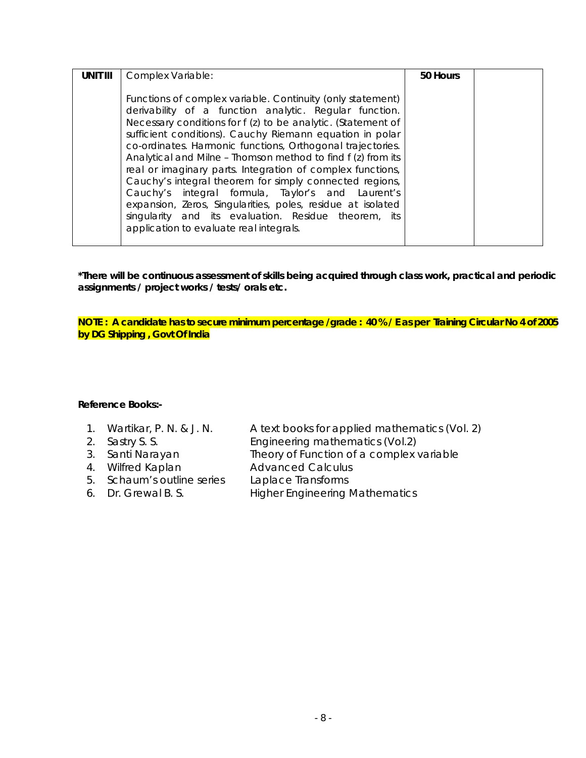| UNIT III | Complex Variable:<br><br>Functions of complex variable. Continuity (only statement) derivability of a function analytic. Regular function. Necessary conditions for f (z) to be analytic. (Statement of sufficient conditions). Cauchy Riemann equation in polar co-ordinates. Harmonic functions, Orthogonal trajectories. Analytical and Milne – Thomson method to find f (z) from its real or imaginary parts. Integration of complex functions, Cauchy's integral theorem for simply connected regions, Cauchy's integral formula, Taylor's and Laurent's expansion, Zeros, Singularities, poles, residue at isolated singularity and its evaluation. Residue theorem, its application to evaluate real integrals. | **50 Hours** | |
|---|---|---|---|

***There will be continuous assessment of skills being acquired through class work, practical and periodic assignments / project works / tests/ orals etc.**

**NOTE : A candidate has to secure minimum percentage /grade : 40 % / E as per Training Circular No 4 of 2005 by DG Shipping , Govt Of India**

**Reference Books:-**

1. Wartikar, P. N. & J. N. — A text books for applied mathematics (Vol. 2)
2. Sastry S. S. — Engineering mathematics (Vol.2)
3. Santi Narayan — Theory of Function of a complex variable
4. Wilfred Kaplan — Advanced Calculus
5. Schaum's outline series — Laplace Transforms
6. Dr. Grewal B. S. — Higher Engineering Mathematics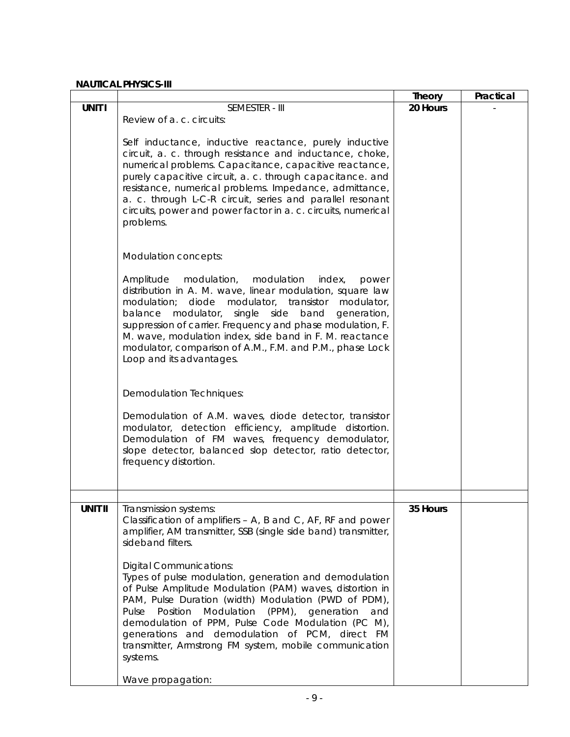**NAUTICAL PHYSICS-III**

| | | Theory | Practical |
|---|---|---|---|
| **UNIT I** | SEMESTER - III<br>Review of a. c. circuits:<br><br>Self inductance, inductive reactance, purely inductive circuit, a. c. through resistance and inductance, choke, numerical problems. Capacitance, capacitive reactance, purely capacitive circuit, a. c. through capacitance. and resistance, numerical problems. Impedance, admittance, a. c. through L-C-R circuit, series and parallel resonant circuits, power and power factor in a. c. circuits, numerical problems.<br><br>Modulation concepts:<br><br>Amplitude modulation, modulation index, power distribution in A. M. wave, linear modulation, square law modulation; diode modulator, transistor modulator, balance modulator, single side band generation, suppression of carrier. Frequency and phase modulation, F. M. wave, modulation index, side band in F. M. reactance modulator, comparison of A.M., F.M. and P.M., phase Lock Loop and its advantages.<br><br>Demodulation Techniques:<br><br>Demodulation of A.M. waves, diode detector, transistor modulator, detection efficiency, amplitude distortion. Demodulation of FM waves, frequency demodulator, slope detector, balanced slop detector, ratio detector, frequency distortion. | **20 Hours** | - |
| | | | |
| **UNIT II** | Transmission systems:<br>Classification of amplifiers – A, B and C, AF, RF and power amplifier, AM transmitter, SSB (single side band) transmitter, sideband filters.<br><br>Digital Communications:<br>Types of pulse modulation, generation and demodulation of Pulse Amplitude Modulation (PAM) waves, distortion in PAM, Pulse Duration (width) Modulation (PWD of PDM), Pulse Position Modulation (PPM), generation and demodulation of PPM, Pulse Code Modulation (PC M), generations and demodulation of PCM, direct FM transmitter, Armstrong FM system, mobile communication systems.<br><br>Wave propagation: | **35 Hours** | |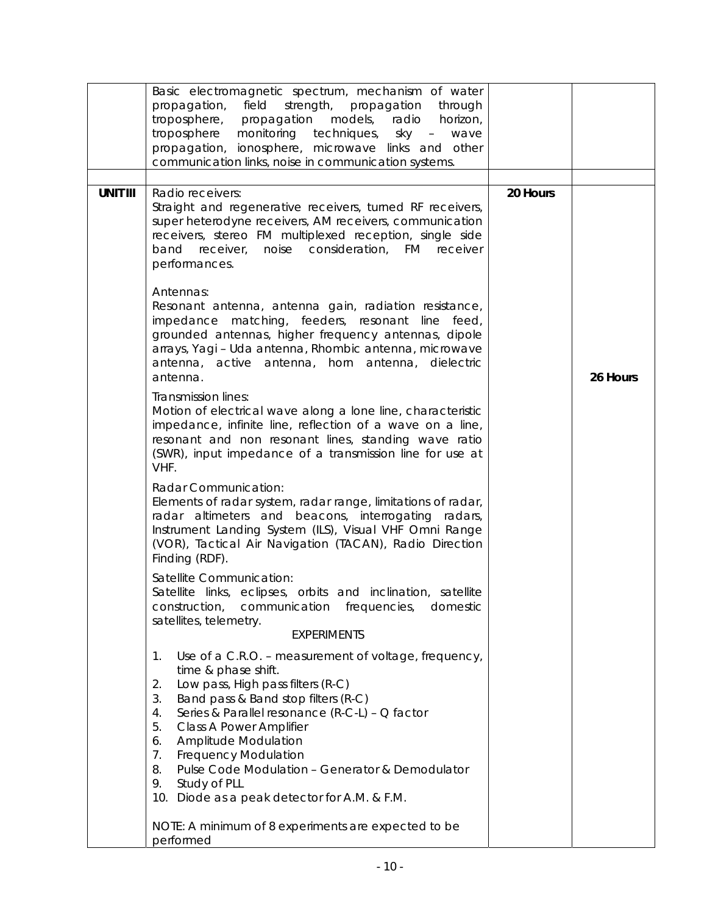| | | | |
|---|---|---|---|
| | Basic electromagnetic spectrum, mechanism of water propagation, field strength, propagation through troposphere, propagation models, radio horizon, troposphere monitoring techniques, sky – wave propagation, ionosphere, microwave links and other communication links, noise in communication systems. | | |
| | | | |
| **UNIT III** | Radio receivers:<br>Straight and regenerative receivers, turned RF receivers, super heterodyne receivers, AM receivers, communication receivers, stereo FM multiplexed reception, single side band receiver, noise consideration, FM receiver performances.<br><br>Antennas:<br>Resonant antenna, antenna gain, radiation resistance, impedance matching, feeders, resonant line feed, grounded antennas, higher frequency antennas, dipole arrays, Yagi – Uda antenna, Rhombic antenna, microwave antenna, active antenna, horn antenna, dielectric antenna.<br><br>Transmission lines:<br>Motion of electrical wave along a lone line, characteristic impedance, infinite line, reflection of a wave on a line, resonant and non resonant lines, standing wave ratio (SWR), input impedance of a transmission line for use at VHF.<br><br>Radar Communication:<br>Elements of radar system, radar range, limitations of radar, radar altimeters and beacons, interrogating radars, Instrument Landing System (ILS), Visual VHF Omni Range (VOR), Tactical Air Navigation (TACAN), Radio Direction Finding (RDF).<br><br>Satellite Communication:<br>Satellite links, eclipses, orbits and inclination, satellite construction, communication frequencies, domestic satellites, telemetry.<br><br>EXPERIMENTS<br><br>1. Use of a C.R.O. – measurement of voltage, frequency, time & phase shift.<br>2. Low pass, High pass filters (R-C)<br>3. Band pass & Band stop filters (R-C)<br>4. Series & Parallel resonance (R-C-L) – Q factor<br>5. Class A Power Amplifier<br>6. Amplitude Modulation<br>7. Frequency Modulation<br>8. Pulse Code Modulation – Generator & Demodulator<br>9. Study of PLL<br>10. Diode as a peak detector for A.M. & F.M.<br><br>NOTE: A minimum of 8 experiments are expected to be performed | 20 Hours | 26 Hours |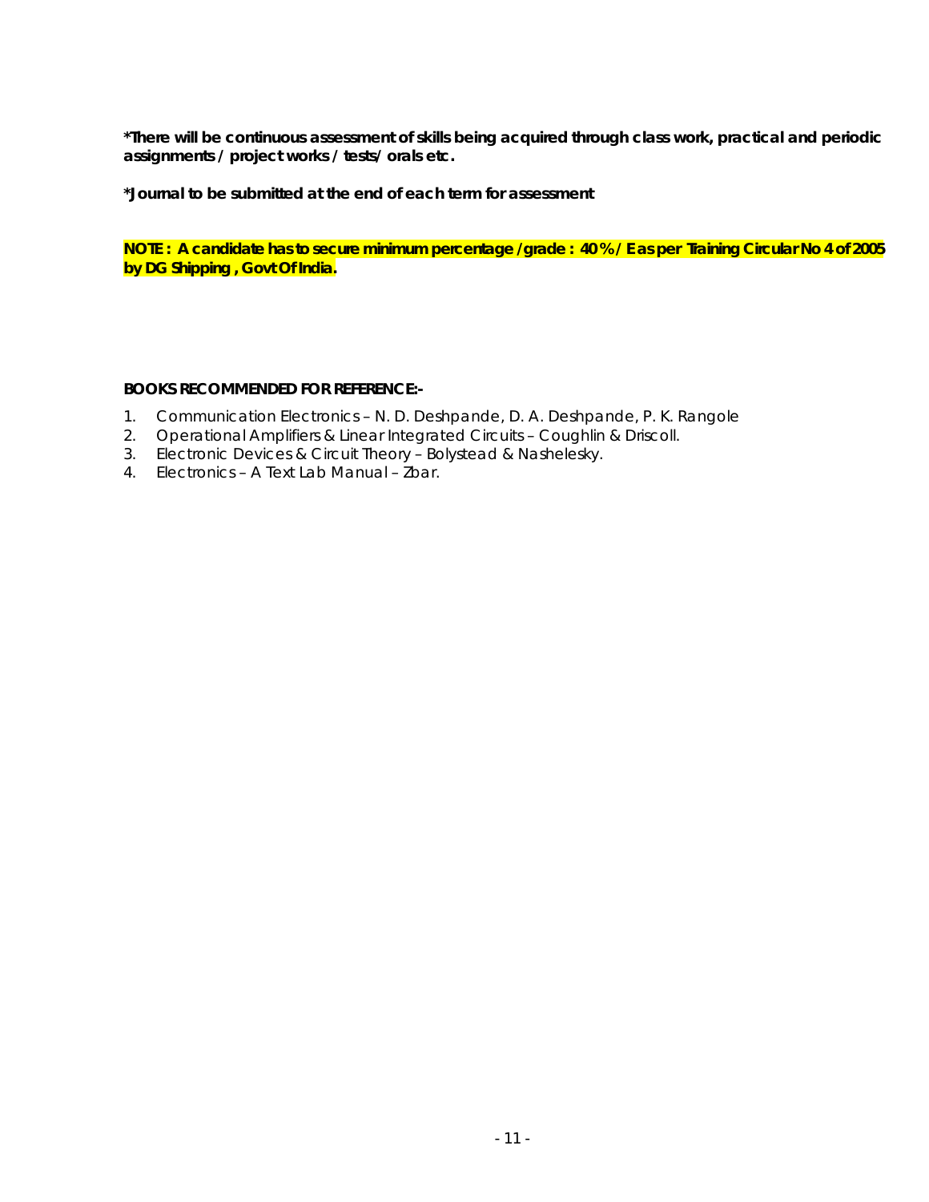**\*There will be continuous assessment of skills being acquired through class work, practical and periodic assignments / project works / tests/ orals etc.**

**\*Journal to be submitted at the end of each term for assessment**

**NOTE : A candidate has to secure minimum percentage /grade : 40 % / E as per Training Circular No 4 of 2005 by DG Shipping , Govt Of India.**

**BOOKS RECOMMENDED FOR REFERENCE:-**

1. Communication Electronics – N. D. Deshpande, D. A. Deshpande, P. K. Rangole
2. Operational Amplifiers & Linear Integrated Circuits – Coughlin & Driscoll.
3. Electronic Devices & Circuit Theory – Bolystead & Nashelesky.
4. Electronics – A Text Lab Manual – Zbar.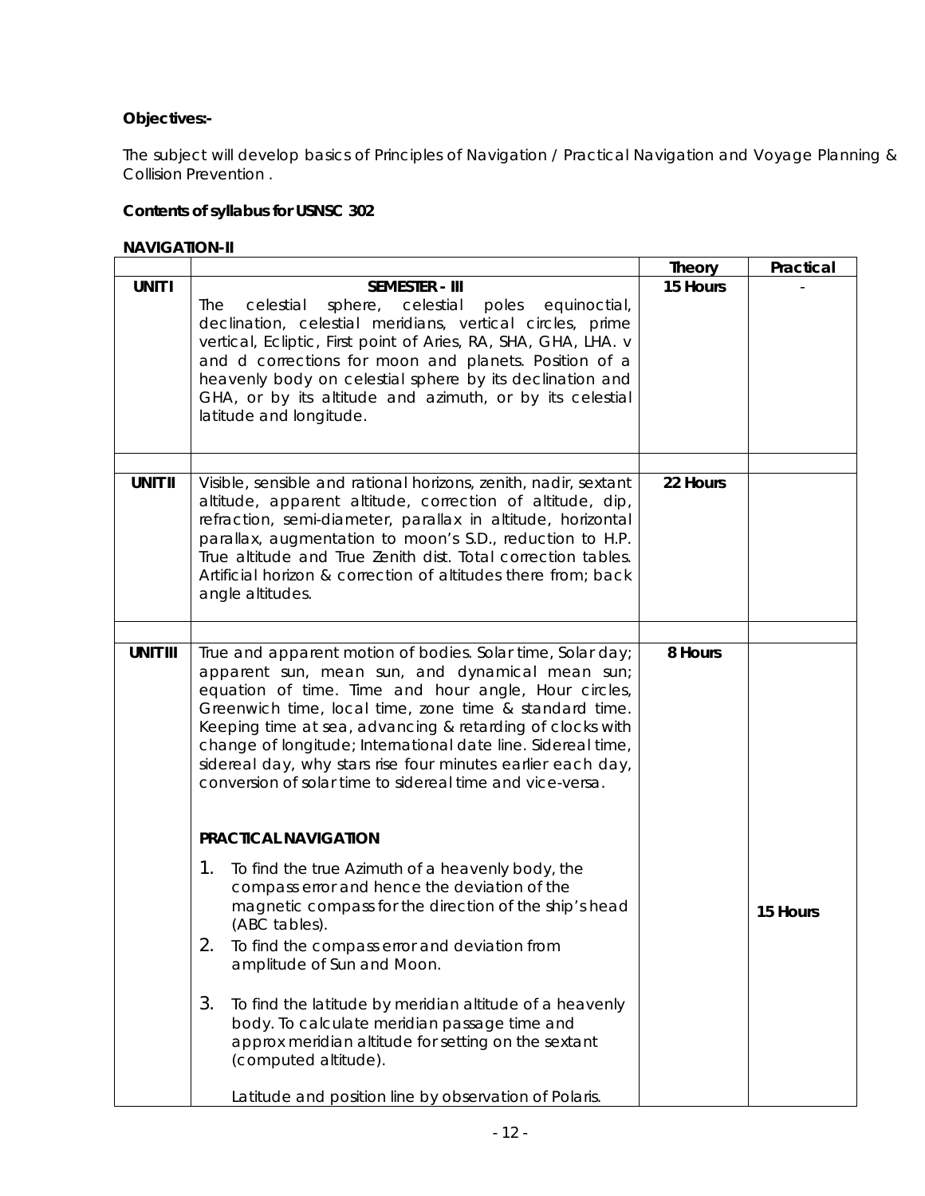**Objectives:-**

The subject will develop basics of Principles of Navigation / Practical Navigation and Voyage Planning & Collision Prevention .

**Contents of syllabus for USNSC 302**

**NAVIGATION-II**

| | | Theory | Practical |
|---|---|---|---|
| **UNIT I** | **SEMESTER - III**<br>The celestial sphere, celestial poles equinoctial, declination, celestial meridians, vertical circles, prime vertical, Ecliptic, First point of Aries, RA, SHA, GHA, LHA. v and d corrections for moon and planets. Position of a heavenly body on celestial sphere by its declination and GHA, or by its altitude and azimuth, or by its celestial latitude and longitude. | **15 Hours** | - |
| | | | |
| **UNIT II** | Visible, sensible and rational horizons, zenith, nadir, sextant altitude, apparent altitude, correction of altitude, dip, refraction, semi-diameter, parallax in altitude, horizontal parallax, augmentation to moon's S.D., reduction to H.P. True altitude and True Zenith dist. Total correction tables. Artificial horizon & correction of altitudes there from; back angle altitudes. | **22 Hours** | |
| | | | |
| **UNIT III** | True and apparent motion of bodies. Solar time, Solar day; apparent sun, mean sun, and dynamical mean sun; equation of time. Time and hour angle, Hour circles, Greenwich time, local time, zone time & standard time. Keeping time at sea, advancing & retarding of clocks with change of longitude; International date line. Sidereal time, sidereal day, why stars rise four minutes earlier each day, conversion of solar time to sidereal time and vice-versa.<br><br>**PRACTICAL NAVIGATION**<br>1. To find the true Azimuth of a heavenly body, the compass error and hence the deviation of the magnetic compass for the direction of the ship's head (ABC tables).<br>2. To find the compass error and deviation from amplitude of Sun and Moon.<br>3. To find the latitude by meridian altitude of a heavenly body. To calculate meridian passage time and approx meridian altitude for setting on the sextant (computed altitude).<br><br>Latitude and position line by observation of Polaris. | **8 Hours** | **15 Hours** |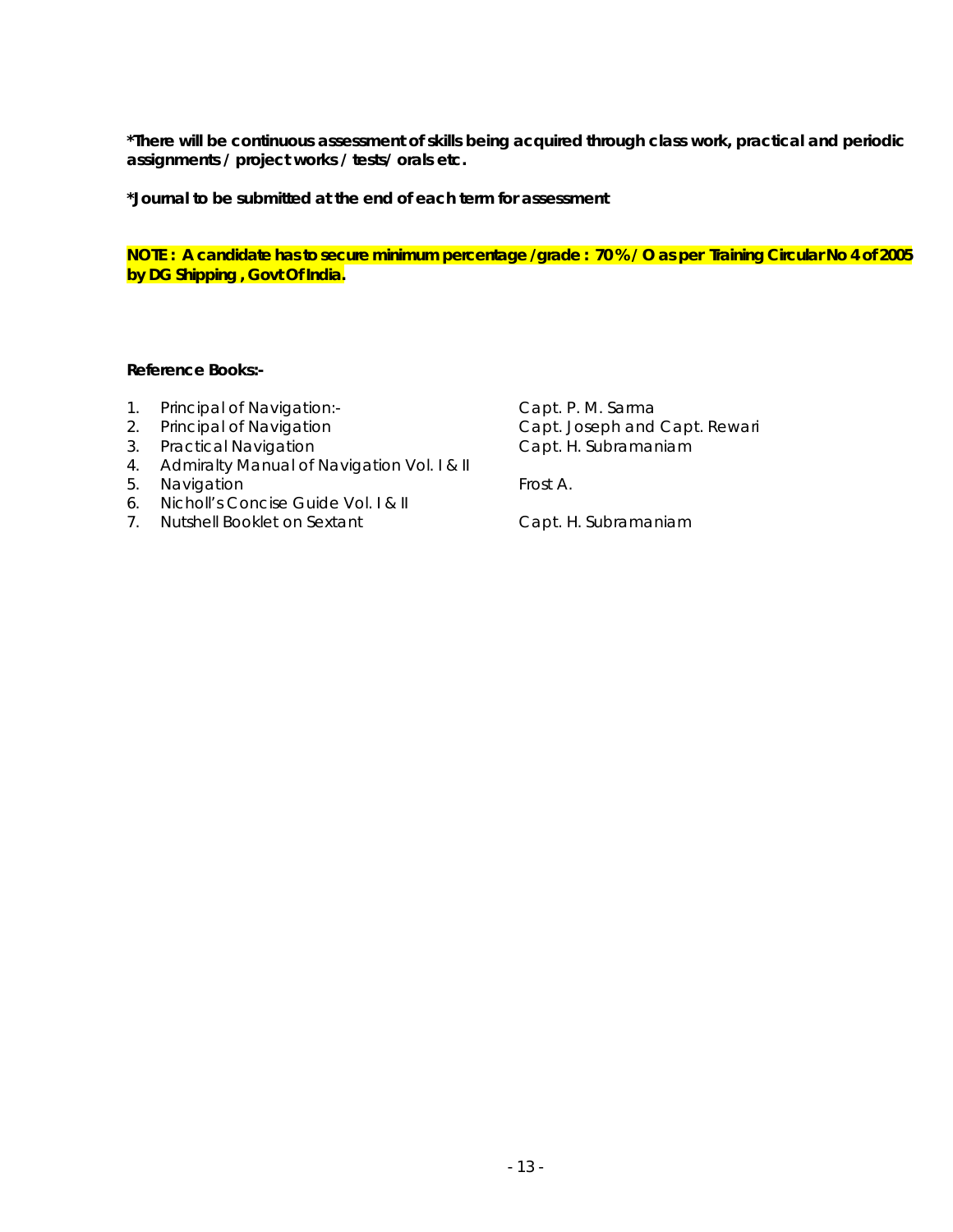**\*There will be continuous assessment of skills being acquired through class work, practical and periodic assignments / project works / tests/ orals etc.**

**\*Journal to be submitted at the end of each term for assessment**

**NOTE : A candidate has to secure minimum percentage /grade : 70 % / O as per Training Circular No 4 of 2005 by DG Shipping , Govt Of India.**

**Reference Books:-**

| No. | Title | Author |
|---|---|---|
| 1. | Principal of Navigation:- | Capt. P. M. Sarma |
| 2. | Principal of Navigation | Capt. Joseph and Capt. Rewari |
| 3. | Practical Navigation | Capt. H. Subramaniam |
| 4. | Admiralty Manual of Navigation Vol. I & II | |
| 5. | Navigation | Frost A. |
| 6. | Nicholl's Concise Guide Vol. I & II | |
| 7. | Nutshell Booklet on Sextant | Capt. H. Subramaniam |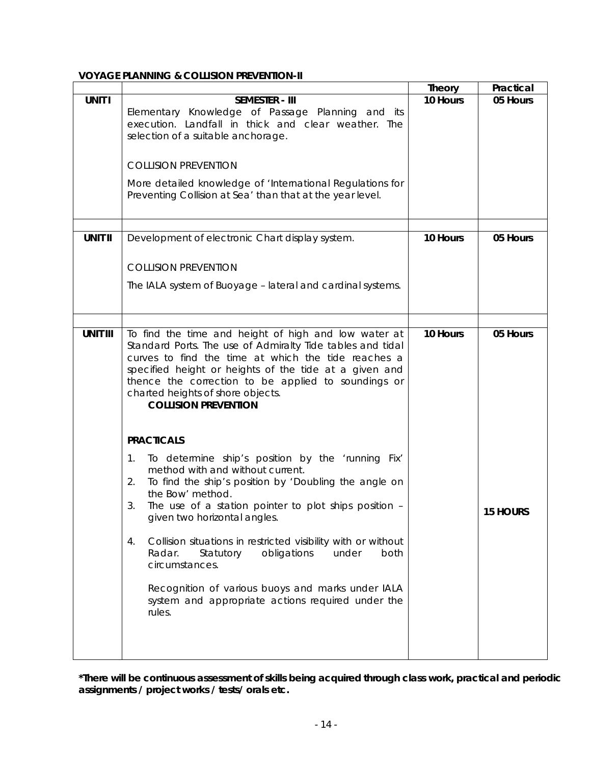**VOYAGE PLANNING & COLLISION PREVENTION-II**

| | | Theory | Practical |
|---|---|---|---|
| **UNIT I** | **SEMESTER - III**<br>Elementary Knowledge of Passage Planning and its execution. Landfall in thick and clear weather. The selection of a suitable anchorage.<br><br>COLLISION PREVENTION<br><br>More detailed knowledge of 'International Regulations for Preventing Collision at Sea' than that at the year level. | **10 Hours** | **05 Hours** |
| | | | |
| **UNIT II** | Development of electronic Chart display system.<br><br>COLLISION PREVENTION<br><br>The IALA system of Buoyage – lateral and cardinal systems. | **10 Hours** | **05 Hours** |
| | | | |
| **UNIT III** | To find the time and height of high and low water at Standard Ports. The use of Admiralty Tide tables and tidal curves to find the time at which the tide reaches a specified height or heights of the tide at a given and thence the correction to be applied to soundings or charted heights of shore objects.<br>**COLLISION PREVENTION**<br><br>**PRACTICALS**<br><br>1. To determine ship's position by the 'running Fix' method with and without current.<br>2. To find the ship's position by 'Doubling the angle on the Bow' method.<br>3. The use of a station pointer to plot ships position – given two horizontal angles.<br><br>4. Collision situations in restricted visibility with or without Radar. Statutory obligations under both circumstances.<br><br>Recognition of various buoys and marks under IALA system and appropriate actions required under the rules. | **10 Hours** | **05 Hours**<br><br>**15 HOURS** |

**\*There will be continuous assessment of skills being acquired through class work, practical and periodic assignments / project works / tests/ orals etc.**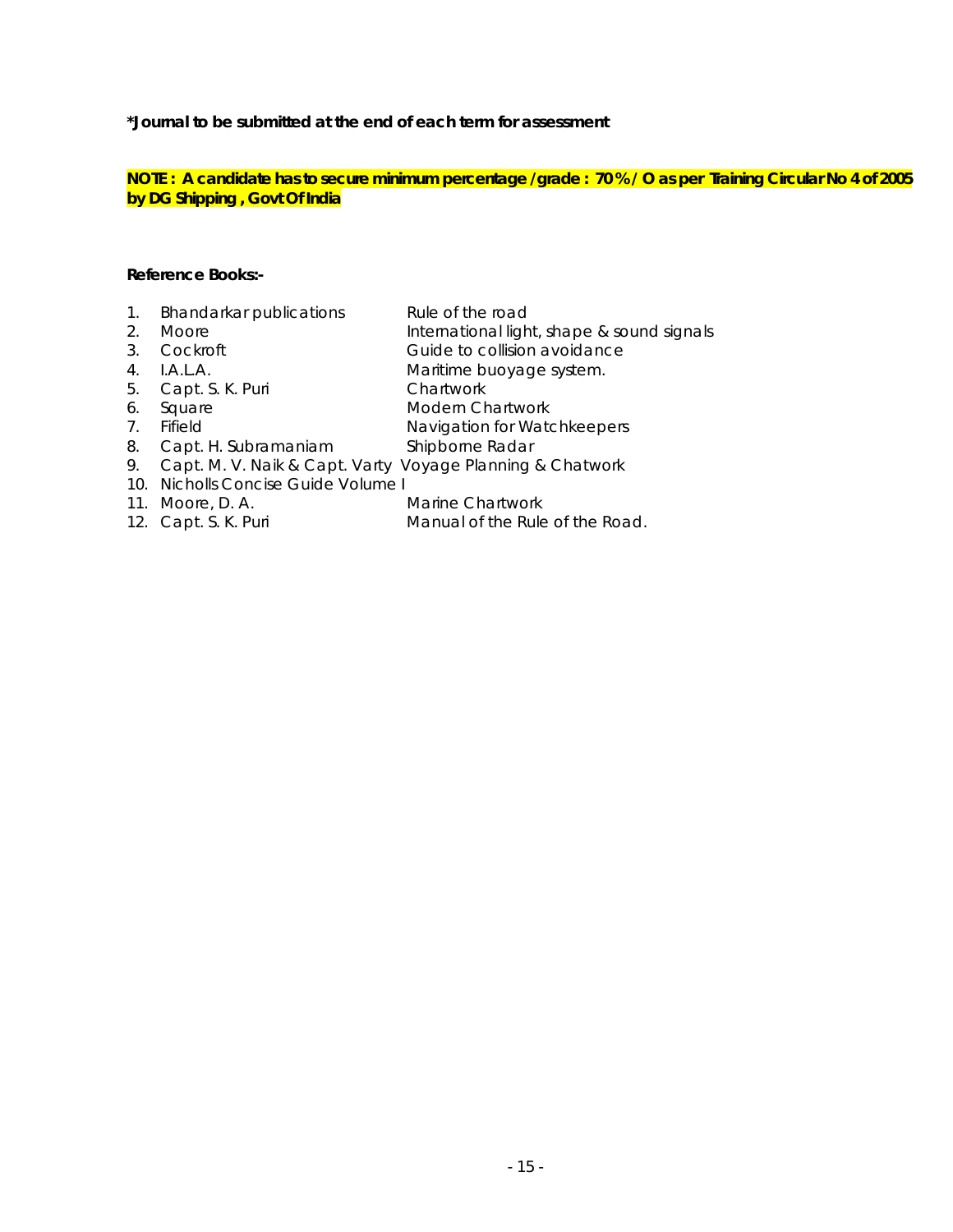**\*Journal to be submitted at the end of each term for assessment**

**NOTE : A candidate has to secure minimum percentage /grade : 70 % / O as per Training Circular No 4 of 2005 by DG Shipping , Govt Of India**

**Reference Books:-**

| | | |
|---|---|---|
| 1. | Bhandarkar publications | Rule of the road |
| 2. | Moore | International light, shape & sound signals |
| 3. | Cockroft | Guide to collision avoidance |
| 4. | I.A.L.A. | Maritime buoyage system. |
| 5. | Capt. S. K. Puri | Chartwork |
| 6. | Square | Modern Chartwork |
| 7. | Fifield | Navigation for Watchkeepers |
| 8. | Capt. H. Subramaniam | Shipborne Radar |
| 9. | Capt. M. V. Naik & Capt. Varty | Voyage Planning & Chatwork |
| 10. | Nicholls Concise Guide Volume I | |
| 11. | Moore, D. A. | Marine Chartwork |
| 12. | Capt. S. K. Puri | Manual of the Rule of the Road. |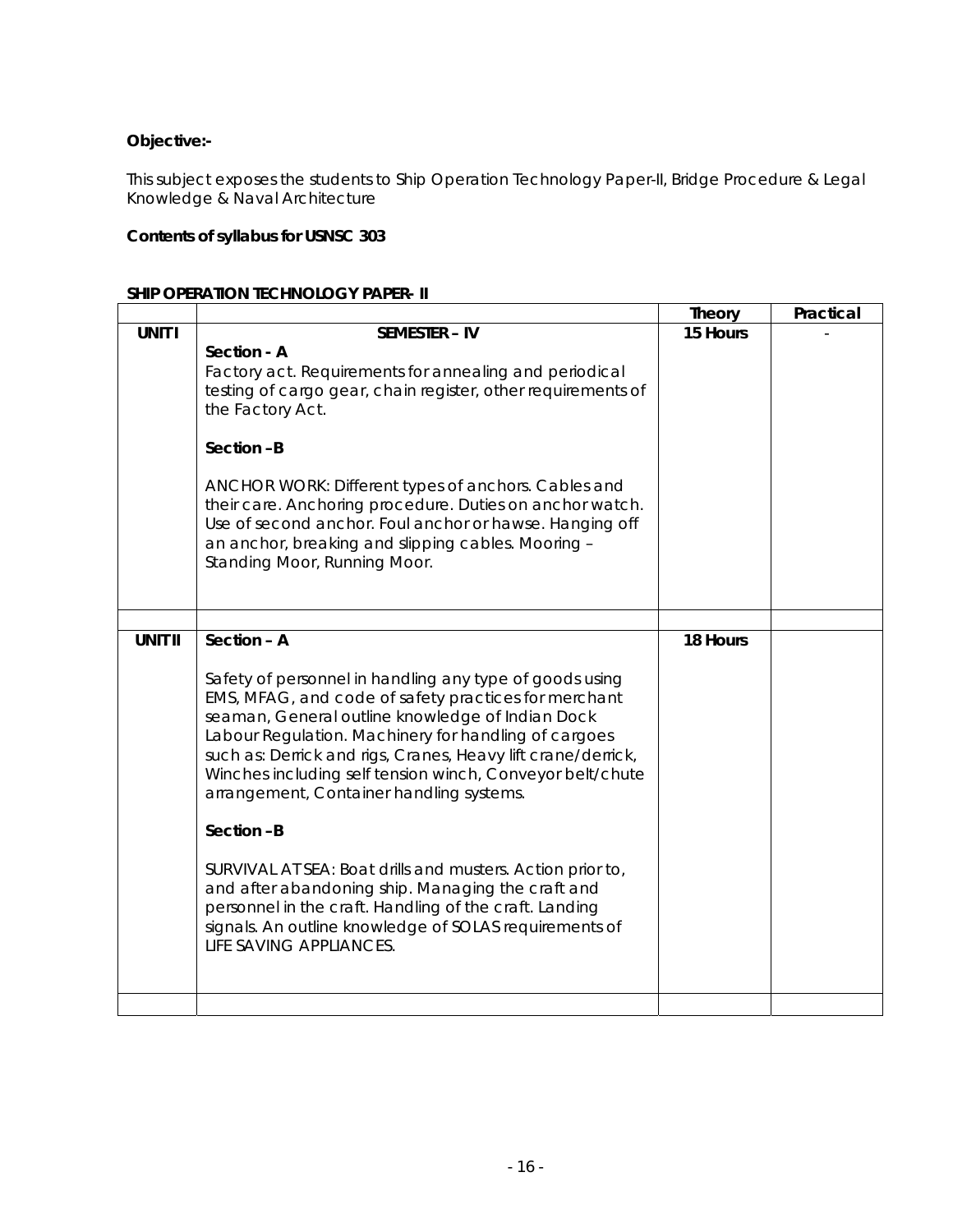**Objective:-**

This subject exposes the students to Ship Operation Technology Paper-II, Bridge Procedure & Legal Knowledge & Naval Architecture

**Contents of syllabus for USNSC 303**

**SHIP OPERATION TECHNOLOGY PAPER- II**

| | | Theory | Practical |
|---|---|---|---|
| **UNIT I** | **SEMESTER – IV**<br>**Section - A**<br>Factory act. Requirements for annealing and periodical testing of cargo gear, chain register, other requirements of the Factory Act.<br><br>**Section –B**<br><br>ANCHOR WORK: Different types of anchors. Cables and their care. Anchoring procedure. Duties on anchor watch. Use of second anchor. Foul anchor or hawse. Hanging off an anchor, breaking and slipping cables. Mooring – Standing Moor, Running Moor. | **15 Hours** | - |
| | | | |
| **UNIT II** | **Section – A**<br><br>Safety of personnel in handling any type of goods using EMS, MFAG, and code of safety practices for merchant seaman, General outline knowledge of Indian Dock Labour Regulation. Machinery for handling of cargoes such as: Derrick and rigs, Cranes, Heavy lift crane/derrick, Winches including self tension winch, Conveyor belt/chute arrangement, Container handling systems.<br><br>**Section –B**<br><br>SURVIVAL AT SEA: Boat drills and musters. Action prior to, and after abandoning ship. Managing the craft and personnel in the craft. Handling of the craft. Landing signals. An outline knowledge of SOLAS requirements of LIFE SAVING APPLIANCES. | **18 Hours** | |
| | | | |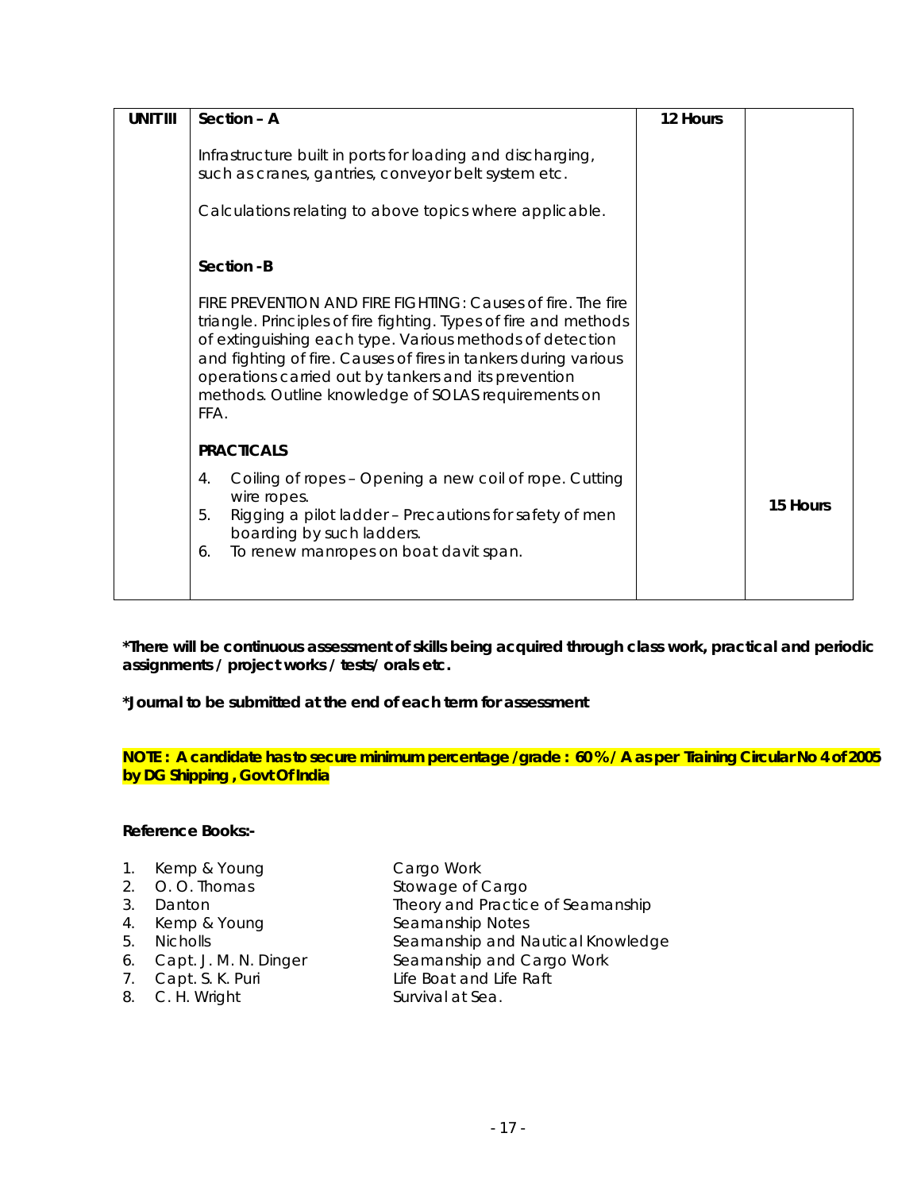| UNIT III | Section – A<br><br>Infrastructure built in ports for loading and discharging, such as cranes, gantries, conveyor belt system etc.<br><br>Calculations relating to above topics where applicable.<br><br>**Section -B**<br><br>FIRE PREVENTION AND FIRE FIGHTING: Causes of fire. The fire triangle. Principles of fire fighting. Types of fire and methods of extinguishing each type. Various methods of detection and fighting of fire. Causes of fires in tankers during various operations carried out by tankers and its prevention methods. Outline knowledge of SOLAS requirements on FFA.<br><br>**PRACTICALS**<br><br>4. Coiling of ropes – Opening a new coil of rope. Cutting wire ropes.<br>5. Rigging a pilot ladder – Precautions for safety of men boarding by such ladders.<br>6. To renew manropes on boat davit span. | 12 Hours | 15 Hours |
|---|---|---|---|

**\*There will be continuous assessment of skills being acquired through class work, practical and periodic assignments / project works / tests/ orals etc.**

**\*Journal to be submitted at the end of each term for assessment**

**NOTE : A candidate has to secure minimum percentage /grade : 60 % / A as per Training Circular No 4 of 2005 by DG Shipping , Govt Of India**

**Reference Books:-**

1. Kemp & Young — Cargo Work
2. O. O. Thomas — Stowage of Cargo
3. Danton — Theory and Practice of Seamanship
4. Kemp & Young — Seamanship Notes
5. Nicholls — Seamanship and Nautical Knowledge
6. Capt. J. M. N. Dinger — Seamanship and Cargo Work
7. Capt. S. K. Puri — Life Boat and Life Raft
8. C. H. Wright — Survival at Sea.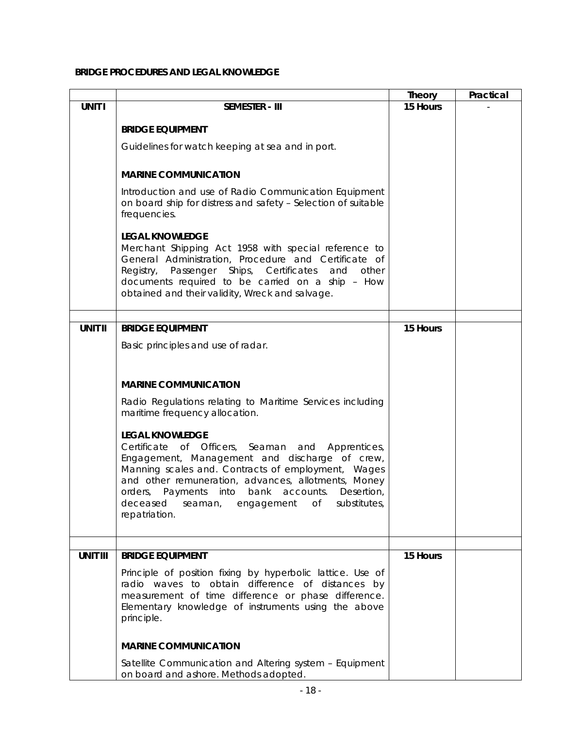**BRIDGE PROCEDURES AND LEGAL KNOWLEDGE**

| | | Theory | Practical |
|---|---|---|---|
| **UNIT I** | **SEMESTER - III** | **15 Hours** | - |
| | **BRIDGE EQUIPMENT**<br><br>Guidelines for watch keeping at sea and in port.<br><br>**MARINE COMMUNICATION**<br><br>Introduction and use of Radio Communication Equipment on board ship for distress and safety – Selection of suitable frequencies.<br><br>**LEGAL KNOWLEDGE**<br>Merchant Shipping Act 1958 with special reference to General Administration, Procedure and Certificate of Registry, Passenger Ships, Certificates and other documents required to be carried on a ship – How obtained and their validity, Wreck and salvage. | | |
| | | | |
| **UNIT II** | **BRIDGE EQUIPMENT**<br><br>Basic principles and use of radar.<br><br>**MARINE COMMUNICATION**<br><br>Radio Regulations relating to Maritime Services including maritime frequency allocation.<br><br>**LEGAL KNOWLEDGE**<br>Certificate of Officers, Seaman and Apprentices, Engagement, Management and discharge of crew, Manning scales and. Contracts of employment, Wages and other remuneration, advances, allotments, Money orders, Payments into bank accounts. Desertion, deceased seaman, engagement of substitutes, repatriation. | **15 Hours** | |
| | | | |
| **UNIT III** | **BRIDGE EQUIPMENT**<br><br>Principle of position fixing by hyperbolic lattice. Use of radio waves to obtain difference of distances by measurement of time difference or phase difference. Elementary knowledge of instruments using the above principle.<br><br>**MARINE COMMUNICATION**<br><br>Satellite Communication and Altering system – Equipment on board and ashore. Methods adopted. | **15 Hours** | |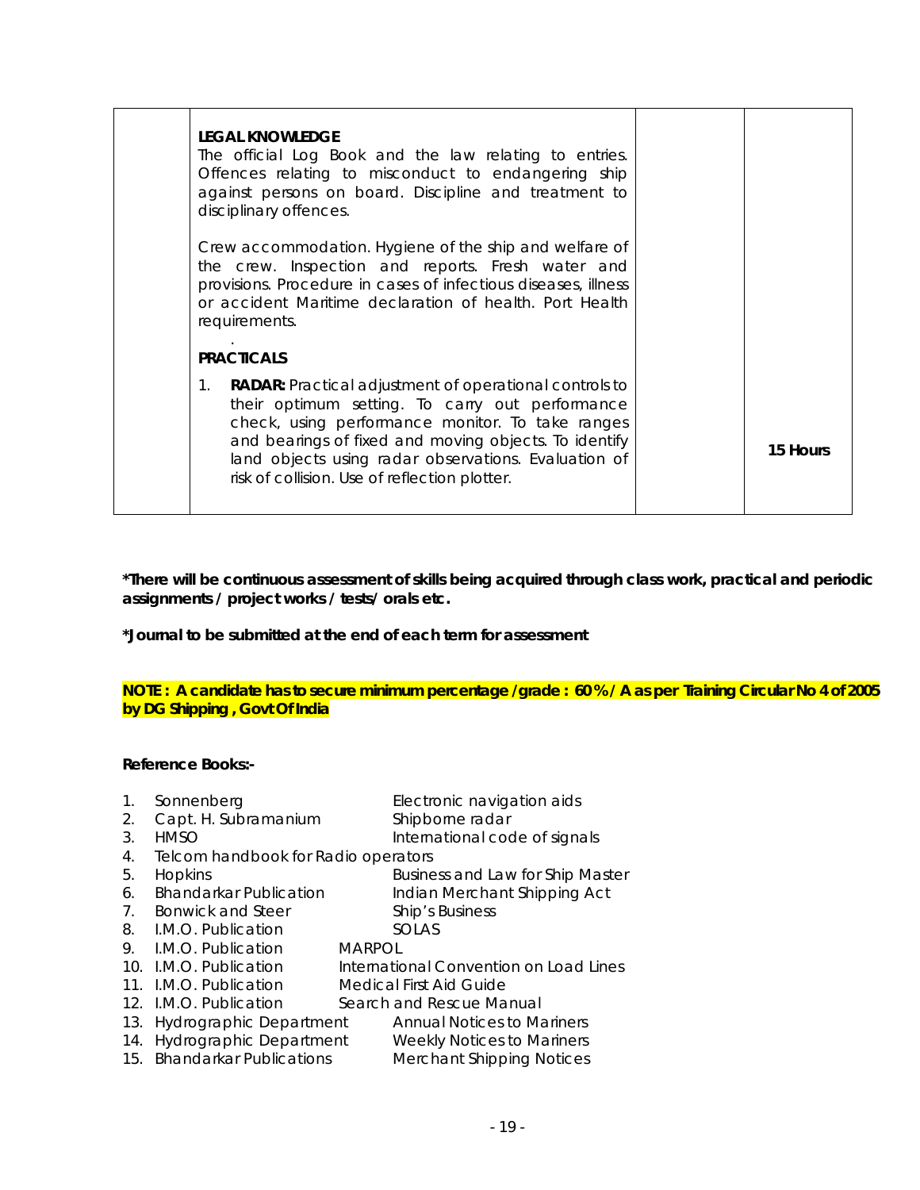|  | **LEGAL KNOWLEDGE**<br>The official Log Book and the law relating to entries. Offences relating to misconduct to endangering ship against persons on board. Discipline and treatment to disciplinary offences.<br><br>Crew accommodation. Hygiene of the ship and welfare of the crew. Inspection and reports. Fresh water and provisions. Procedure in cases of infectious diseases, illness or accident Maritime declaration of health. Port Health requirements.<br>.<br>**PRACTICALS**<br>1. **RADAR:** Practical adjustment of operational controls to their optimum setting. To carry out performance check, using performance monitor. To take ranges and bearings of fixed and moving objects. To identify land objects using radar observations. Evaluation of risk of collision. Use of reflection plotter. |  | **15 Hours** |
|---|---|---|---|

***There will be continuous assessment of skills being acquired through class work, practical and periodic assignments / project works / tests/ orals etc.**

***Journal to be submitted at the end of each term for assessment**

**NOTE : A candidate has to secure minimum percentage /grade : 60 % / A as per Training Circular No 4 of 2005 by DG Shipping , Govt Of India**

**Reference Books:-**

1. Sonnenberg — Electronic navigation aids
2. Capt. H. Subramanium — Shipborne radar
3. HMSO — International code of signals
4. Telcom handbook for Radio operators
5. Hopkins — Business and Law for Ship Master
6. Bhandarkar Publication — Indian Merchant Shipping Act
7. Bonwick and Steer — Ship's Business
8. I.M.O. Publication — SOLAS
9. I.M.O. Publication — MARPOL
10. I.M.O. Publication — International Convention on Load Lines
11. I.M.O. Publication — Medical First Aid Guide
12. I.M.O. Publication — Search and Rescue Manual
13. Hydrographic Department — Annual Notices to Mariners
14. Hydrographic Department — Weekly Notices to Mariners
15. Bhandarkar Publications — Merchant Shipping Notices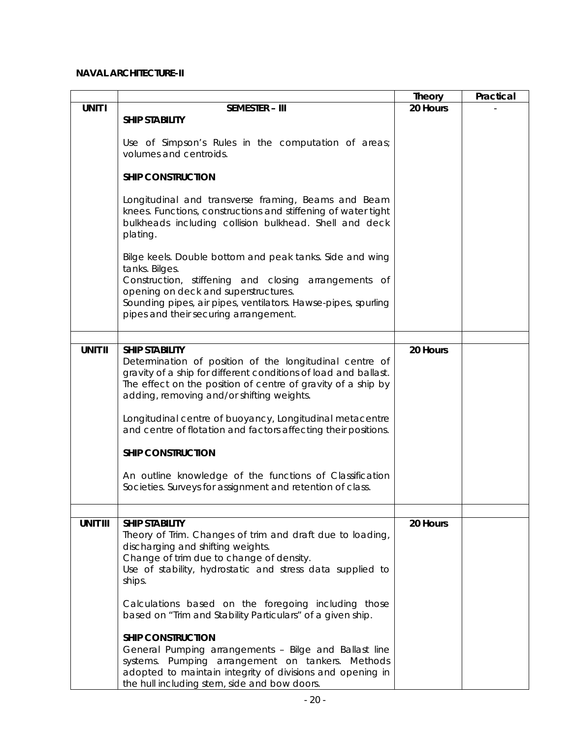**NAVAL ARCHITECTURE-II**

| | | Theory | Practical |
|---|---|---|---|
| **UNIT I** | **SEMESTER – III**<br>**SHIP STABILITY**<br><br>Use of Simpson's Rules in the computation of areas; volumes and centroids.<br><br>**SHIP CONSTRUCTION**<br><br>Longitudinal and transverse framing, Beams and Beam knees. Functions, constructions and stiffening of water tight bulkheads including collision bulkhead. Shell and deck plating.<br><br>Bilge keels. Double bottom and peak tanks. Side and wing tanks. Bilges.<br>Construction, stiffening and closing arrangements of opening on deck and superstructures.<br>Sounding pipes, air pipes, ventilators. Hawse-pipes, spurling pipes and their securing arrangement. | **20 Hours** | - |
| | | | |
| **UNIT II** | **SHIP STABILITY**<br>Determination of position of the longitudinal centre of gravity of a ship for different conditions of load and ballast. The effect on the position of centre of gravity of a ship by adding, removing and/or shifting weights.<br><br>Longitudinal centre of buoyancy, Longitudinal metacentre and centre of flotation and factors affecting their positions.<br><br>**SHIP CONSTRUCTION**<br><br>An outline knowledge of the functions of Classification Societies. Surveys for assignment and retention of class. | **20 Hours** | |
| | | | |
| **UNIT III** | **SHIP STABILITY**<br>Theory of Trim. Changes of trim and draft due to loading, discharging and shifting weights.<br>Change of trim due to change of density.<br>Use of stability, hydrostatic and stress data supplied to ships.<br><br>Calculations based on the foregoing including those based on "Trim and Stability Particulars" of a given ship.<br><br>**SHIP CONSTRUCTION**<br>General Pumping arrangements – Bilge and Ballast line systems. Pumping arrangement on tankers. Methods adopted to maintain integrity of divisions and opening in the hull including stern, side and bow doors. | **20 Hours** | |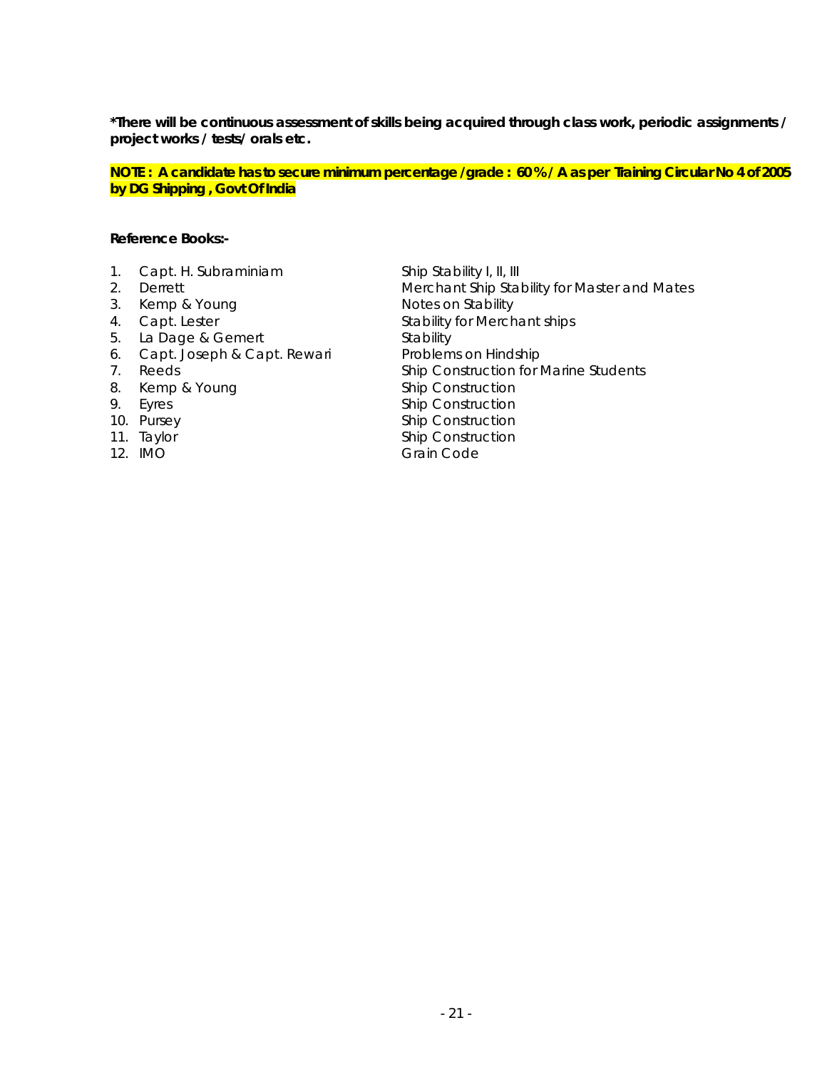**\*There will be continuous assessment of skills being acquired through class work, periodic assignments / project works / tests/ orals etc.**

**NOTE : A candidate has to secure minimum percentage /grade : 60 % / A as per Training Circular No 4 of 2005 by DG Shipping , Govt Of India**

**Reference Books:-**

| | | |
|---|---|---|
| 1. | Capt. H. Subraminiam | Ship Stability I, II, III |
| 2. | Derrett | Merchant Ship Stability for Master and Mates |
| 3. | Kemp & Young | Notes on Stability |
| 4. | Capt. Lester | Stability for Merchant ships |
| 5. | La Dage & Gemert | Stability |
| 6. | Capt. Joseph & Capt. Rewari | Problems on Hindship |
| 7. | Reeds | Ship Construction for Marine Students |
| 8. | Kemp & Young | Ship Construction |
| 9. | Eyres | Ship Construction |
| 10. | Pursey | Ship Construction |
| 11. | Taylor | Ship Construction |
| 12. | IMO | Grain Code |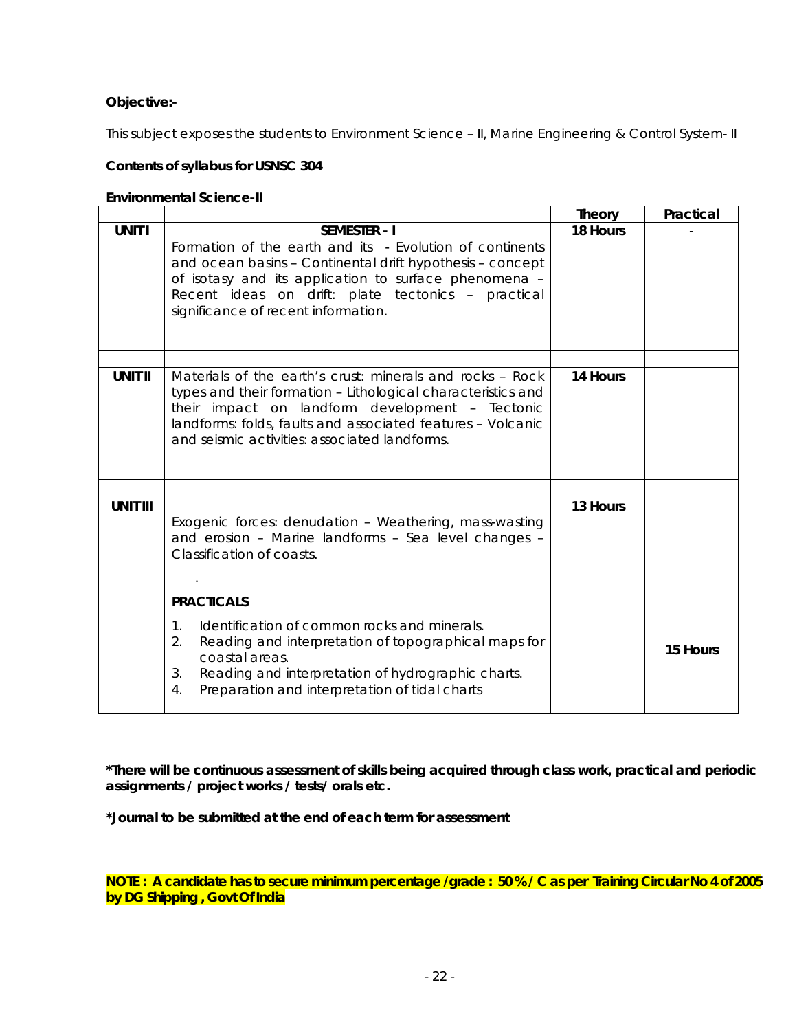**Objective:-**

This subject exposes the students to Environment Science – II, Marine Engineering & Control System- II

**Contents of syllabus for USNSC 304**

**Environmental Science-II**

| | | Theory | Practical |
|---|---|---|---|
| **UNIT I** | **SEMESTER - I**<br>Formation of the earth and its - Evolution of continents and ocean basins – Continental drift hypothesis – concept of isotasy and its application to surface phenomena – Recent ideas on drift: plate tectonics – practical significance of recent information. | **18 Hours** | - |
| | | | |
| **UNIT II** | Materials of the earth's crust: minerals and rocks – Rock types and their formation – Lithological characteristics and their impact on landform development – Tectonic landforms: folds, faults and associated features – Volcanic and seismic activities: associated landforms. | **14 Hours** | |
| | | | |
| **UNIT III** | Exogenic forces: denudation – Weathering, mass-wasting and erosion – Marine landforms – Sea level changes – Classification of coasts.<br>.<br>**PRACTICALS**<br>1. Identification of common rocks and minerals.<br>2. Reading and interpretation of topographical maps for coastal areas.<br>3. Reading and interpretation of hydrographic charts.<br>4. Preparation and interpretation of tidal charts | **13 Hours** | **15 Hours** |

***There will be continuous assessment of skills being acquired through class work, practical and periodic assignments / project works / tests/ orals etc.**

***Journal to be submitted at the end of each term for assessment**

**NOTE : A candidate has to secure minimum percentage /grade : 50 % / C as per Training Circular No 4 of 2005 by DG Shipping , Govt Of India**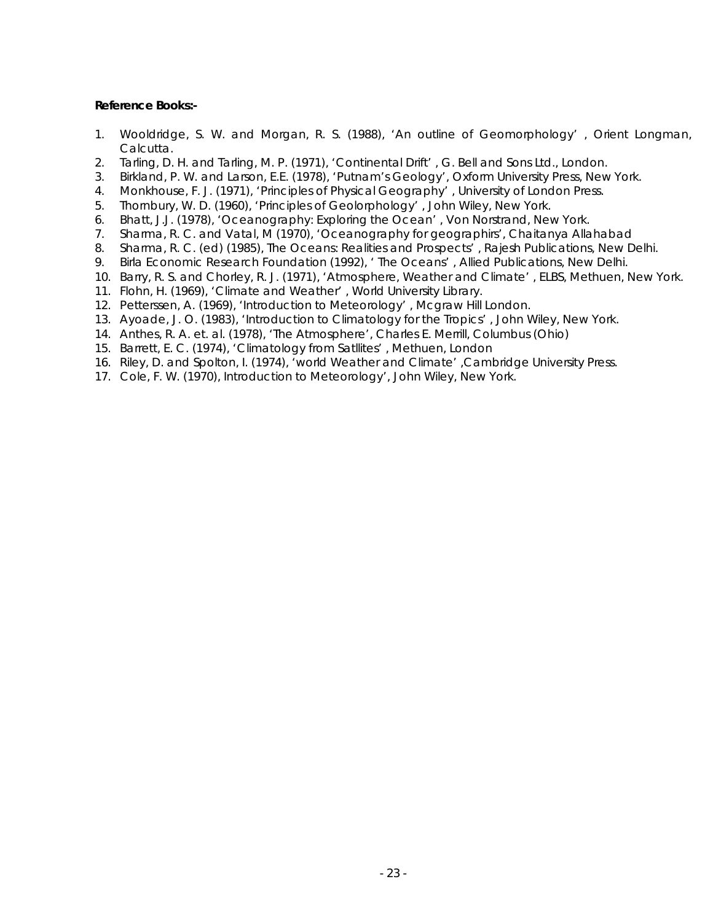**Reference Books:-**

1. Wooldridge, S. W. and Morgan, R. S. (1988), 'An outline of Geomorphology' , Orient Longman, Calcutta.
2. Tarling, D. H. and Tarling, M. P. (1971), 'Continental Drift' , G. Bell and Sons Ltd., London.
3. Birkland, P. W. and Larson, E.E. (1978), 'Putnam's Geology', Oxform University Press, New York.
4. Monkhouse, F. J. (1971), 'Principles of Physical Geography' , University of London Press.
5. Thornbury, W. D. (1960), 'Principles of Geolorphology' , John Wiley, New York.
6. Bhatt, J.J. (1978), 'Oceanography: Exploring the Ocean' , Von Norstrand, New York.
7. Sharma, R. C. and Vatal, M (1970), 'Oceanography for geographirs', Chaitanya Allahabad
8. Sharma, R. C. (ed) (1985), The Oceans: Realities and Prospects' , Rajesh Publications, New Delhi.
9. Birla Economic Research Foundation (1992), ' The Oceans' , Allied Publications, New Delhi.
10. Barry, R. S. and Chorley, R. J. (1971), 'Atmosphere, Weather and Climate' , ELBS, Methuen, New York.
11. Flohn, H. (1969), 'Climate and Weather' , World University Library.
12. Petterssen, A. (1969), 'Introduction to Meteorology' , Mcgraw Hill London.
13. Ayoade, J. O. (1983), 'Introduction to Climatology for the Tropics' , John Wiley, New York.
14. Anthes, R. A. et. al. (1978), 'The Atmosphere', Charles E. Merrill, Columbus (Ohio)
15. Barrett, E. C. (1974), 'Climatology from Satllites' , Methuen, London
16. Riley, D. and Spolton, I. (1974), 'world Weather and Climate' ,Cambridge University Press.
17. Cole, F. W. (1970), Introduction to Meteorology', John Wiley, New York.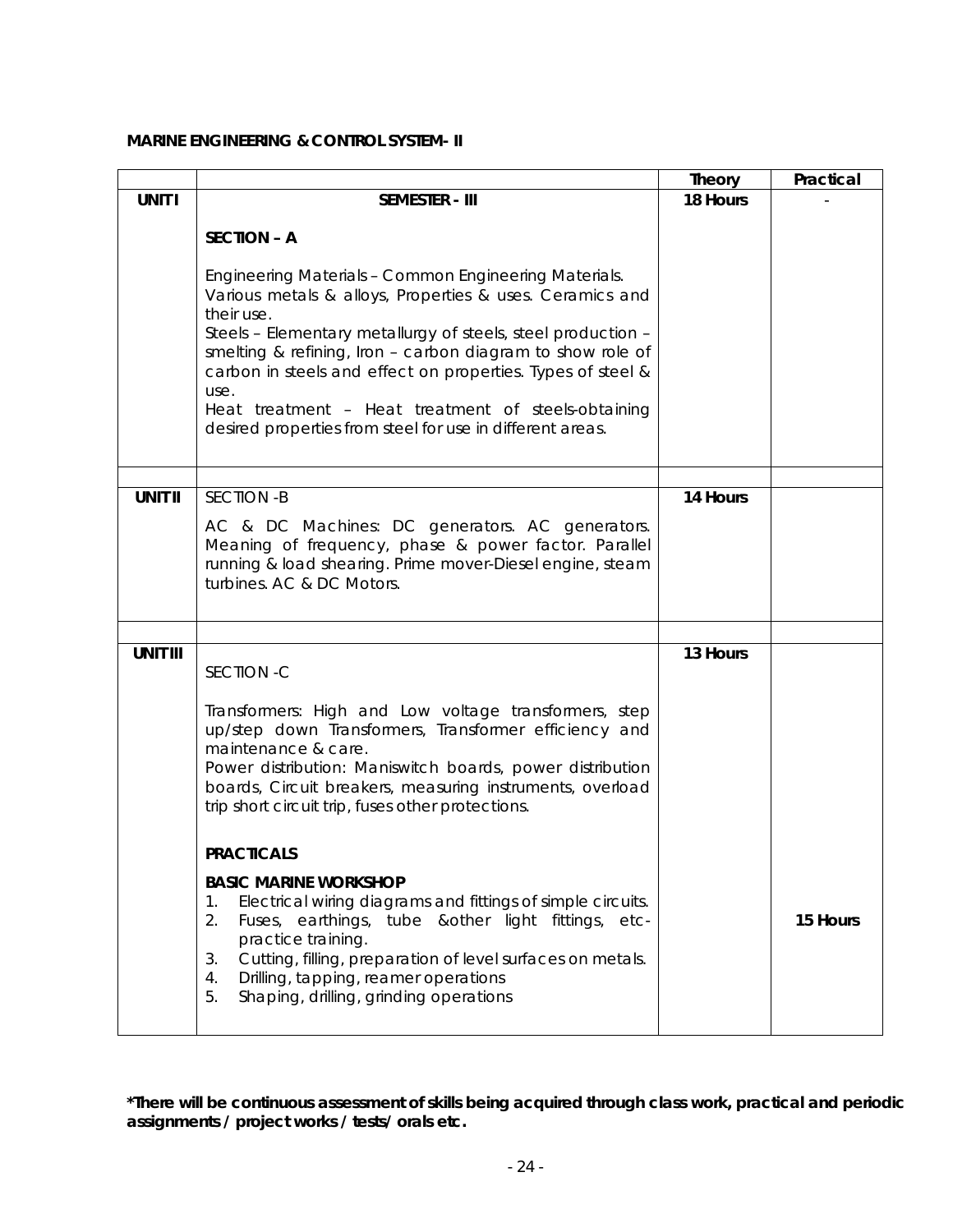**MARINE ENGINEERING & CONTROL SYSTEM- II**

| | | Theory | Practical |
|---|---|---|---|
| **UNIT I** | **SEMESTER - III**<br><br>**SECTION – A**<br><br>Engineering Materials – Common Engineering Materials. Various metals & alloys, Properties & uses. Ceramics and their use.<br>Steels – Elementary metallurgy of steels, steel production – smelting & refining, Iron – carbon diagram to show role of carbon in steels and effect on properties. Types of steel & use.<br>Heat treatment – Heat treatment of steels-obtaining desired properties from steel for use in different areas. | **18 Hours** | - |
| | | | |
| **UNIT II** | SECTION -B<br><br>AC & DC Machines: DC generators. AC generators. Meaning of frequency, phase & power factor. Parallel running & load shearing. Prime mover-Diesel engine, steam turbines. AC & DC Motors. | **14 Hours** | |
| | | | |
| **UNIT III** | SECTION -C<br><br>Transformers: High and Low voltage transformers, step up/step down Transformers, Transformer efficiency and maintenance & care.<br>Power distribution: Maniswitch boards, power distribution boards, Circuit breakers, measuring instruments, overload trip short circuit trip, fuses other protections.<br><br>**PRACTICALS**<br><br>**BASIC MARINE WORKSHOP**<br>1. Electrical wiring diagrams and fittings of simple circuits.<br>2. Fuses, earthings, tube &other light fittings, etc- practice training.<br>3. Cutting, filling, preparation of level surfaces on metals.<br>4. Drilling, tapping, reamer operations<br>5. Shaping, drilling, grinding operations | **13 Hours** | **15 Hours** |

***There will be continuous assessment of skills being acquired through class work, practical and periodic assignments / project works / tests/ orals etc.**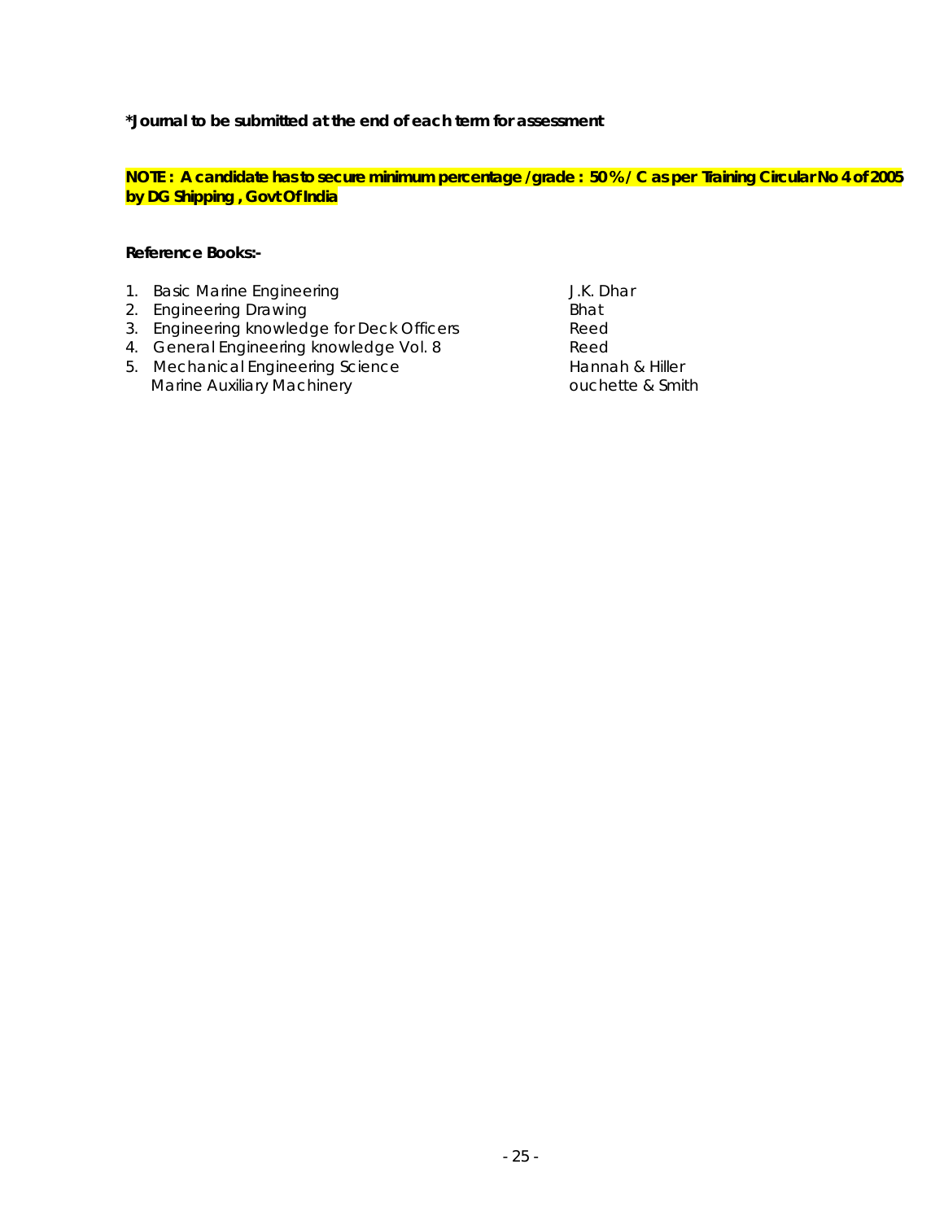**\*Journal to be submitted at the end of each term for assessment**

**NOTE : A candidate has to secure minimum percentage /grade : 50 % / C as per Training Circular No 4 of 2005 by DG Shipping , Govt Of India**

**Reference Books:-**

| | Title | Author |
|---|---|---|
| 1. | Basic Marine Engineering | J.K. Dhar |
| 2. | Engineering Drawing | Bhat |
| 3. | Engineering knowledge for Deck Officers | Reed |
| 4. | General Engineering knowledge Vol. 8 | Reed |
| 5. | Mechanical Engineering Science | Hannah & Hiller |
| | Marine Auxiliary Machinery | ouchette & Smith |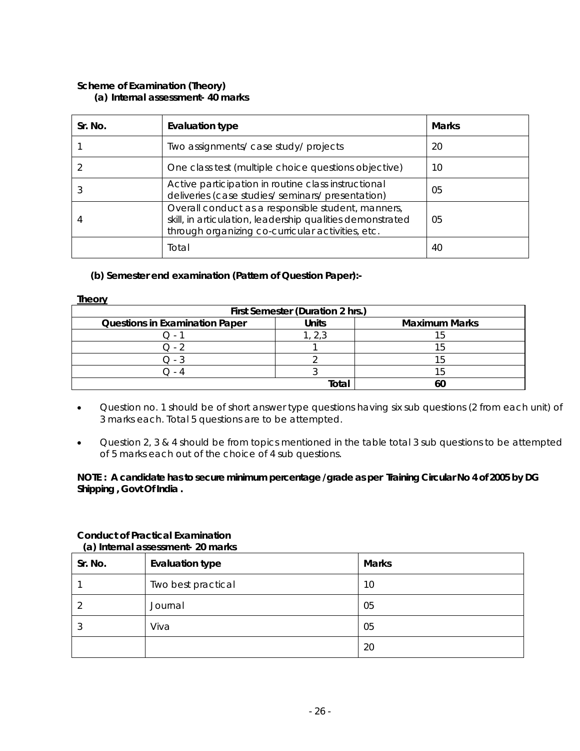**Scheme of Examination (Theory)**

**(a) Internal assessment- 40 marks**

| Sr. No. | Evaluation type | Marks |
|---|---|---|
| 1 | Two assignments/ case study/ projects | 20 |
| 2 | One class test (multiple choice questions objective) | 10 |
| 3 | Active participation in routine class instructional deliveries (case studies/ seminars/ presentation) | 05 |
| 4 | Overall conduct as a responsible student, manners, skill, in articulation, leadership qualities demonstrated through organizing co-curricular activities, etc. | 05 |
| | Total | 40 |

**(b) Semester end examination (Pattern of Question Paper):-**

**Theory**

| First Semester (Duration 2 hrs.) | | |
|---|---|---|
| **Questions in Examination Paper** | **Units** | **Maximum Marks** |
| Q - 1 | 1, 2,3 | 15 |
| Q - 2 | 1 | 15 |
| Q - 3 | 2 | 15 |
| Q - 4 | 3 | 15 |
| | **Total** | **60** |

- Question no. 1 should be of short answer type questions having six sub questions (2 from each unit) of 3 marks each. Total 5 questions are to be attempted.
- Question 2, 3 & 4 should be from topics mentioned in the table total 3 sub questions to be attempted of 5 marks each out of the choice of 4 sub questions.

**NOTE : A candidate has to secure minimum percentage /grade as per Training Circular No 4 of 2005 by DG Shipping , Govt Of India .**

**Conduct of Practical Examination**

**(a) Internal assessment- 20 marks**

| Sr. No. | Evaluation type | Marks |
|---|---|---|
| 1 | Two best practical | 10 |
| 2 | Journal | 05 |
| 3 | Viva | 05 |
| | | 20 |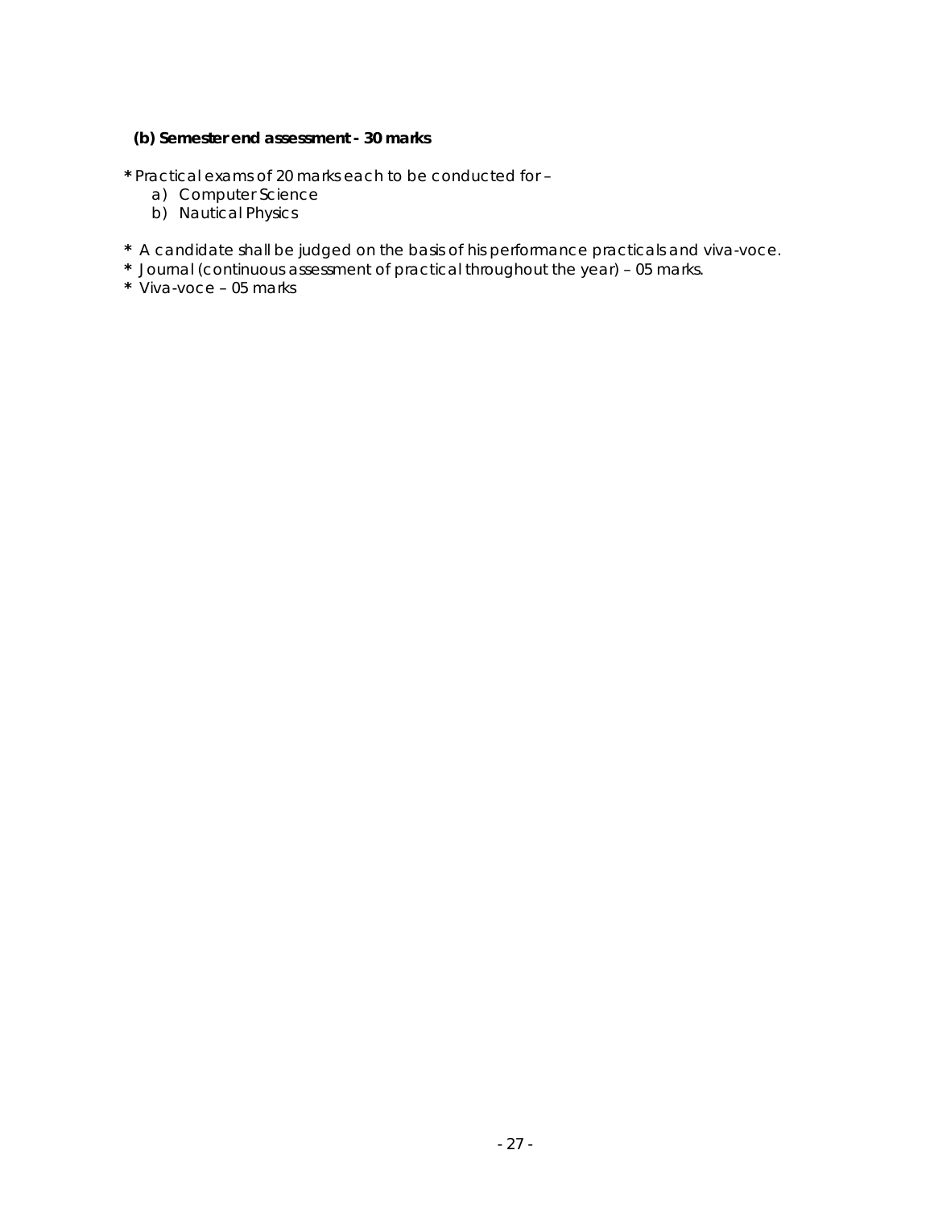**(b) Semester end assessment - 30 marks**

* Practical exams of 20 marks each to be conducted for –
  a) Computer Science
  b) Nautical Physics

* A candidate shall be judged on the basis of his performance practicals and viva-voce.
* Journal (continuous assessment of practical throughout the year) – 05 marks.
* Viva-voce – 05 marks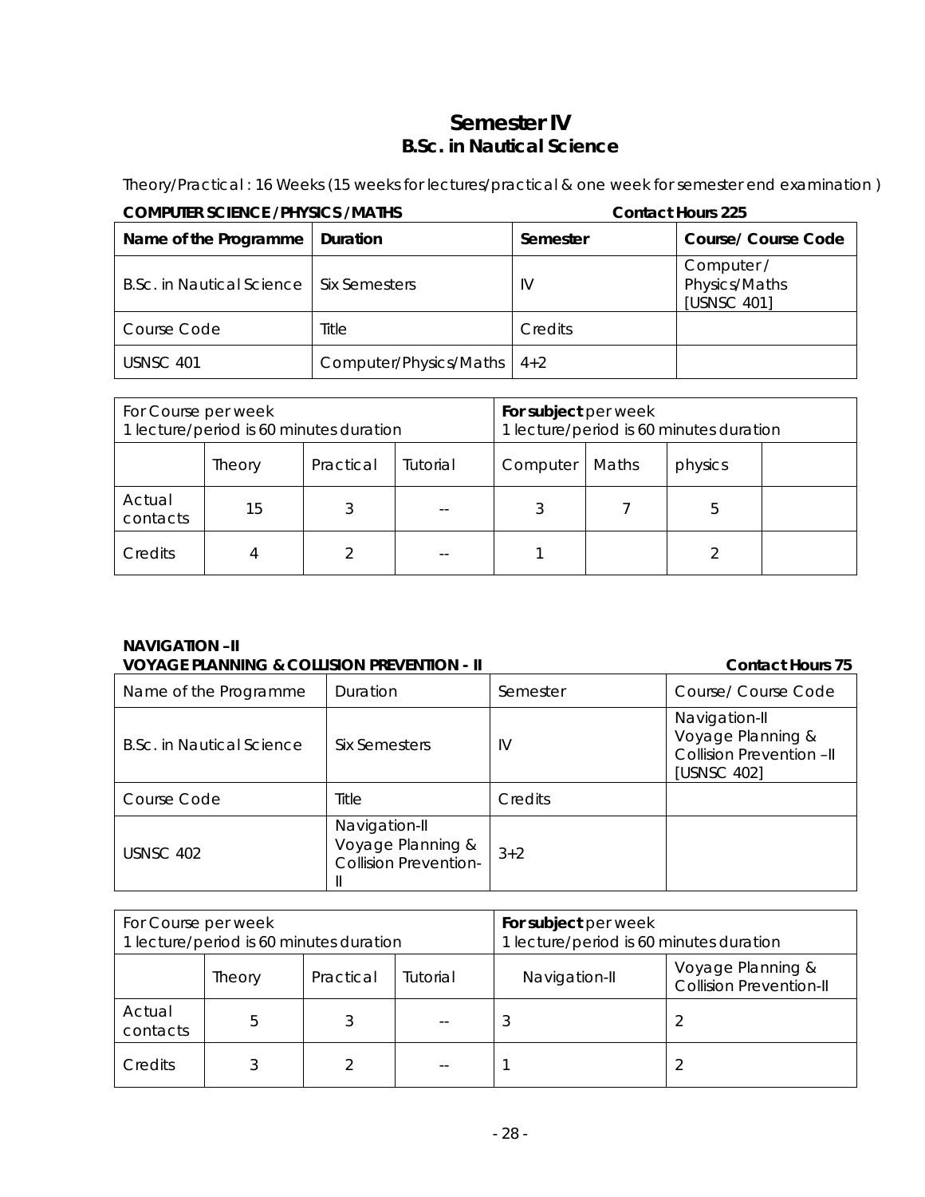# Semester IV
## B.Sc. in Nautical Science

Theory/Practical : 16 Weeks (15 weeks for lectures/practical & one week for semester end examination )

**COMPUTER SCIENCE /PHYSICS /MATHS** **Contact Hours 225**

| **Name of the Programme** | **Duration** | **Semester** | **Course/ Course Code** |
| --- | --- | --- | --- |
| B.Sc. in Nautical Science | Six Semesters | IV | Computer / Physics/Maths [USNSC 401] |
| Course Code | Title | Credits | |
| USNSC 401 | Computer/Physics/Maths | 4+2 | |

| For Course per week 1 lecture/period is 60 minutes duration | | | | **For subject** per week 1 lecture/period is 60 minutes duration | | | |
| --- | --- | --- | --- | --- | --- | --- | --- |
| | Theory | Practical | Tutorial | Computer | Maths | physics | |
| Actual contacts | 15 | 3 | -- | 3 | 7 | 5 | |
| Credits | 4 | 2 | -- | 1 | | 2 | |

**NAVIGATION –II**
**VOYAGE PLANNING & COLLISION PREVENTION - II** **Contact Hours 75**

| Name of the Programme | Duration | Semester | Course/ Course Code |
| --- | --- | --- | --- |
| B.Sc. in Nautical Science | Six Semesters | IV | Navigation-II Voyage Planning & Collision Prevention –II [USNSC 402] |
| Course Code | Title | Credits | |
| USNSC 402 | Navigation-II Voyage Planning & Collision Prevention-II | 3+2 | |

| For Course per week 1 lecture/period is 60 minutes duration | | | | **For subject** per week 1 lecture/period is 60 minutes duration | |
| --- | --- | --- | --- | --- | --- |
| | Theory | Practical | Tutorial | Navigation-II | Voyage Planning & Collision Prevention-II |
| Actual contacts | 5 | 3 | -- | 3 | 2 |
| Credits | 3 | 2 | -- | 1 | 2 |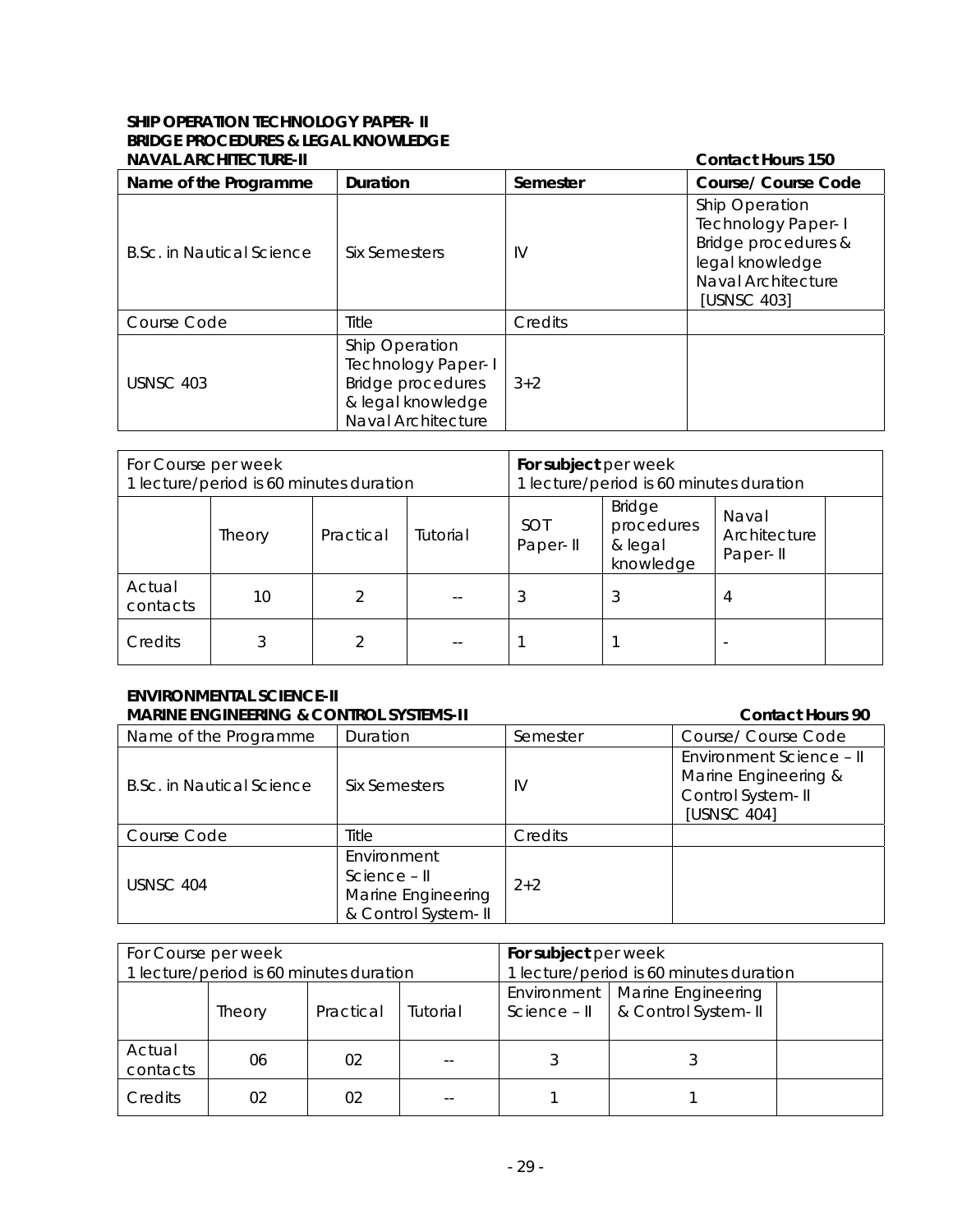**SHIP OPERATION TECHNOLOGY PAPER- II**
**BRIDGE PROCEDURES & LEGAL KNOWLEDGE**
**NAVAL ARCHITECTURE-II** **Contact Hours 150**

| Name of the Programme | Duration | Semester | Course/ Course Code |
|---|---|---|---|
| B.Sc. in Nautical Science | Six Semesters | IV | Ship Operation Technology Paper- I Bridge procedures & legal knowledge Naval Architecture [USNSC 403] |
| Course Code | Title | Credits | |
| USNSC 403 | Ship Operation Technology Paper- I Bridge procedures & legal knowledge Naval Architecture | 3+2 | |

| For Course per week 1 lecture/period is 60 minutes duration | | | | **For subject** per week 1 lecture/period is 60 minutes duration | | | |
|---|---|---|---|---|---|---|---|
| | Theory | Practical | Tutorial | SOT Paper- II | Bridge procedures & legal knowledge | Naval Architecture Paper- II | |
| Actual contacts | 10 | 2 | -- | 3 | 3 | 4 | |
| Credits | 3 | 2 | -- | 1 | 1 | - | |

**ENVIRONMENTAL SCIENCE-II**
**MARINE ENGINEERING & CONTROL SYSTEMS-II** **Contact Hours 90**

| Name of the Programme | Duration | Semester | Course/ Course Code |
|---|---|---|---|
| B.Sc. in Nautical Science | Six Semesters | IV | Environment Science – II Marine Engineering & Control System- II [USNSC 404] |
| Course Code | Title | Credits | |
| USNSC 404 | Environment Science – II Marine Engineering & Control System- II | 2+2 | |

| For Course per week 1 lecture/period is 60 minutes duration | | | | **For subject** per week 1 lecture/period is 60 minutes duration | | |
|---|---|---|---|---|---|---|
| | Theory | Practical | Tutorial | Environment Science – II | Marine Engineering & Control System- II | |
| Actual contacts | 06 | 02 | -- | 3 | 3 | |
| Credits | 02 | 02 | -- | 1 | 1 | |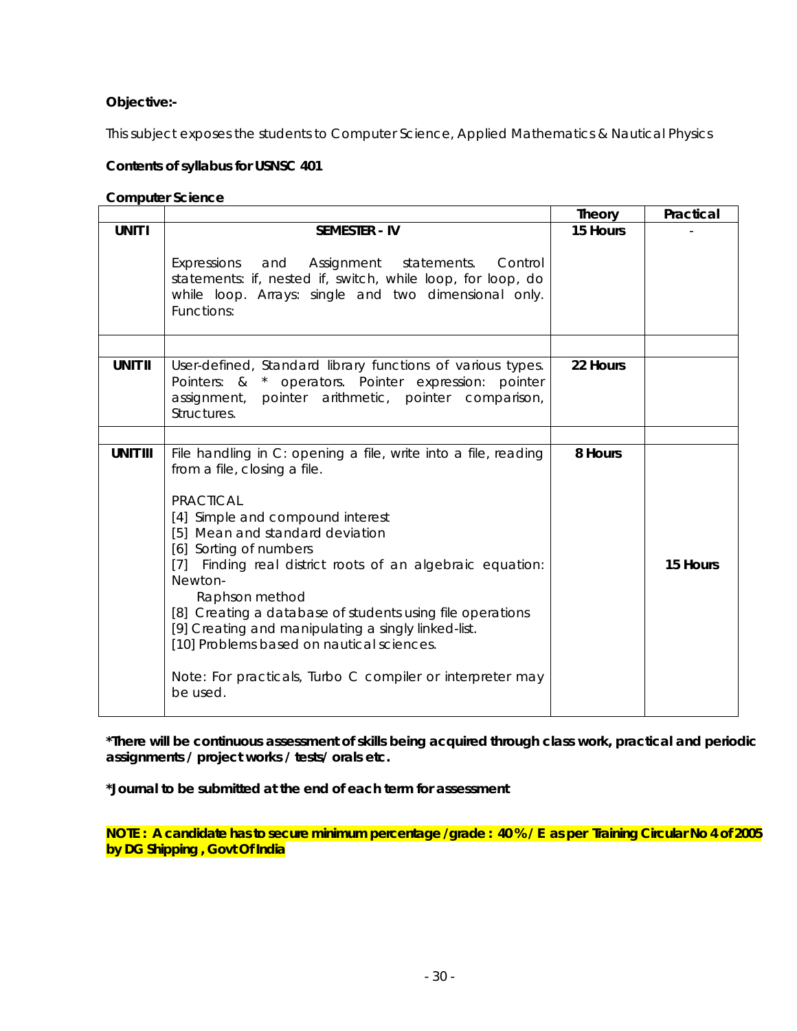**Objective:-**

This subject exposes the students to Computer Science, Applied Mathematics & Nautical Physics

**Contents of syllabus for USNSC 401**

**Computer Science**

| | | **Theory** | **Practical** |
|---|---|---|---|
| **UNIT I** | **SEMESTER - IV**<br><br>Expressions and Assignment statements. Control statements: if, nested if, switch, while loop, for loop, do while loop. Arrays: single and two dimensional only. Functions: | **15 Hours** | - |
| | | | |
| **UNIT II** | User-defined, Standard library functions of various types. Pointers: & * operators. Pointer expression: pointer assignment, pointer arithmetic, pointer comparison, Structures. | **22 Hours** | |
| | | | |
| **UNIT III** | File handling in C: opening a file, write into a file, reading from a file, closing a file.<br><br>PRACTICAL<br>[4] Simple and compound interest<br>[5] Mean and standard deviation<br>[6] Sorting of numbers<br>[7] Finding real district roots of an algebraic equation: Newton-Raphson method<br>[8] Creating a database of students using file operations<br>[9] Creating and manipulating a singly linked-list.<br>[10] Problems based on nautical sciences.<br><br>Note: For practicals, Turbo C compiler or interpreter may be used. | **8 Hours** | **15 Hours** |

**\*There will be continuous assessment of skills being acquired through class work, practical and periodic assignments / project works / tests/ orals etc.**

**\*Journal to be submitted at the end of each term for assessment**

**NOTE : A candidate has to secure minimum percentage /grade : 40 % / E as per Training Circular No 4 of 2005 by DG Shipping , Govt Of India**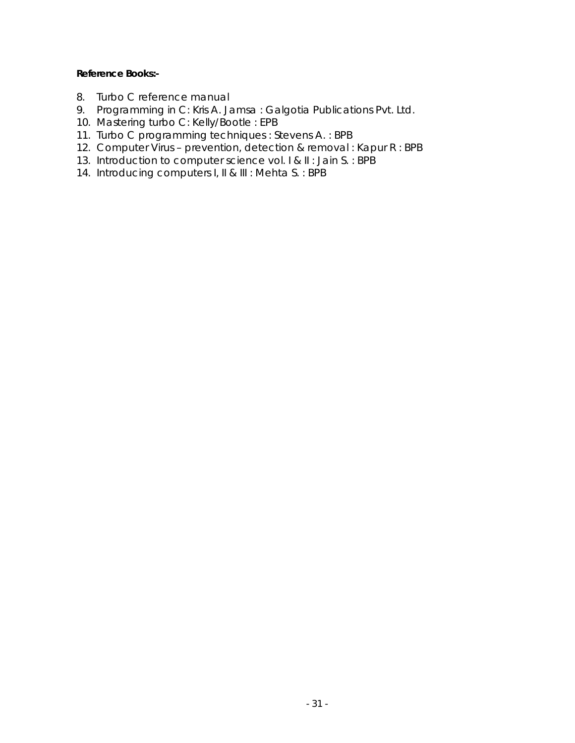**Reference Books:-**

8. Turbo C reference manual
9. Programming in C: Kris A. Jamsa : Galgotia Publications Pvt. Ltd.
10. Mastering turbo C: Kelly/Bootle : EPB
11. Turbo C programming techniques : Stevens A. : BPB
12. Computer Virus – prevention, detection & removal : Kapur R : BPB
13. Introduction to computer science vol. I & II : Jain S. : BPB
14. Introducing computers I, II & III : Mehta S. : BPB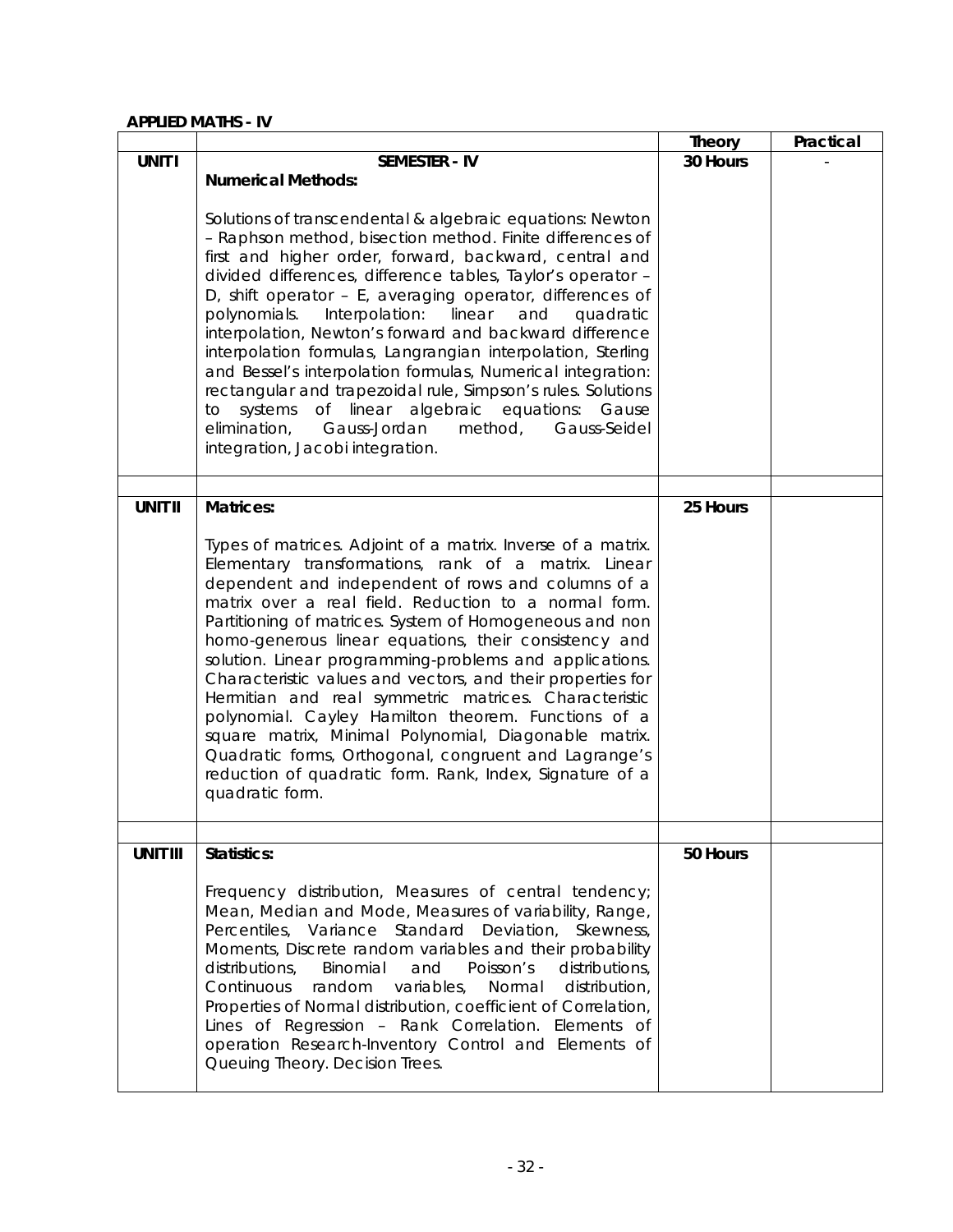**APPLIED MATHS - IV**

| | | Theory | Practical |
|---|---|---|---|
| **UNIT I** | **SEMESTER - IV**<br>**Numerical Methods:**<br><br>Solutions of transcendental & algebraic equations: Newton – Raphson method, bisection method. Finite differences of first and higher order, forward, backward, central and divided differences, difference tables, Taylor's operator – D, shift operator – E, averaging operator, differences of polynomials. Interpolation: linear and quadratic interpolation, Newton's forward and backward difference interpolation formulas, Langrangian interpolation, Sterling and Bessel's interpolation formulas, Numerical integration: rectangular and trapezoidal rule, Simpson's rules. Solutions to systems of linear algebraic equations: Gause elimination, Gauss-Jordan method, Gauss-Seidel integration, Jacobi integration. | **30 Hours** | - |
| | | | |
| **UNIT II** | **Matrices:**<br><br>Types of matrices. Adjoint of a matrix. Inverse of a matrix. Elementary transformations, rank of a matrix. Linear dependent and independent of rows and columns of a matrix over a real field. Reduction to a normal form. Partitioning of matrices. System of Homogeneous and non homo-generous linear equations, their consistency and solution. Linear programming-problems and applications. Characteristic values and vectors, and their properties for Hermitian and real symmetric matrices. Characteristic polynomial. Cayley Hamilton theorem. Functions of a square matrix, Minimal Polynomial, Diagonable matrix. Quadratic forms, Orthogonal, congruent and Lagrange's reduction of quadratic form. Rank, Index, Signature of a quadratic form. | **25 Hours** | |
| | | | |
| **UNIT III** | **Statistics:**<br><br>Frequency distribution, Measures of central tendency; Mean, Median and Mode, Measures of variability, Range, Percentiles, Variance Standard Deviation, Skewness, Moments, Discrete random variables and their probability distributions, Binomial and Poisson's distributions, Continuous random variables, Normal distribution, Properties of Normal distribution, coefficient of Correlation, Lines of Regression – Rank Correlation. Elements of operation Research-Inventory Control and Elements of Queuing Theory. Decision Trees. | **50 Hours** | |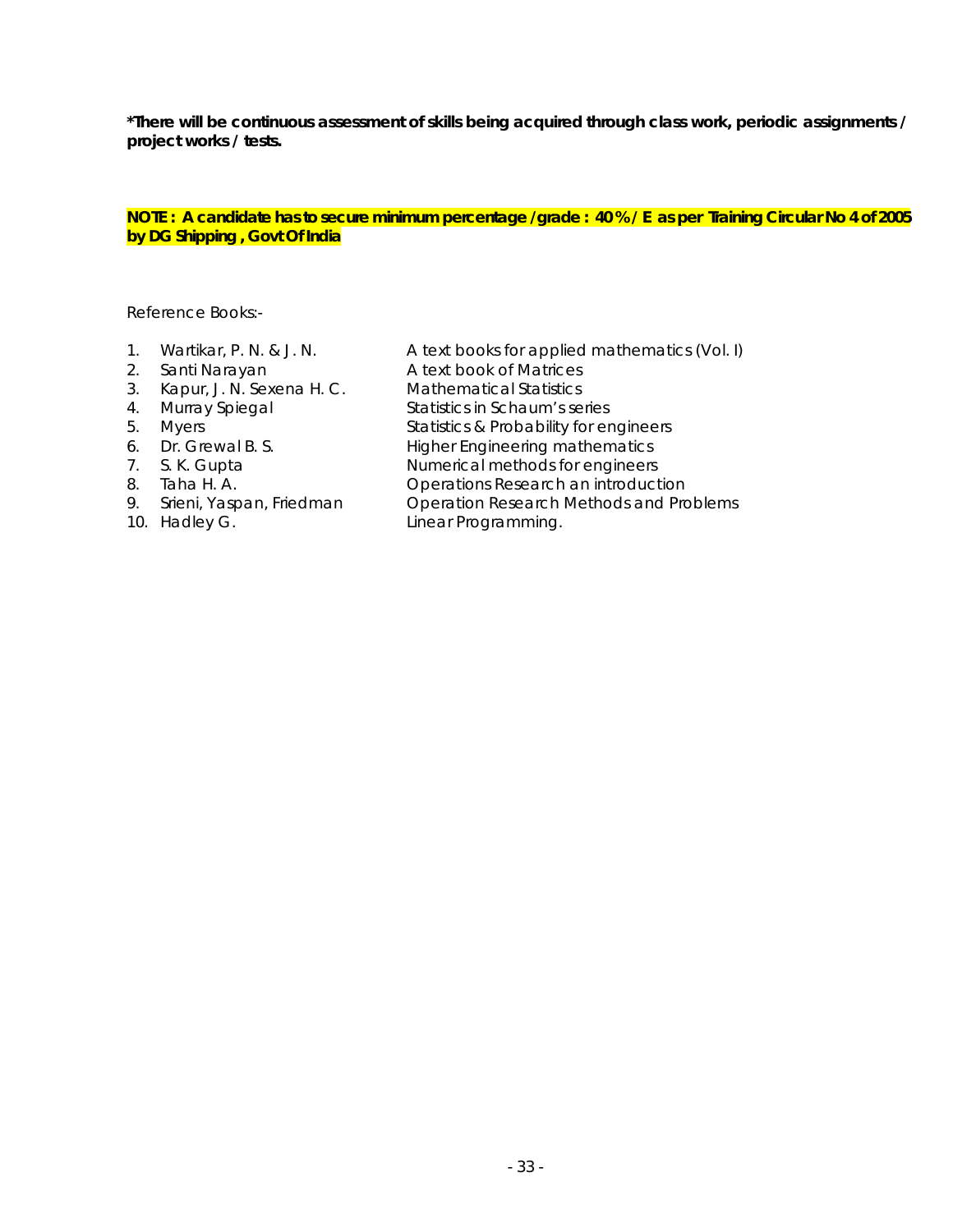**\*There will be continuous assessment of skills being acquired through class work, periodic assignments / project works / tests.**

**NOTE : A candidate has to secure minimum percentage /grade : 40 % / E as per Training Circular No 4 of 2005 by DG Shipping , Govt Of India**

Reference Books:-

| | | |
|---|---|---|
| 1. | Wartikar, P. N. & J. N. | A text books for applied mathematics (Vol. I) |
| 2. | Santi Narayan | A text book of Matrices |
| 3. | Kapur, J. N. Sexena H. C. | Mathematical Statistics |
| 4. | Murray Spiegal | Statistics in Schaum's series |
| 5. | Myers | Statistics & Probability for engineers |
| 6. | Dr. Grewal B. S. | Higher Engineering mathematics |
| 7. | S. K. Gupta | Numerical methods for engineers |
| 8. | Taha H. A. | Operations Research an introduction |
| 9. | Srieni, Yaspan, Friedman | Operation Research Methods and Problems |
| 10. | Hadley G. | Linear Programming. |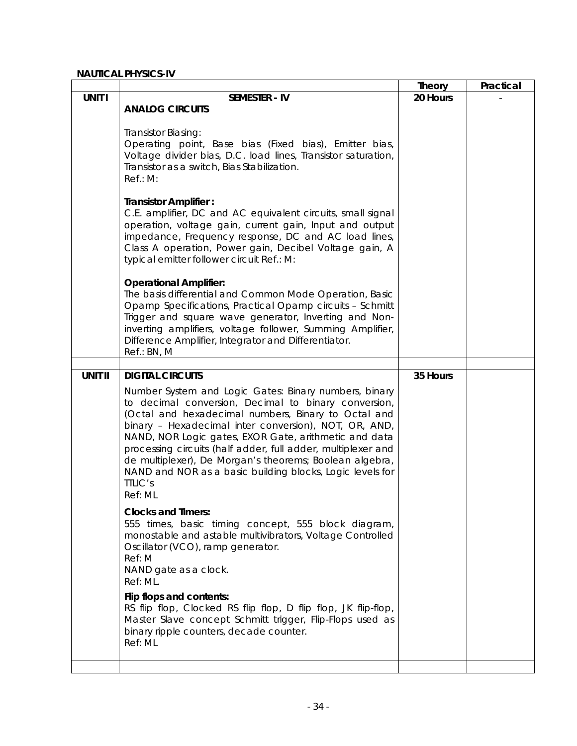**NAUTICAL PHYSICS-IV**

| | | Theory | Practical |
|---|---|---|---|
| **UNIT I** | **SEMESTER - IV**<br>**ANALOG CIRCUITS**<br><br>Transistor Biasing:<br>Operating point, Base bias (Fixed bias), Emitter bias, Voltage divider bias, D.C. load lines, Transistor saturation, Transistor as a switch, Bias Stabilization.<br>Ref.: M:<br><br>**Transistor Amplifier :**<br>C.E. amplifier, DC and AC equivalent circuits, small signal operation, voltage gain, current gain, Input and output impedance, Frequency response, DC and AC load lines, Class A operation, Power gain, Decibel Voltage gain, A typical emitter follower circuit Ref.: M:<br><br>**Operational Amplifier:**<br>The basis differential and Common Mode Operation, Basic Opamp Specifications, Practical Opamp circuits – Schmitt Trigger and square wave generator, Inverting and Non-inverting amplifiers, voltage follower, Summing Amplifier, Difference Amplifier, Integrator and Differentiator.<br>Ref.: BN, M | **20 Hours** | - |
| | | | |
| **UNIT II** | **DIGITAL CIRCUITS**<br><br>Number System and Logic Gates: Binary numbers, binary to decimal conversion, Decimal to binary conversion, (Octal and hexadecimal numbers, Binary to Octal and binary – Hexadecimal inter conversion), NOT, OR, AND, NAND, NOR Logic gates, EXOR Gate, arithmetic and data processing circuits (half adder, full adder, multiplexer and de multiplexer), De Morgan's theorems; Boolean algebra, NAND and NOR as a basic building blocks, Logic levels for TTLIC's<br>Ref: ML<br><br>**Clocks and Timers:**<br>555 times, basic timing concept, 555 block diagram, monostable and astable multivibrators, Voltage Controlled Oscillator (VCO), ramp generator.<br>Ref: M<br>NAND gate as a clock.<br>Ref: ML.<br><br>**Flip flops and contents:**<br>RS flip flop, Clocked RS flip flop, D flip flop, JK flip-flop, Master Slave concept Schmitt trigger, Flip-Flops used as binary ripple counters, decade counter.<br>Ref: ML | **35 Hours** | |
| | | | |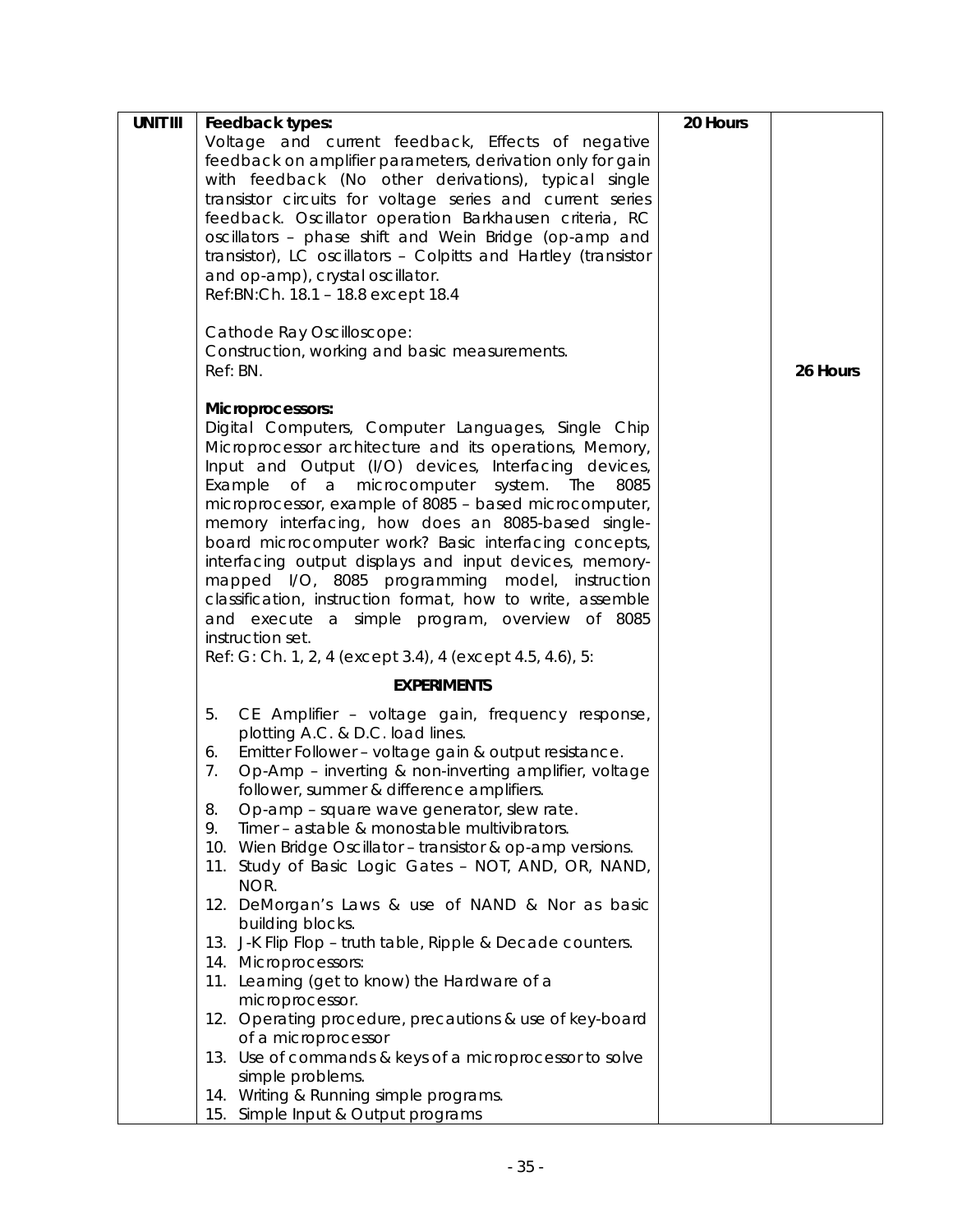| UNIT III | Feedback types: | 20 Hours | |
|---|---|---|---|
| | **Feedback types:**<br>Voltage and current feedback, Effects of negative feedback on amplifier parameters, derivation only for gain with feedback (No other derivations), typical single transistor circuits for voltage series and current series feedback. Oscillator operation Barkhausen criteria, RC oscillators – phase shift and Wein Bridge (op-amp and transistor), LC oscillators – Colpitts and Hartley (transistor and op-amp), crystal oscillator.<br>Ref:BN:Ch. 18.1 – 18.8 except 18.4<br><br>Cathode Ray Oscilloscope:<br>Construction, working and basic measurements.<br>Ref: BN.<br><br>**Microprocessors:**<br>Digital Computers, Computer Languages, Single Chip Microprocessor architecture and its operations, Memory, Input and Output (I/O) devices, Interfacing devices, Example of a microcomputer system. The 8085 microprocessor, example of 8085 – based microcomputer, memory interfacing, how does an 8085-based single-board microcomputer work? Basic interfacing concepts, interfacing output displays and input devices, memory-mapped I/O, 8085 programming model, instruction classification, instruction format, how to write, assemble and execute a simple program, overview of 8085 instruction set.<br>Ref: G: Ch. 1, 2, 4 (except 3.4), 4 (except 4.5, 4.6), 5: | | 26 Hours |

**EXPERIMENTS**

5. CE Amplifier – voltage gain, frequency response, plotting A.C. & D.C. load lines.
6. Emitter Follower – voltage gain & output resistance.
7. Op-Amp – inverting & non-inverting amplifier, voltage follower, summer & difference amplifiers.
8. Op-amp – square wave generator, slew rate.
9. Timer – astable & monostable multivibrators.
10. Wien Bridge Oscillator – transistor & op-amp versions.
11. Study of Basic Logic Gates – NOT, AND, OR, NAND, NOR.
12. DeMorgan's Laws & use of NAND & Nor as basic building blocks.
13. J-K Flip Flop – truth table, Ripple & Decade counters.
14. Microprocessors:
11. Learning (get to know) the Hardware of a microprocessor.
12. Operating procedure, precautions & use of key-board of a microprocessor
13. Use of commands & keys of a microprocessor to solve simple problems.
14. Writing & Running simple programs.
15. Simple Input & Output programs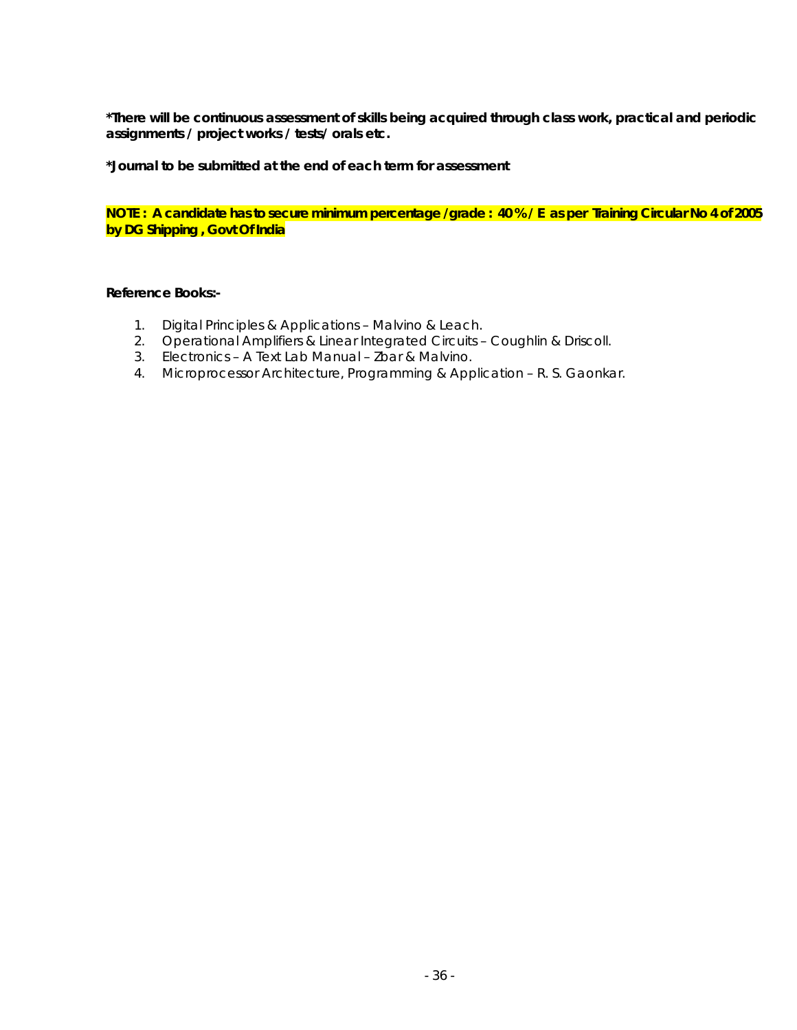**\*There will be continuous assessment of skills being acquired through class work, practical and periodic assignments / project works / tests/ orals etc.**

**\*Journal to be submitted at the end of each term for assessment**

**NOTE : A candidate has to secure minimum percentage /grade : 40 % / E as per Training Circular No 4 of 2005 by DG Shipping , Govt Of India**

**Reference Books:-**

1. *Digital Principles & Applications – Malvino & Leach.*
2. *Operational Amplifiers & Linear Integrated Circuits – Coughlin & Driscoll.*
3. *Electronics – A Text Lab Manual – Zbar & Malvino.*
4. *Microprocessor Architecture, Programming & Application – R. S. Gaonkar.*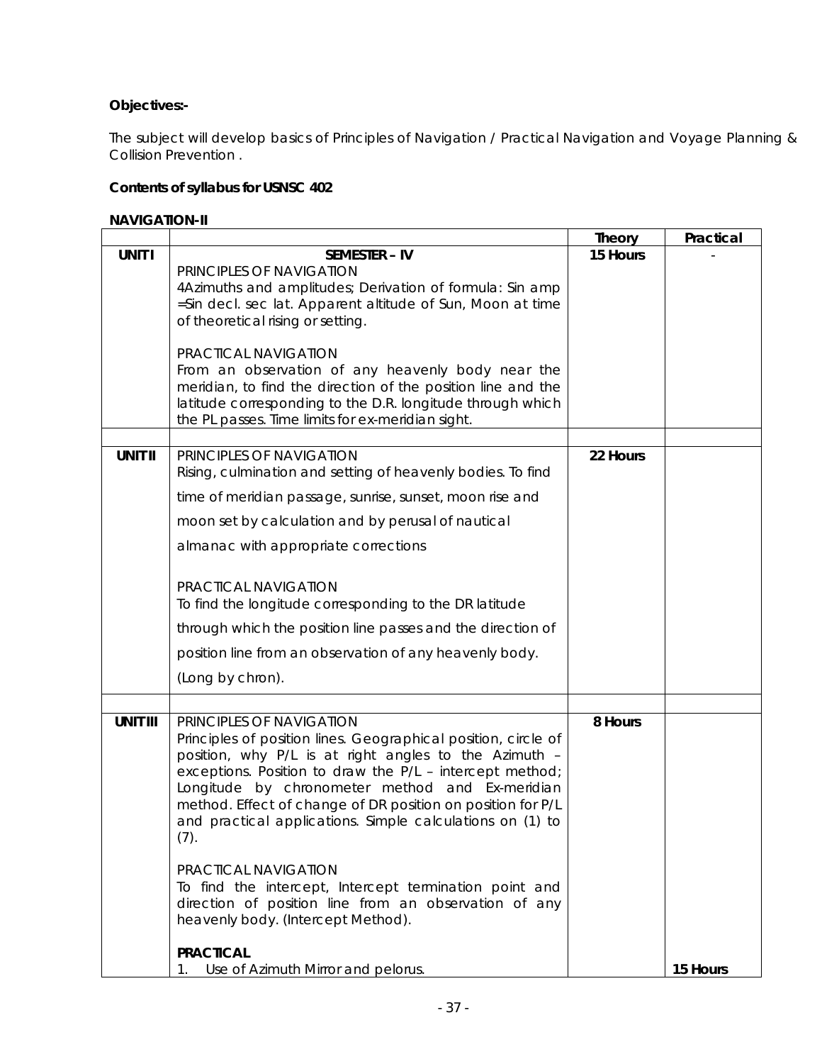**Objectives:-**

The subject will develop basics of Principles of Navigation / Practical Navigation and Voyage Planning & Collision Prevention .

**Contents of syllabus for USNSC 402**

**NAVIGATION-II**

| | | Theory | Practical |
|---|---|---|---|
| **UNIT I** | **SEMESTER – IV**<br>PRINCIPLES OF NAVIGATION<br>4Azimuths and amplitudes; Derivation of formula: Sin amp =Sin decl. sec lat. Apparent altitude of Sun, Moon at time of theoretical rising or setting.<br><br>PRACTICAL NAVIGATION<br>From an observation of any heavenly body near the meridian, to find the direction of the position line and the latitude corresponding to the D.R. longitude through which the PL passes. Time limits for ex-meridian sight. | **15 Hours** | - |
| | | | |
| **UNIT II** | PRINCIPLES OF NAVIGATION<br>Rising, culmination and setting of heavenly bodies. To find time of meridian passage, sunrise, sunset, moon rise and moon set by calculation and by perusal of nautical almanac with appropriate corrections<br><br>PRACTICAL NAVIGATION<br>To find the longitude corresponding to the DR latitude through which the position line passes and the direction of position line from an observation of any heavenly body. (Long by chron). | **22 Hours** | |
| | | | |
| **UNIT III** | PRINCIPLES OF NAVIGATION<br>Principles of position lines. Geographical position, circle of position, why P/L is at right angles to the Azimuth – exceptions. Position to draw the P/L – intercept method; Longitude by chronometer method and Ex-meridian method. Effect of change of DR position on position for P/L and practical applications. Simple calculations on (1) to (7).<br><br>PRACTICAL NAVIGATION<br>To find the intercept, Intercept termination point and direction of position line from an observation of any heavenly body. (Intercept Method).<br><br>**PRACTICAL**<br>1. Use of Azimuth Mirror and pelorus. | **8 Hours** | **15 Hours** |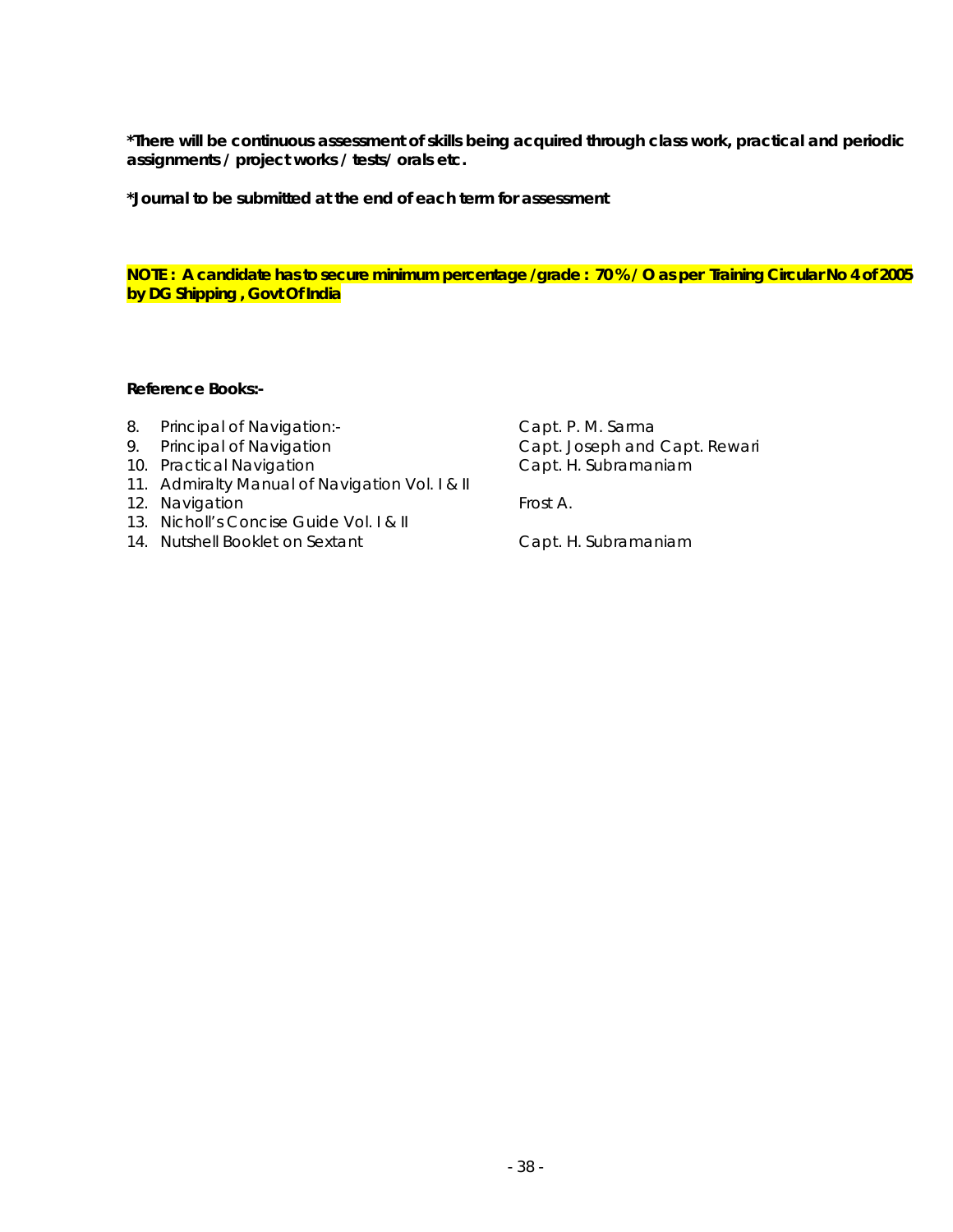**\*There will be continuous assessment of skills being acquired through class work, practical and periodic assignments / project works / tests/ orals etc.**

**\*Journal to be submitted at the end of each term for assessment**

**NOTE : A candidate has to secure minimum percentage /grade : 70 % / O as per Training Circular No 4 of 2005 by DG Shipping , Govt Of India**

**Reference Books:-**

8. Principal of Navigation:- — Capt. P. M. Sarma
9. Principal of Navigation — Capt. Joseph and Capt. Rewari
10. Practical Navigation — Capt. H. Subramaniam
11. Admiralty Manual of Navigation Vol. I & II
12. Navigation — Frost A.
13. Nicholl's Concise Guide Vol. I & II
14. Nutshell Booklet on Sextant — Capt. H. Subramaniam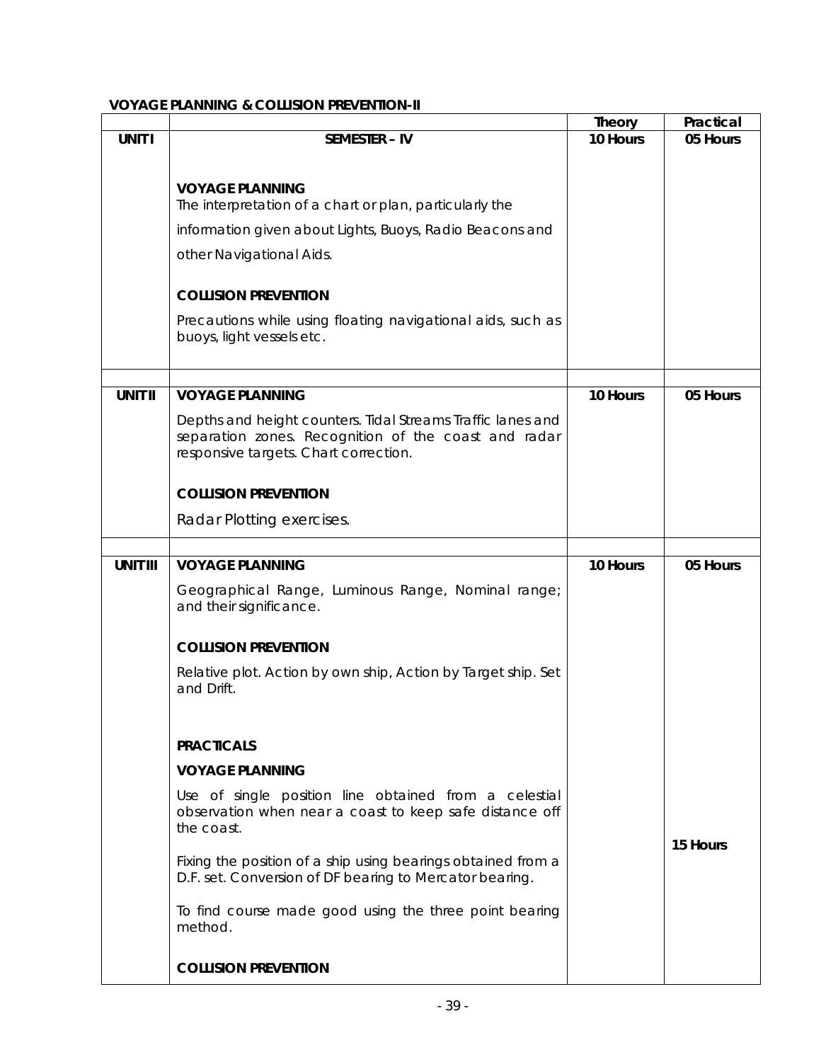**VOYAGE PLANNING & COLLISION PREVENTION-II**

| | | Theory | Practical |
|---|---|---|---|
| **UNIT I** | **SEMESTER – IV**<br><br>**VOYAGE PLANNING**<br>The interpretation of a chart or plan, particularly the information given about Lights, Buoys, Radio Beacons and other Navigational Aids.<br><br>**COLLISION PREVENTION**<br>Precautions while using floating navigational aids, such as buoys, light vessels etc. | **10 Hours** | **05 Hours** |
| | | | |
| **UNIT II** | **VOYAGE PLANNING**<br>Depths and height counters. Tidal Streams Traffic lanes and separation zones. Recognition of the coast and radar responsive targets. Chart correction.<br><br>**COLLISION PREVENTION**<br>Radar Plotting exercises. | **10 Hours** | **05 Hours** |
| | | | |
| **UNIT III** | **VOYAGE PLANNING**<br>Geographical Range, Luminous Range, Nominal range; and their significance.<br><br>**COLLISION PREVENTION**<br>Relative plot. Action by own ship, Action by Target ship. Set and Drift. | **10 Hours** | **05 Hours** |
| | **PRACTICALS**<br><br>**VOYAGE PLANNING**<br>Use of single position line obtained from a celestial observation when near a coast to keep safe distance off the coast.<br><br>Fixing the position of a ship using bearings obtained from a D.F. set. Conversion of DF bearing to Mercator bearing.<br><br>To find course made good using the three point bearing method.<br><br>**COLLISION PREVENTION** | | **15 Hours** |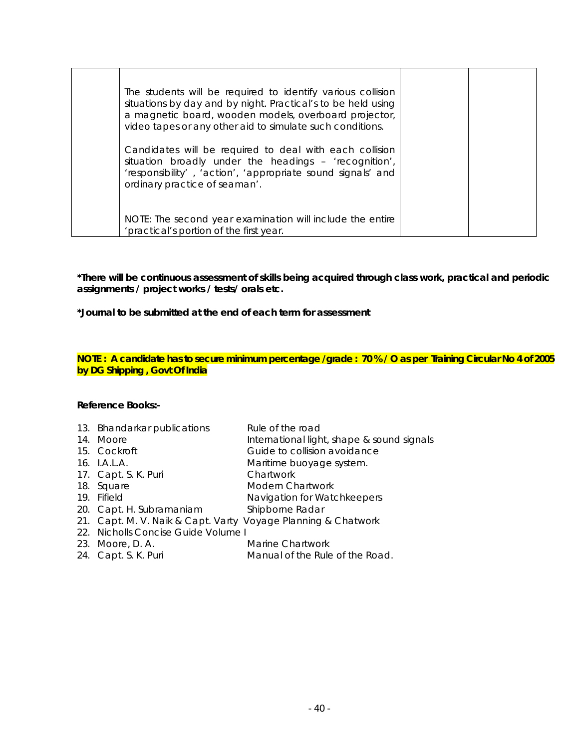| | | | |
|---|---|---|---|
| | The students will be required to identify various collision situations by day and by night. Practical's to be held using a magnetic board, wooden models, overboard projector, video tapes or any other aid to simulate such conditions.<br><br>Candidates will be required to deal with each collision situation broadly under the headings – 'recognition', 'responsibility' , 'action', 'appropriate sound signals' and ordinary practice of seaman'.<br><br>NOTE: The second year examination will include the entire 'practical's portion of the first year. | | |

**\*There will be continuous assessment of skills being acquired through class work, practical and periodic assignments / project works / tests/ orals etc.**

**\*Journal to be submitted at the end of each term for assessment**

**NOTE : A candidate has to secure minimum percentage /grade : 70 % / O as per Training Circular No 4 of 2005 by DG Shipping , Govt Of India**

**Reference Books:-**

13. Bhandarkar publications — Rule of the road
14. Moore — International light, shape & sound signals
15. Cockroft — Guide to collision avoidance
16. I.A.L.A. — Maritime buoyage system.
17. Capt. S. K. Puri — Chartwork
18. Square — Modern Chartwork
19. Fifield — Navigation for Watchkeepers
20. Capt. H. Subramaniam — Shipborne Radar
21. Capt. M. V. Naik & Capt. Varty — Voyage Planning & Chatwork
22. Nicholls Concise Guide Volume I
23. Moore, D. A. — Marine Chartwork
24. Capt. S. K. Puri — Manual of the Rule of the Road.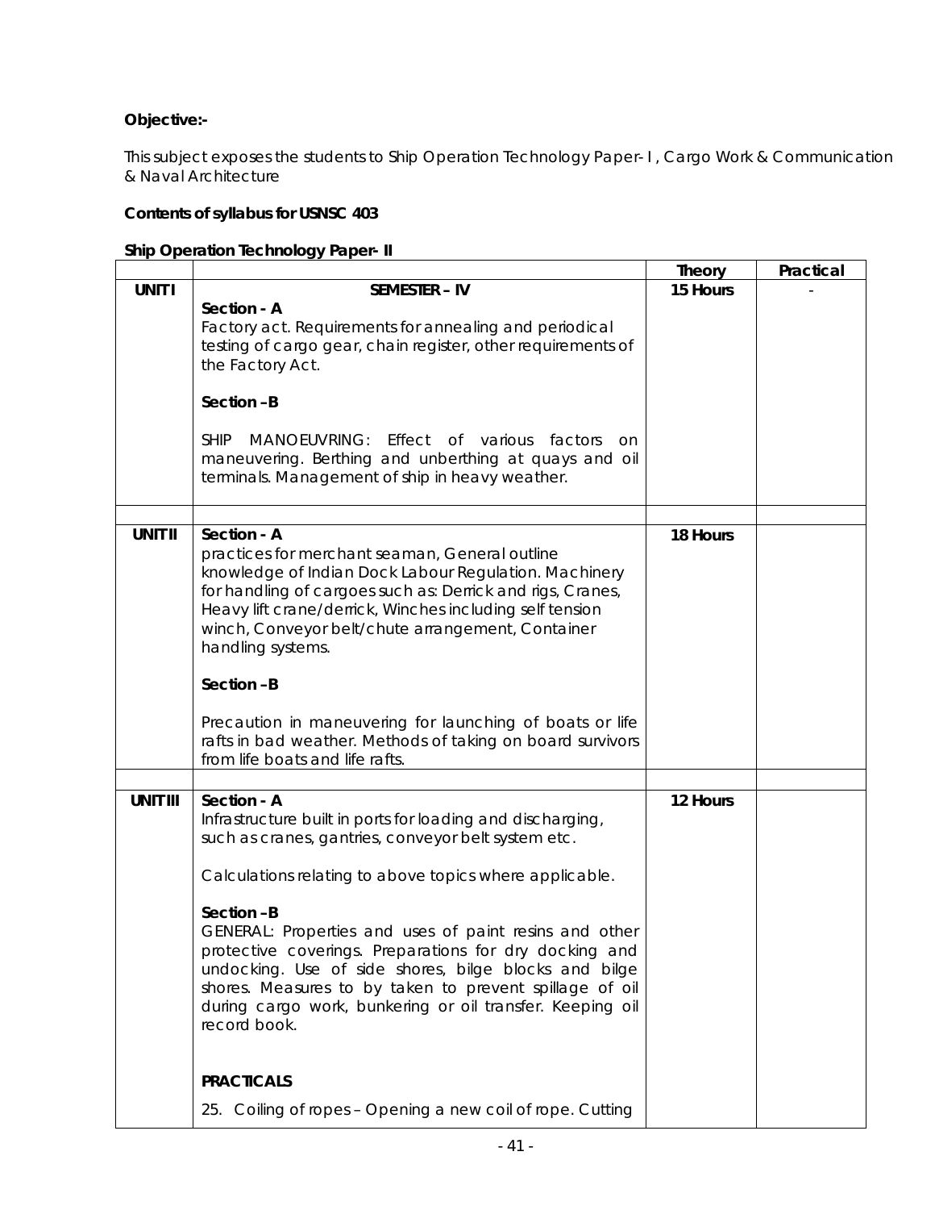**Objective:-**

This subject exposes the students to Ship Operation Technology Paper- I , Cargo Work & Communication & Naval Architecture

**Contents of syllabus for USNSC 403**

**Ship Operation Technology Paper- II**

| | | Theory | Practical |
|---|---|---|---|
| **UNIT I** | **SEMESTER – IV**<br>**Section - A**<br>Factory act. Requirements for annealing and periodical testing of cargo gear, chain register, other requirements of the Factory Act.<br><br>**Section –B**<br><br>SHIP MANOEUVRING: Effect of various factors on maneuvering. Berthing and unberthing at quays and oil terminals. Management of ship in heavy weather. | **15 Hours** | - |
| | | | |
| **UNIT II** | **Section - A**<br>practices for merchant seaman, General outline knowledge of Indian Dock Labour Regulation. Machinery for handling of cargoes such as: Derrick and rigs, Cranes, Heavy lift crane/derrick, Winches including self tension winch, Conveyor belt/chute arrangement, Container handling systems.<br><br>**Section –B**<br><br>Precaution in maneuvering for launching of boats or life rafts in bad weather. Methods of taking on board survivors from life boats and life rafts. | **18 Hours** | |
| | | | |
| **UNIT III** | **Section - A**<br>Infrastructure built in ports for loading and discharging, such as cranes, gantries, conveyor belt system etc.<br><br>Calculations relating to above topics where applicable.<br><br>**Section –B**<br>GENERAL: Properties and uses of paint resins and other protective coverings. Preparations for dry docking and undocking. Use of side shores, bilge blocks and bilge shores. Measures to by taken to prevent spillage of oil during cargo work, bunkering or oil transfer. Keeping oil record book.<br><br>**PRACTICALS**<br><br>25. Coiling of ropes – Opening a new coil of rope. Cutting | **12 Hours** | |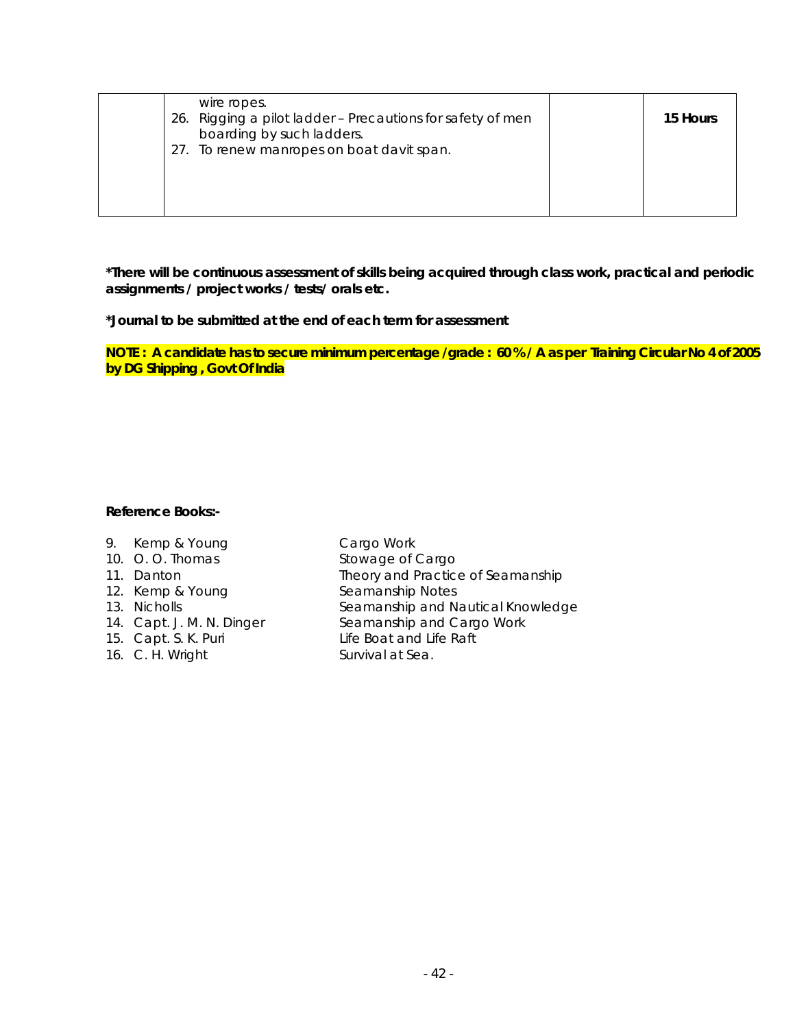|  | wire ropes.<br>26. Rigging a pilot ladder – Precautions for safety of men boarding by such ladders.<br>27. To renew manropes on boat davit span. |  | **15 Hours** |
|---|---|---|---|

**\*There will be continuous assessment of skills being acquired through class work, practical and periodic assignments / project works / tests/ orals etc.**

**\*Journal to be submitted at the end of each term for assessment**

**NOTE : A candidate has to secure minimum percentage /grade : 60 % / A as per Training Circular No 4 of 2005 by DG Shipping , Govt Of India**

**Reference Books:-**

9. Kemp & Young — Cargo Work
10. O. O. Thomas — Stowage of Cargo
11. Danton — Theory and Practice of Seamanship
12. Kemp & Young — Seamanship Notes
13. Nicholls — Seamanship and Nautical Knowledge
14. Capt. J. M. N. Dinger — Seamanship and Cargo Work
15. Capt. S. K. Puri — Life Boat and Life Raft
16. C. H. Wright — Survival at Sea.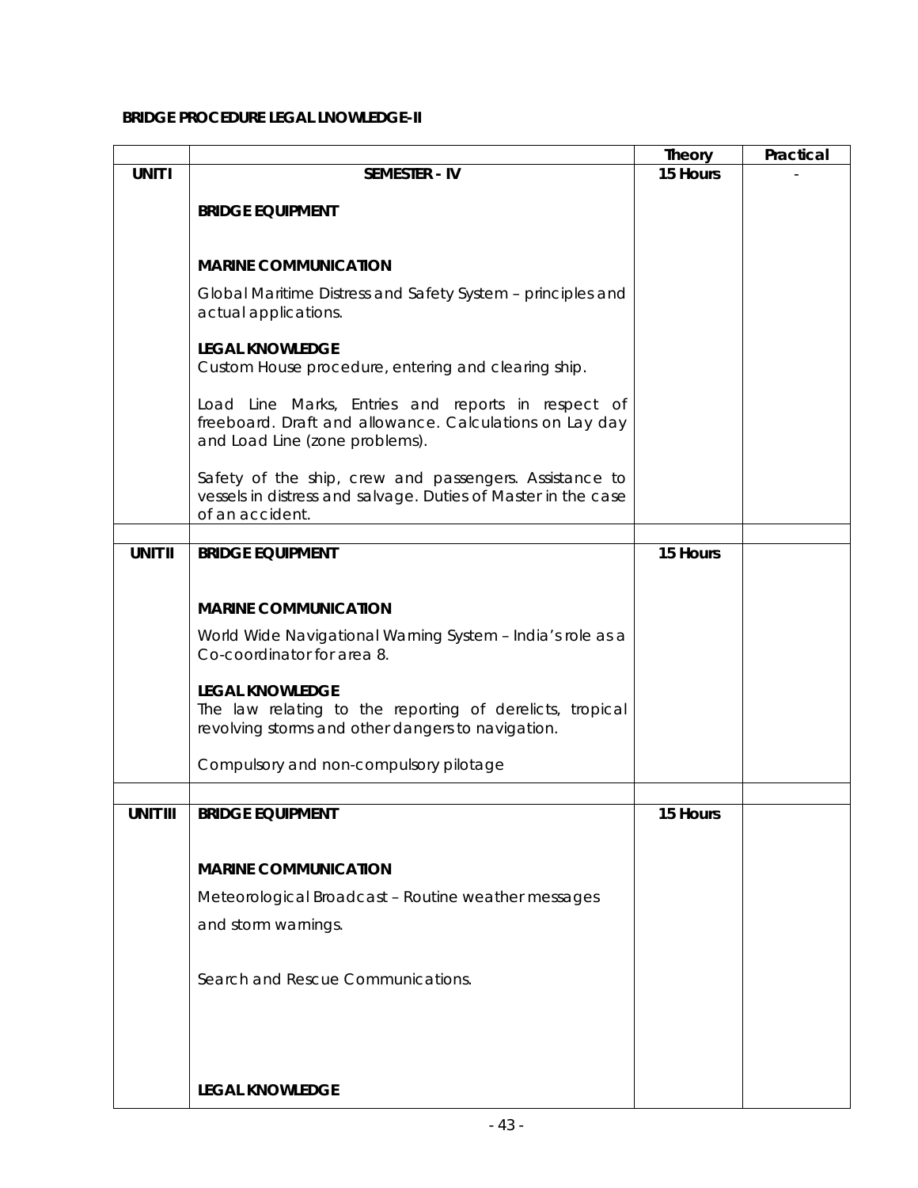**BRIDGE PROCEDURE LEGAL LNOWLEDGE-II**

| | | Theory | Practical |
|---|---|---|---|
| **UNIT I** | **SEMESTER - IV**<br><br>**BRIDGE EQUIPMENT**<br><br>**MARINE COMMUNICATION**<br><br>Global Maritime Distress and Safety System – principles and actual applications.<br><br>**LEGAL KNOWLEDGE**<br>Custom House procedure, entering and clearing ship.<br><br>Load Line Marks, Entries and reports in respect of freeboard. Draft and allowance. Calculations on Lay day and Load Line (zone problems).<br><br>Safety of the ship, crew and passengers. Assistance to vessels in distress and salvage. Duties of Master in the case of an accident. | 15 Hours | - |
| | | | |
| **UNIT II** | **BRIDGE EQUIPMENT**<br><br>**MARINE COMMUNICATION**<br><br>World Wide Navigational Warning System – India's role as a Co-coordinator for area 8.<br><br>**LEGAL KNOWLEDGE**<br>The law relating to the reporting of derelicts, tropical revolving storms and other dangers to navigation.<br><br>Compulsory and non-compulsory pilotage | 15 Hours | |
| | | | |
| **UNIT III** | **BRIDGE EQUIPMENT**<br><br>**MARINE COMMUNICATION**<br><br>Meteorological Broadcast – Routine weather messages<br><br>and storm warnings.<br><br>Search and Rescue Communications.<br><br>**LEGAL KNOWLEDGE** | 15 Hours | |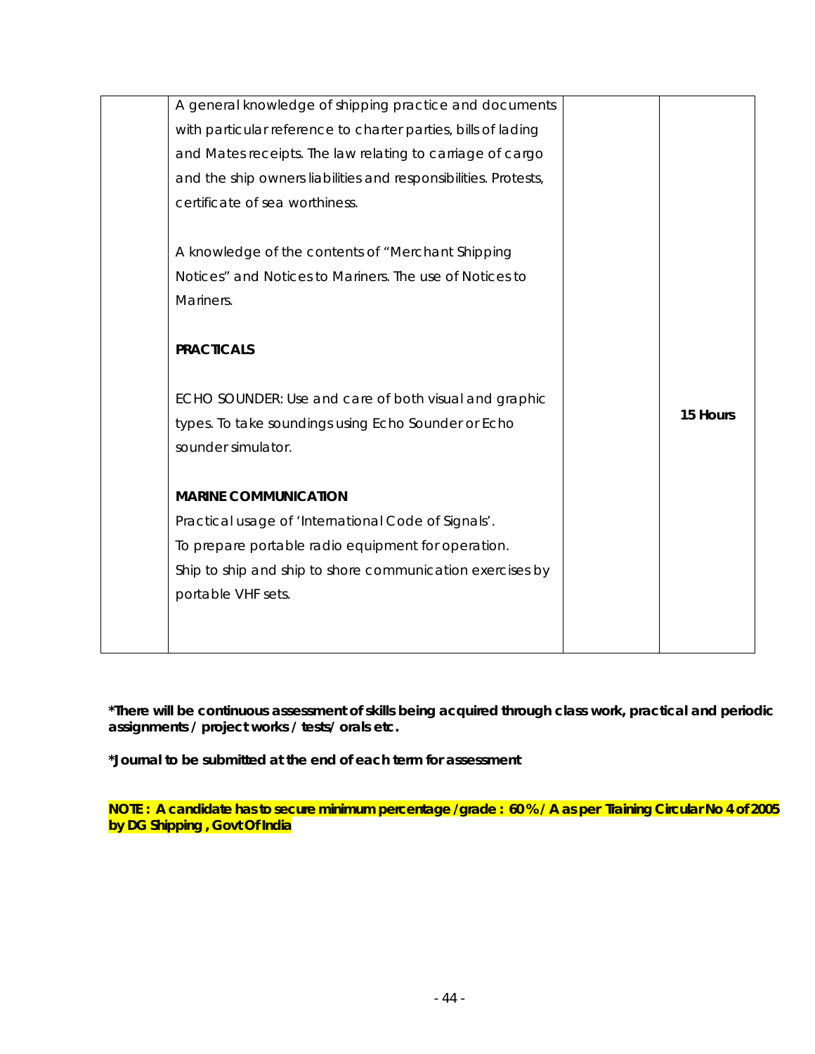|  | A general knowledge of shipping practice and documents with particular reference to charter parties, bills of lading and Mates receipts. The law relating to carriage of cargo and the ship owners liabilities and responsibilities. Protests, certificate of sea worthiness.<br><br>A knowledge of the contents of "Merchant Shipping Notices" and Notices to Mariners. The use of Notices to Mariners.<br><br>**PRACTICALS**<br><br>ECHO SOUNDER: Use and care of both visual and graphic types. To take soundings using Echo Sounder or Echo sounder simulator.<br><br>**MARINE COMMUNICATION**<br>Practical usage of 'International Code of Signals'.<br>To prepare portable radio equipment for operation.<br>Ship to ship and ship to shore communication exercises by portable VHF sets. |  | **15 Hours** |
|---|---|---|---|

**\*There will be continuous assessment of skills being acquired through class work, practical and periodic assignments / project works / tests/ orals etc.**

**\*Journal to be submitted at the end of each term for assessment**

**NOTE : A candidate has to secure minimum percentage /grade : 60 % / A as per Training Circular No 4 of 2005 by DG Shipping , Govt Of India**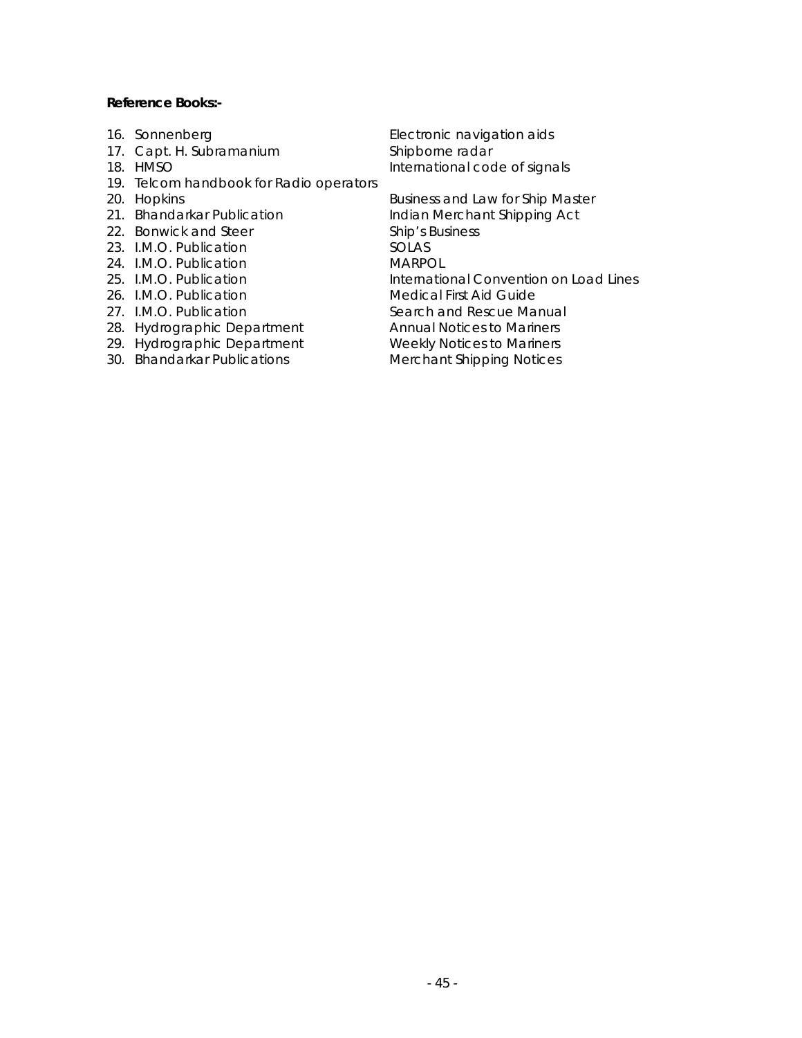**Reference Books:-**

16. Sonnenberg — Electronic navigation aids
17. Capt. H. Subramanium — Shipborne radar
18. HMSO — International code of signals
19. Telcom handbook for Radio operators
20. Hopkins — Business and Law for Ship Master
21. Bhandarkar Publication — Indian Merchant Shipping Act
22. Bonwick and Steer — Ship's Business
23. I.M.O. Publication — SOLAS
24. I.M.O. Publication — MARPOL
25. I.M.O. Publication — International Convention on Load Lines
26. I.M.O. Publication — Medical First Aid Guide
27. I.M.O. Publication — Search and Rescue Manual
28. Hydrographic Department — Annual Notices to Mariners
29. Hydrographic Department — Weekly Notices to Mariners
30. Bhandarkar Publications — Merchant Shipping Notices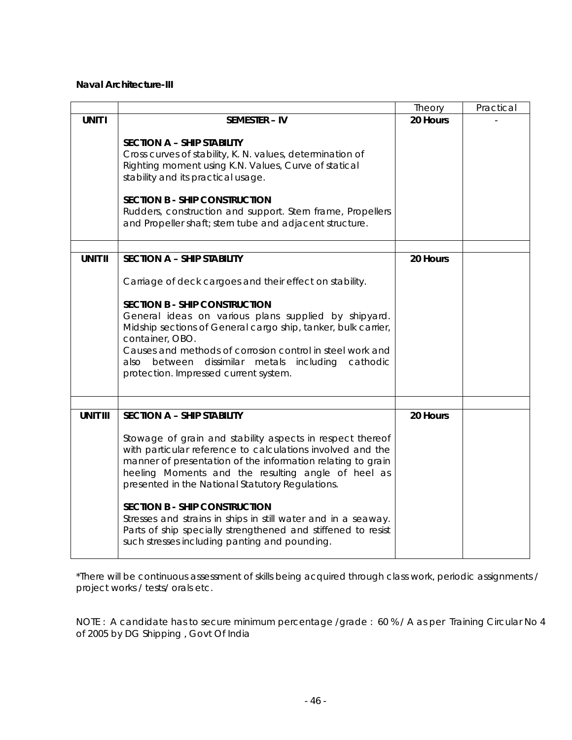**Naval Architecture-III**

| | | Theory | Practical |
|---|---|---|---|
| **UNIT I** | **SEMESTER – IV**<br><br>**SECTION A – SHIP STABILITY**<br>Cross curves of stability, K. N. values, determination of Righting moment using K.N. Values, Curve of statical stability and its practical usage.<br><br>**SECTION B - SHIP CONSTRUCTION**<br>Rudders, construction and support. Stern frame, Propellers and Propeller shaft; stern tube and adjacent structure. | **20 Hours** | - |
| | | | |
| **UNIT II** | **SECTION A – SHIP STABILITY**<br><br>Carriage of deck cargoes and their effect on stability.<br><br>**SECTION B - SHIP CONSTRUCTION**<br>General ideas on various plans supplied by shipyard. Midship sections of General cargo ship, tanker, bulk carrier, container, OBO.<br>Causes and methods of corrosion control in steel work and also between dissimilar metals including cathodic protection. Impressed current system. | **20 Hours** | |
| | | | |
| **UNIT III** | **SECTION A – SHIP STABILITY**<br><br>Stowage of grain and stability aspects in respect thereof with particular reference to calculations involved and the manner of presentation of the information relating to grain heeling Moments and the resulting angle of heel as presented in the National Statutory Regulations.<br><br>**SECTION B - SHIP CONSTRUCTION**<br>Stresses and strains in ships in still water and in a seaway. Parts of ship specially strengthened and stiffened to resist such stresses including panting and pounding. | **20 Hours** | |

*There will be continuous assessment of skills being acquired through class work, periodic assignments / project works / tests/ orals etc.

NOTE : A candidate has to secure minimum percentage /grade : 60 % / A as per Training Circular No 4 of 2005 by DG Shipping , Govt Of India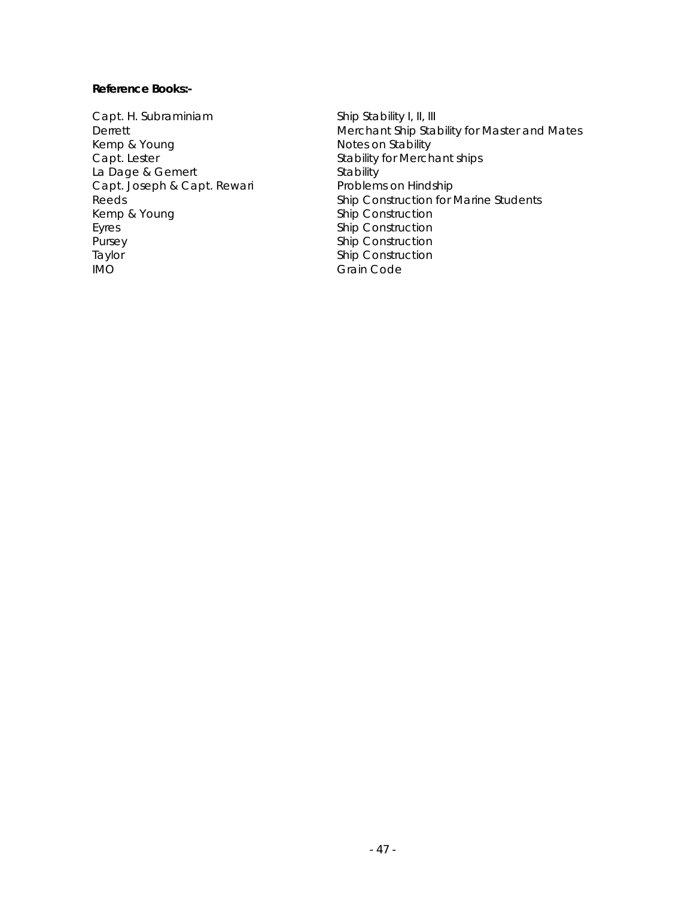**Reference Books:-**

| | |
|---|---|
| Capt. H. Subraminiam | Ship Stability I, II, III |
| Derrett | Merchant Ship Stability for Master and Mates |
| Kemp & Young | Notes on Stability |
| Capt. Lester | Stability for Merchant ships |
| La Dage & Gemert | Stability |
| Capt. Joseph & Capt. Rewari | Problems on Hindship |
| Reeds | Ship Construction for Marine Students |
| Kemp & Young | Ship Construction |
| Eyres | Ship Construction |
| Pursey | Ship Construction |
| Taylor | Ship Construction |
| IMO | Grain Code |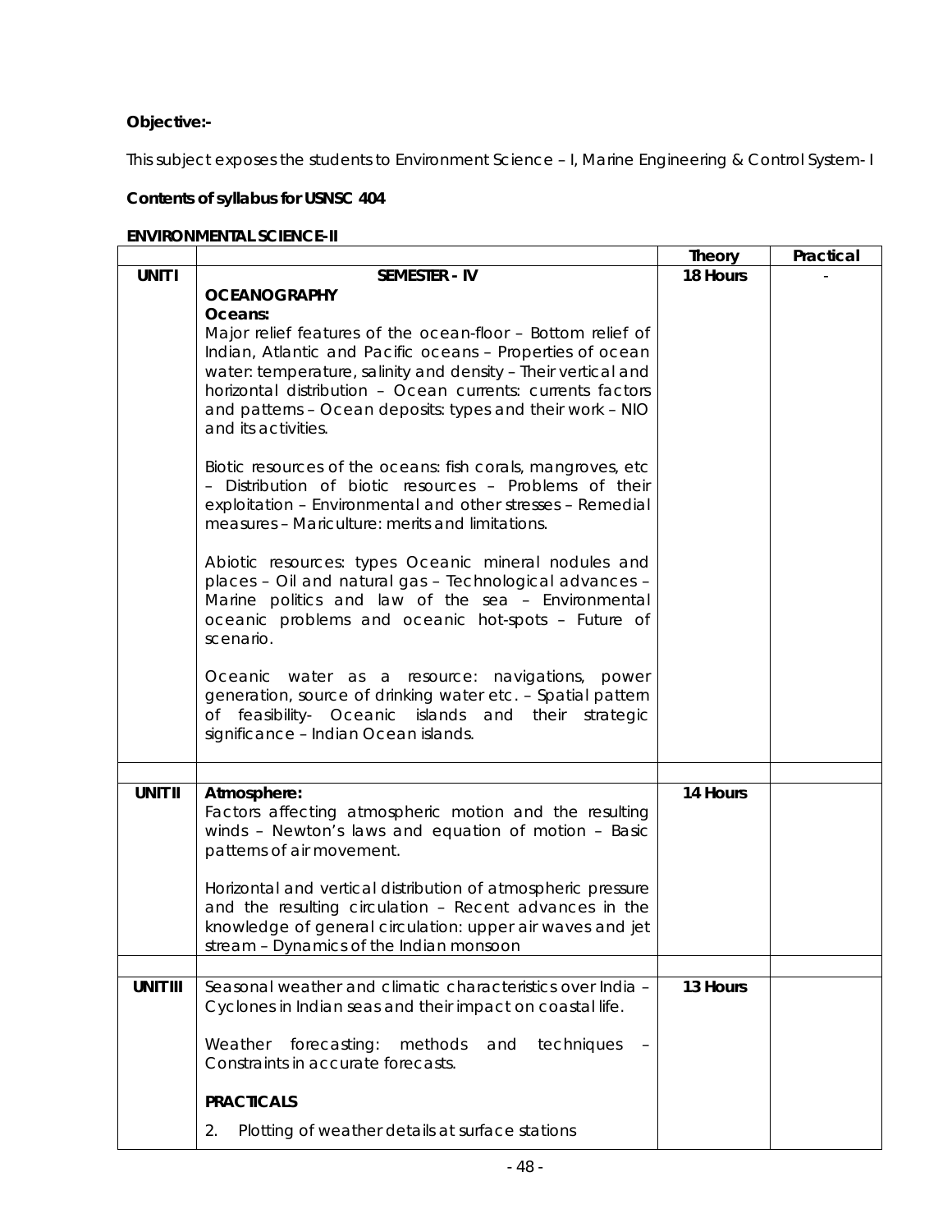**Objective:-**

This subject exposes the students to Environment Science – I, Marine Engineering & Control System- I

**Contents of syllabus for USNSC 404**

**ENVIRONMENTAL SCIENCE-II**

| | | Theory | Practical |
|---|---|---|---|
| **UNIT I** | **SEMESTER - IV**<br>**OCEANOGRAPHY**<br>**Oceans:**<br>Major relief features of the ocean-floor – Bottom relief of Indian, Atlantic and Pacific oceans – Properties of ocean water: temperature, salinity and density – Their vertical and horizontal distribution – Ocean currents: currents factors and patterns – Ocean deposits: types and their work – NIO and its activities.<br><br>Biotic resources of the oceans: fish corals, mangroves, etc – Distribution of biotic resources – Problems of their exploitation – Environmental and other stresses – Remedial measures – Mariculture: merits and limitations.<br><br>Abiotic resources: types Oceanic mineral nodules and places – Oil and natural gas – Technological advances – Marine politics and law of the sea – Environmental oceanic problems and oceanic hot-spots – Future of scenario.<br><br>Oceanic water as a resource: navigations, power generation, source of drinking water etc. – Spatial pattern of feasibility- Oceanic islands and their strategic significance – Indian Ocean islands. | **18 Hours** | - |
| | | | |
| **UNIT II** | **Atmosphere:**<br>Factors affecting atmospheric motion and the resulting winds – Newton's laws and equation of motion – Basic patterns of air movement.<br><br>Horizontal and vertical distribution of atmospheric pressure and the resulting circulation – Recent advances in the knowledge of general circulation: upper air waves and jet stream – Dynamics of the Indian monsoon | **14 Hours** | |
| | | | |
| **UNIT III** | Seasonal weather and climatic characteristics over India – Cyclones in Indian seas and their impact on coastal life.<br><br>Weather forecasting: methods and techniques – Constraints in accurate forecasts.<br><br>**PRACTICALS**<br><br>2. Plotting of weather details at surface stations | **13 Hours** | |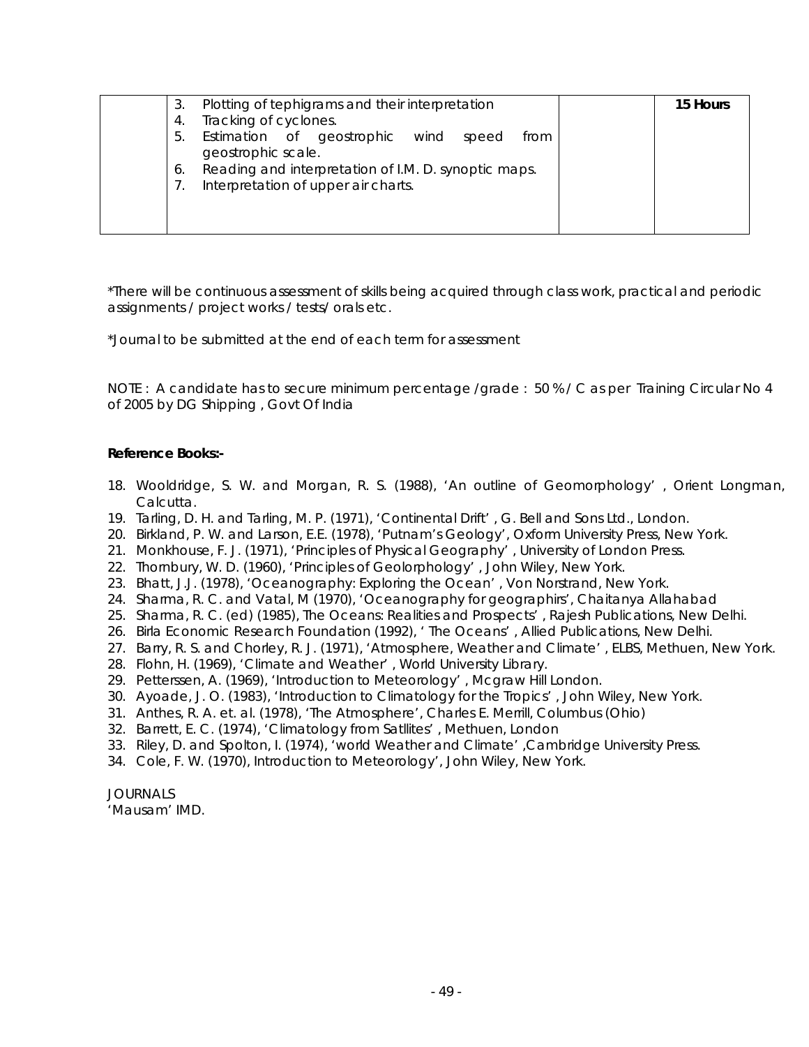|  | 3. Plotting of tephigrams and their interpretation<br>4. Tracking of cyclones.<br>5. Estimation of geostrophic wind speed from geostrophic scale.<br>6. Reading and interpretation of I.M. D. synoptic maps.<br>7. Interpretation of upper air charts. |  | **15 Hours** |
|---|---|---|---|

*There will be continuous assessment of skills being acquired through class work, practical and periodic assignments / project works / tests/ orals etc.

*Journal to be submitted at the end of each term for assessment

NOTE : A candidate has to secure minimum percentage /grade : 50 % / C as per Training Circular No 4 of 2005 by DG Shipping , Govt Of India

**Reference Books:-**

18. Wooldridge, S. W. and Morgan, R. S. (1988), 'An outline of Geomorphology' , Orient Longman, Calcutta.
19. Tarling, D. H. and Tarling, M. P. (1971), 'Continental Drift' , G. Bell and Sons Ltd., London.
20. Birkland, P. W. and Larson, E.E. (1978), 'Putnam's Geology', Oxform University Press, New York.
21. Monkhouse, F. J. (1971), 'Principles of Physical Geography' , University of London Press.
22. Thornbury, W. D. (1960), 'Principles of Geolorphology' , John Wiley, New York.
23. Bhatt, J.J. (1978), 'Oceanography: Exploring the Ocean' , Von Norstrand, New York.
24. Sharma, R. C. and Vatal, M (1970), 'Oceanography for geographirs', Chaitanya Allahabad
25. Sharma, R. C. (ed) (1985), The Oceans: Realities and Prospects' , Rajesh Publications, New Delhi.
26. Birla Economic Research Foundation (1992), ' The Oceans' , Allied Publications, New Delhi.
27. Barry, R. S. and Chorley, R. J. (1971), 'Atmosphere, Weather and Climate' , ELBS, Methuen, New York.
28. Flohn, H. (1969), 'Climate and Weather' , World University Library.
29. Petterssen, A. (1969), 'Introduction to Meteorology' , Mcgraw Hill London.
30. Ayoade, J. O. (1983), 'Introduction to Climatology for the Tropics' , John Wiley, New York.
31. Anthes, R. A. et. al. (1978), 'The Atmosphere', Charles E. Merrill, Columbus (Ohio)
32. Barrett, E. C. (1974), 'Climatology from Satllites' , Methuen, London
33. Riley, D. and Spolton, I. (1974), 'world Weather and Climate' ,Cambridge University Press.
34. Cole, F. W. (1970), Introduction to Meteorology', John Wiley, New York.

JOURNALS
'Mausam' IMD.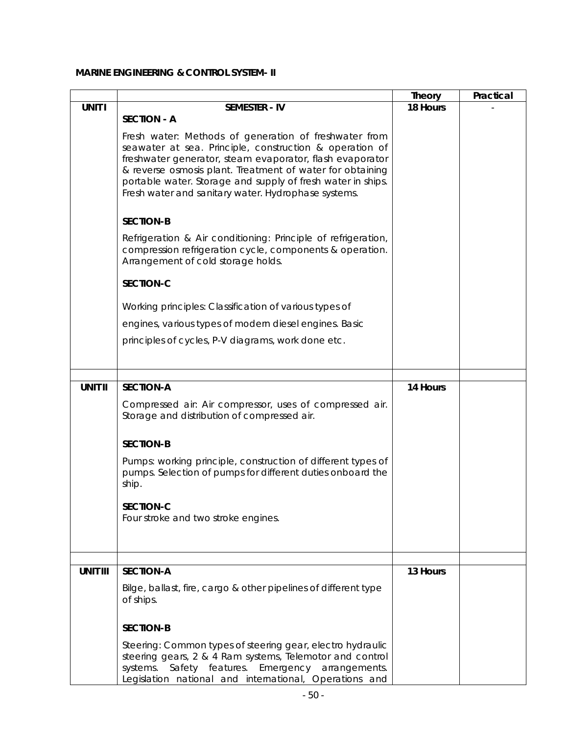**MARINE ENGINEERING & CONTROL SYSTEM- II**

| | | Theory | Practical |
|---|---|---|---|
| **UNIT I** | **SEMESTER - IV**<br><br>**SECTION - A**<br><br>Fresh water: Methods of generation of freshwater from seawater at sea. Principle, construction & operation of freshwater generator, steam evaporator, flash evaporator & reverse osmosis plant. Treatment of water for obtaining portable water. Storage and supply of fresh water in ships. Fresh water and sanitary water. Hydrophase systems.<br><br>**SECTION-B**<br><br>Refrigeration & Air conditioning: Principle of refrigeration, compression refrigeration cycle, components & operation. Arrangement of cold storage holds.<br><br>**SECTION-C**<br><br>Working principles: Classification of various types of engines, various types of modern diesel engines. Basic principles of cycles, P-V diagrams, work done etc. | **18 Hours** | - |
| | | | |
| **UNIT II** | **SECTION-A**<br><br>Compressed air: Air compressor, uses of compressed air. Storage and distribution of compressed air.<br><br>**SECTION-B**<br><br>Pumps: working principle, construction of different types of pumps. Selection of pumps for different duties onboard the ship.<br><br>**SECTION-C**<br><br>Four stroke and two stroke engines. | **14 Hours** | |
| | | | |
| **UNIT III** | **SECTION-A**<br><br>Bilge, ballast, fire, cargo & other pipelines of different type of ships.<br><br>**SECTION-B**<br><br>Steering: Common types of steering gear, electro hydraulic steering gears, 2 & 4 Ram systems, Telemotor and control systems. Safety features. Emergency arrangements. Legislation national and international, Operations and | **13 Hours** | |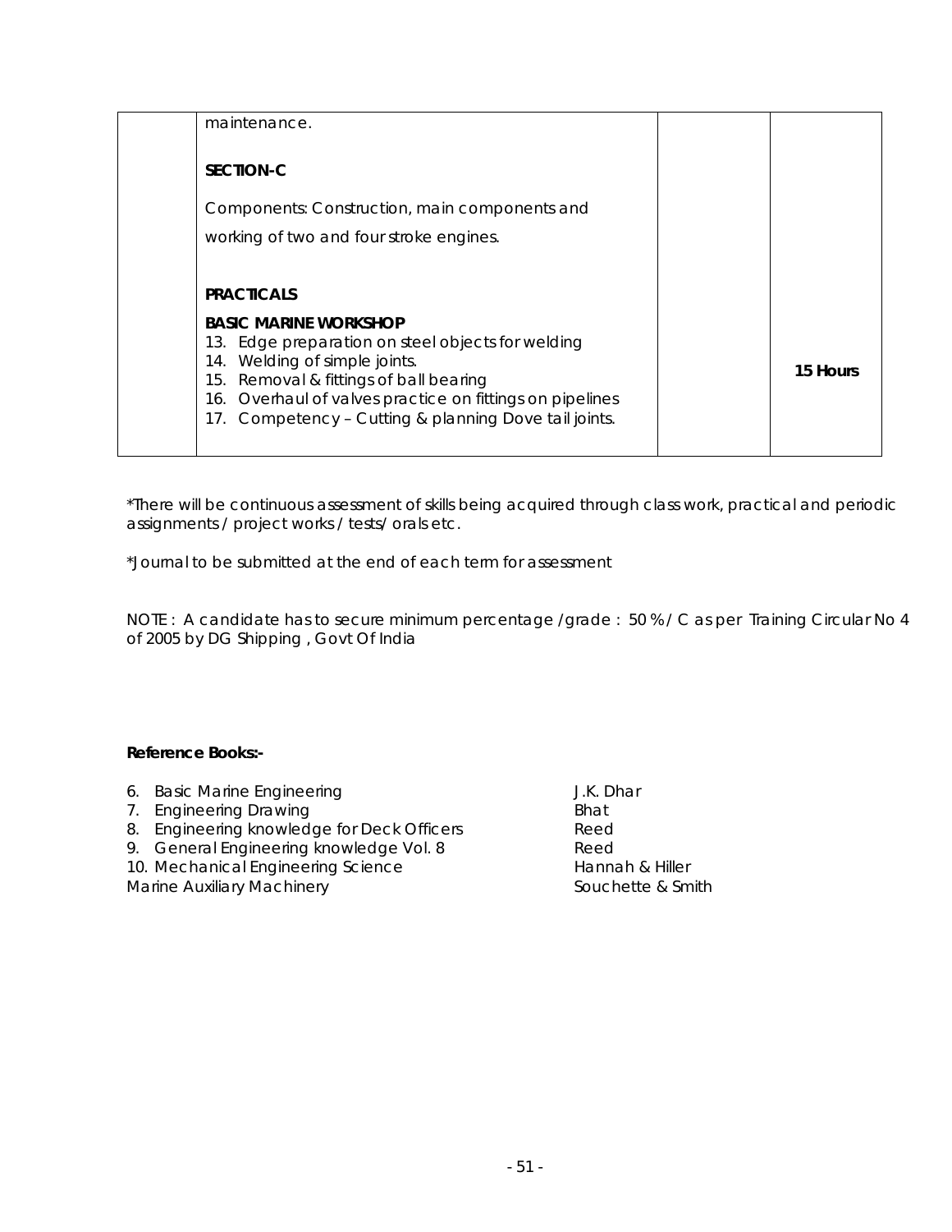| | | | |
|---|---|---|---|
| | maintenance.<br><br>**SECTION-C**<br><br>Components: Construction, main components and working of two and four stroke engines.<br><br>**PRACTICALS**<br><br>**BASIC MARINE WORKSHOP**<br>13. Edge preparation on steel objects for welding<br>14. Welding of simple joints.<br>15. Removal & fittings of ball bearing<br>16. Overhaul of valves practice on fittings on pipelines<br>17. Competency – Cutting & planning Dove tail joints. | | **15 Hours** |

*There will be continuous assessment of skills being acquired through class work, practical and periodic assignments / project works / tests/ orals etc.

*Journal to be submitted at the end of each term for assessment

NOTE : A candidate has to secure minimum percentage /grade : 50 % / C as per Training Circular No 4 of 2005 by DG Shipping , Govt Of India

**Reference Books:-**

| | |
|---|---|
| 6. Basic Marine Engineering | J.K. Dhar |
| 7. Engineering Drawing | Bhat |
| 8. Engineering knowledge for Deck Officers | Reed |
| 9. General Engineering knowledge Vol. 8 | Reed |
| 10. Mechanical Engineering Science | Hannah & Hiller |
| Marine Auxiliary Machinery | Souchette & Smith |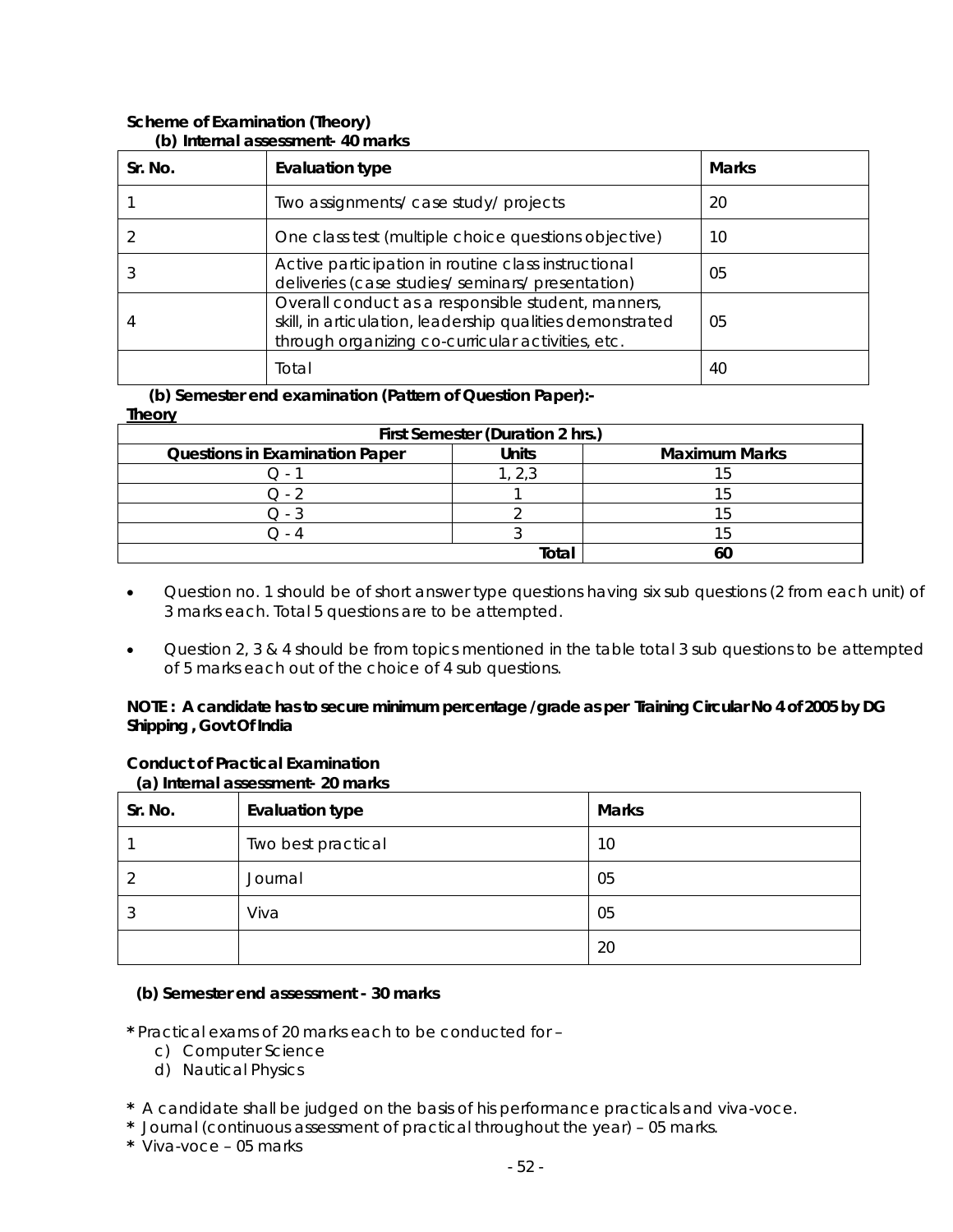**Scheme of Examination (Theory)**

**(b) Internal assessment- 40 marks**

| Sr. No. | Evaluation type | Marks |
|---|---|---|
| 1 | Two assignments/ case study/ projects | 20 |
| 2 | One class test (multiple choice questions objective) | 10 |
| 3 | Active participation in routine class instructional deliveries (case studies/ seminars/ presentation) | 05 |
| 4 | Overall conduct as a responsible student, manners, skill, in articulation, leadership qualities demonstrated through organizing co-curricular activities, etc. | 05 |
| | Total | 40 |

**(b) Semester end examination (Pattern of Question Paper):-**

**Theory**

| First Semester (Duration 2 hrs.) | | |
|---|---|---|
| **Questions in Examination Paper** | **Units** | **Maximum Marks** |
| Q - 1 | 1, 2,3 | 15 |
| Q - 2 | 1 | 15 |
| Q - 3 | 2 | 15 |
| Q - 4 | 3 | 15 |
| | **Total** | **60** |

- Question no. 1 should be of short answer type questions having six sub questions (2 from each unit) of 3 marks each. Total 5 questions are to be attempted.
- Question 2, 3 & 4 should be from topics mentioned in the table total 3 sub questions to be attempted of 5 marks each out of the choice of 4 sub questions.

**NOTE : A candidate has to secure minimum percentage /grade as per Training Circular No 4 of 2005 by DG Shipping , Govt Of India**

**Conduct of Practical Examination**

**(a) Internal assessment- 20 marks**

| Sr. No. | Evaluation type | Marks |
|---|---|---|
| 1 | Two best practical | 10 |
| 2 | Journal | 05 |
| 3 | Viva | 05 |
| | | 20 |

**(b) Semester end assessment - 30 marks**

* Practical exams of 20 marks each to be conducted for –

c) Computer Science
d) Nautical Physics

* A candidate shall be judged on the basis of his performance practicals and viva-voce.
* Journal (continuous assessment of practical throughout the year) – 05 marks.
* Viva-voce – 05 marks